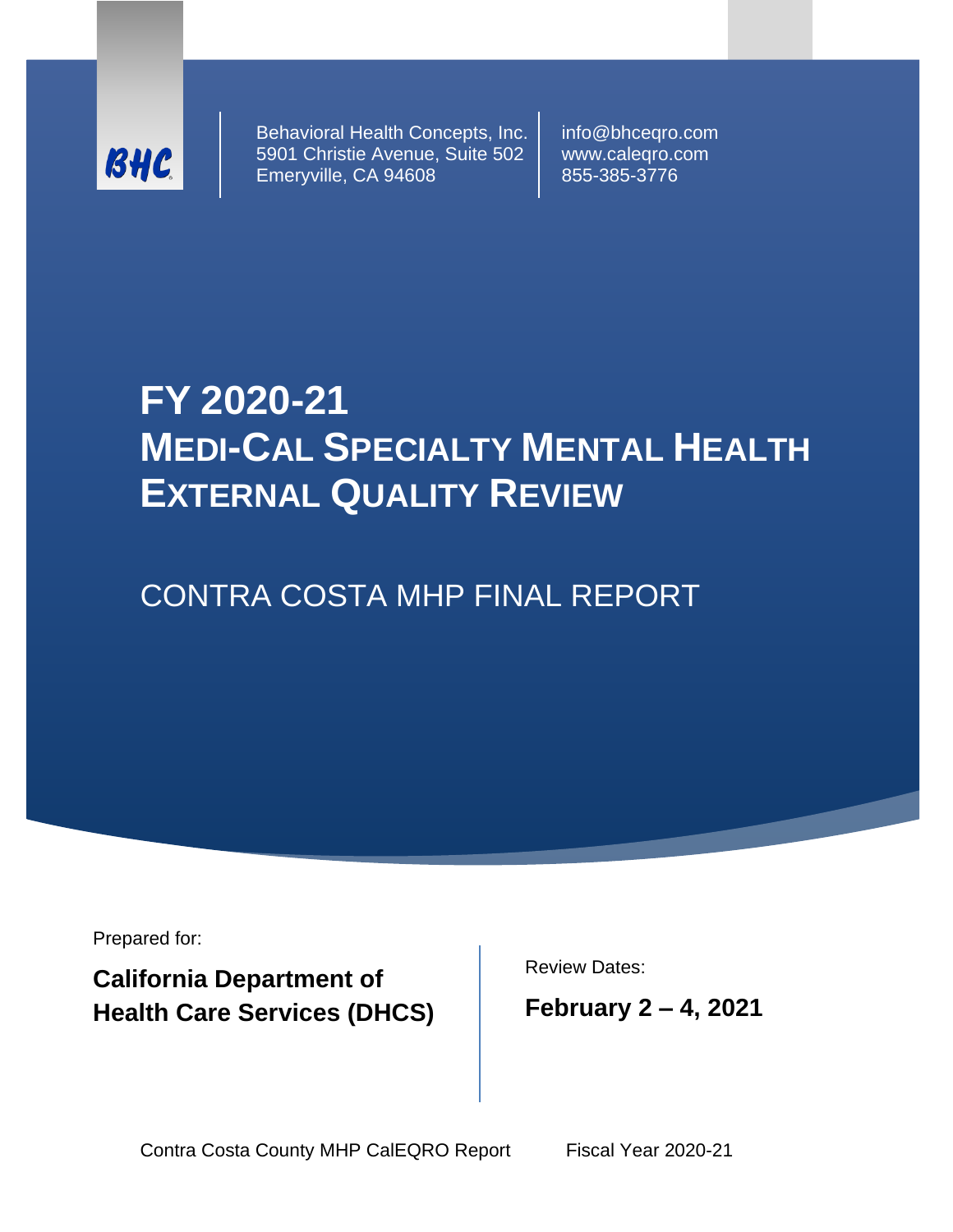BHC

Behavioral Health Concepts, Inc.
5901 Christie Avenue, Suite 502
Emeryville, CA 94608

info@bhceqro.com
www.caleqro.com
855-385-3776

# FY 2020-21
# MEDI-CAL SPECIALTY MENTAL HEALTH EXTERNAL QUALITY REVIEW

## CONTRA COSTA MHP FINAL REPORT

Prepared for:

**California Department of Health Care Services (DHCS)**

Review Dates:

**February 2 – 4, 2021**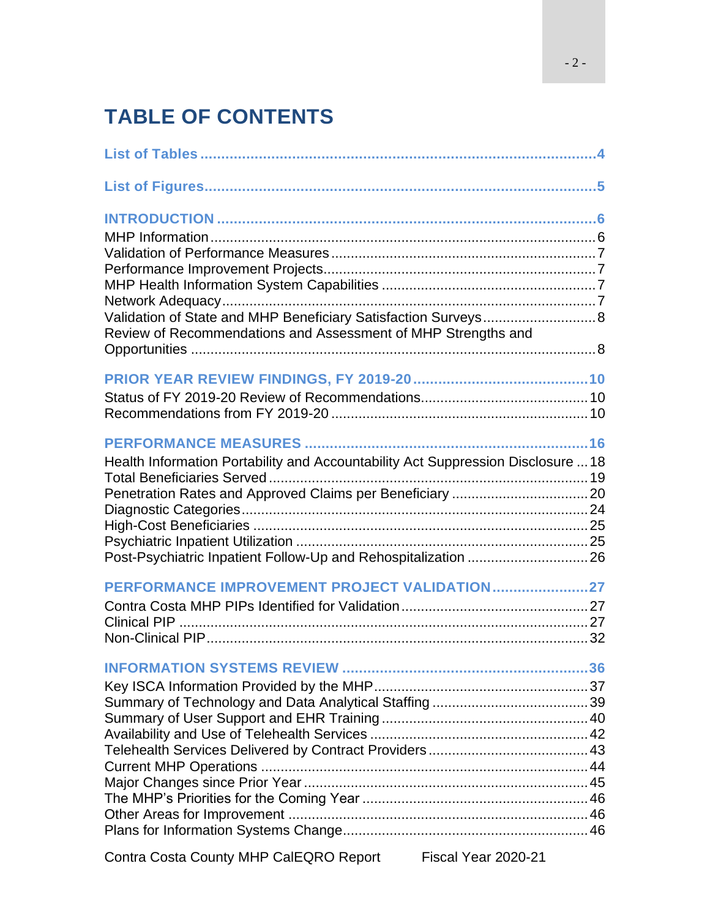# TABLE OF CONTENTS

**List of Tables** ........................................................................................ 4

**List of Figures** ........................................................................................ 5

**INTRODUCTION** ........................................................................................ 6

MHP Information ........................................................................................ 6
Validation of Performance Measures ........................................................................................ 7
Performance Improvement Projects ........................................................................................ 7
MHP Health Information System Capabilities ........................................................................................ 7
Network Adequacy ........................................................................................ 7
Validation of State and MHP Beneficiary Satisfaction Surveys ........................................................................................ 8
Review of Recommendations and Assessment of MHP Strengths and Opportunities ........................................................................................ 8

**PRIOR YEAR REVIEW FINDINGS, FY 2019-20** ........................................................................................ 10

Status of FY 2019-20 Review of Recommendations ........................................................................................ 10
Recommendations from FY 2019-20 ........................................................................................ 10

**PERFORMANCE MEASURES** ........................................................................................ 16

Health Information Portability and Accountability Act Suppression Disclosure ... 18
Total Beneficiaries Served ........................................................................................ 19
Penetration Rates and Approved Claims per Beneficiary ........................................................................................ 20
Diagnostic Categories ........................................................................................ 24
High-Cost Beneficiaries ........................................................................................ 25
Psychiatric Inpatient Utilization ........................................................................................ 25
Post-Psychiatric Inpatient Follow-Up and Rehospitalization ........................................................................................ 26

**PERFORMANCE IMPROVEMENT PROJECT VALIDATION** ........................................................................................ 27

Contra Costa MHP PIPs Identified for Validation ........................................................................................ 27
Clinical PIP ........................................................................................ 27
Non-Clinical PIP ........................................................................................ 32

**INFORMATION SYSTEMS REVIEW** ........................................................................................ 36

Key ISCA Information Provided by the MHP ........................................................................................ 37
Summary of Technology and Data Analytical Staffing ........................................................................................ 39
Summary of User Support and EHR Training ........................................................................................ 40
Availability and Use of Telehealth Services ........................................................................................ 42
Telehealth Services Delivered by Contract Providers ........................................................................................ 43
Current MHP Operations ........................................................................................ 44
Major Changes since Prior Year ........................................................................................ 45
The MHP's Priorities for the Coming Year ........................................................................................ 46
Other Areas for Improvement ........................................................................................ 46
Plans for Information Systems Change ........................................................................................ 46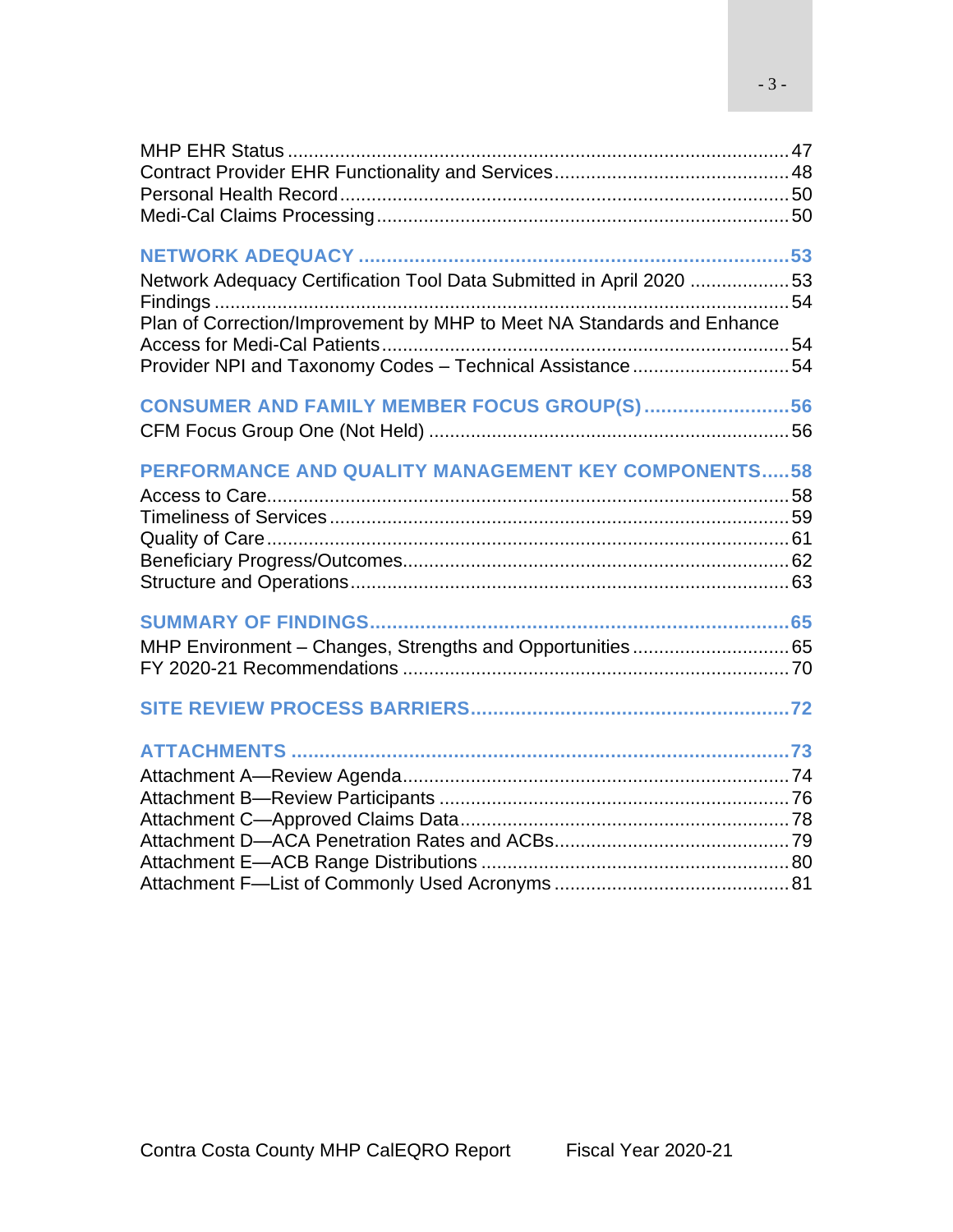MHP EHR Status ............................................................................................ 47
Contract Provider EHR Functionality and Services ......................................... 48
Personal Health Record .................................................................................. 50
Medi-Cal Claims Processing ........................................................................... 50

**NETWORK ADEQUACY ........................................................................... 53**

Network Adequacy Certification Tool Data Submitted in April 2020 .................. 53
Findings ......................................................................................................... 54
Plan of Correction/Improvement by MHP to Meet NA Standards and Enhance Access for Medi-Cal Patients ......................................................................... 54
Provider NPI and Taxonomy Codes – Technical Assistance ............................ 54

**CONSUMER AND FAMILY MEMBER FOCUS GROUP(S) .......................... 56**

CFM Focus Group One (Not Held) ................................................................... 56

**PERFORMANCE AND QUALITY MANAGEMENT KEY COMPONENTS ..... 58**

Access to Care ................................................................................................ 58
Timeliness of Services .................................................................................... 59
Quality of Care ................................................................................................ 61
Beneficiary Progress/Outcomes ....................................................................... 62
Structure and Operations ................................................................................. 63

**SUMMARY OF FINDINGS ........................................................................... 65**

MHP Environment – Changes, Strengths and Opportunities ............................. 65
FY 2020-21 Recommendations ........................................................................ 70

**SITE REVIEW PROCESS BARRIERS ........................................................ 72**

**ATTACHMENTS ......................................................................................... 73**

Attachment A—Review Agenda ........................................................................ 74
Attachment B—Review Participants ................................................................. 76
Attachment C—Approved Claims Data ............................................................. 78
Attachment D—ACA Penetration Rates and ACBs ........................................... 79
Attachment E—ACB Range Distributions ......................................................... 80
Attachment F—List of Commonly Used Acronyms ............................................ 81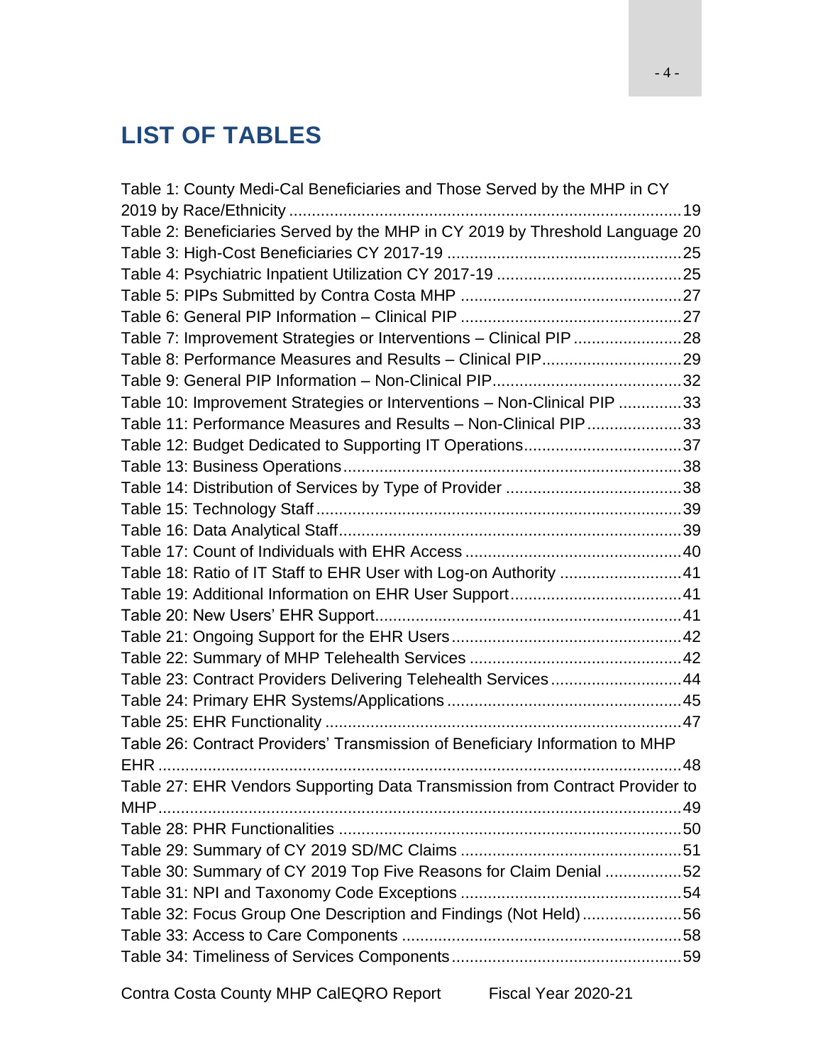# LIST OF TABLES

Table 1: County Medi-Cal Beneficiaries and Those Served by the MHP in CY 2019 by Race/Ethnicity ....... 19
Table 2: Beneficiaries Served by the MHP in CY 2019 by Threshold Language 20
Table 3: High-Cost Beneficiaries CY 2017-19 ....... 25
Table 4: Psychiatric Inpatient Utilization CY 2017-19 ....... 25
Table 5: PIPs Submitted by Contra Costa MHP ....... 27
Table 6: General PIP Information – Clinical PIP ....... 27
Table 7: Improvement Strategies or Interventions – Clinical PIP ....... 28
Table 8: Performance Measures and Results – Clinical PIP ....... 29
Table 9: General PIP Information – Non-Clinical PIP ....... 32
Table 10: Improvement Strategies or Interventions – Non-Clinical PIP ....... 33
Table 11: Performance Measures and Results – Non-Clinical PIP ....... 33
Table 12: Budget Dedicated to Supporting IT Operations ....... 37
Table 13: Business Operations ....... 38
Table 14: Distribution of Services by Type of Provider ....... 38
Table 15: Technology Staff ....... 39
Table 16: Data Analytical Staff ....... 39
Table 17: Count of Individuals with EHR Access ....... 40
Table 18: Ratio of IT Staff to EHR User with Log-on Authority ....... 41
Table 19: Additional Information on EHR User Support ....... 41
Table 20: New Users' EHR Support ....... 41
Table 21: Ongoing Support for the EHR Users ....... 42
Table 22: Summary of MHP Telehealth Services ....... 42
Table 23: Contract Providers Delivering Telehealth Services ....... 44
Table 24: Primary EHR Systems/Applications ....... 45
Table 25: EHR Functionality ....... 47
Table 26: Contract Providers' Transmission of Beneficiary Information to MHP EHR ....... 48
Table 27: EHR Vendors Supporting Data Transmission from Contract Provider to MHP ....... 49
Table 28: PHR Functionalities ....... 50
Table 29: Summary of CY 2019 SD/MC Claims ....... 51
Table 30: Summary of CY 2019 Top Five Reasons for Claim Denial ....... 52
Table 31: NPI and Taxonomy Code Exceptions ....... 54
Table 32: Focus Group One Description and Findings (Not Held) ....... 56
Table 33: Access to Care Components ....... 58
Table 34: Timeliness of Services Components ....... 59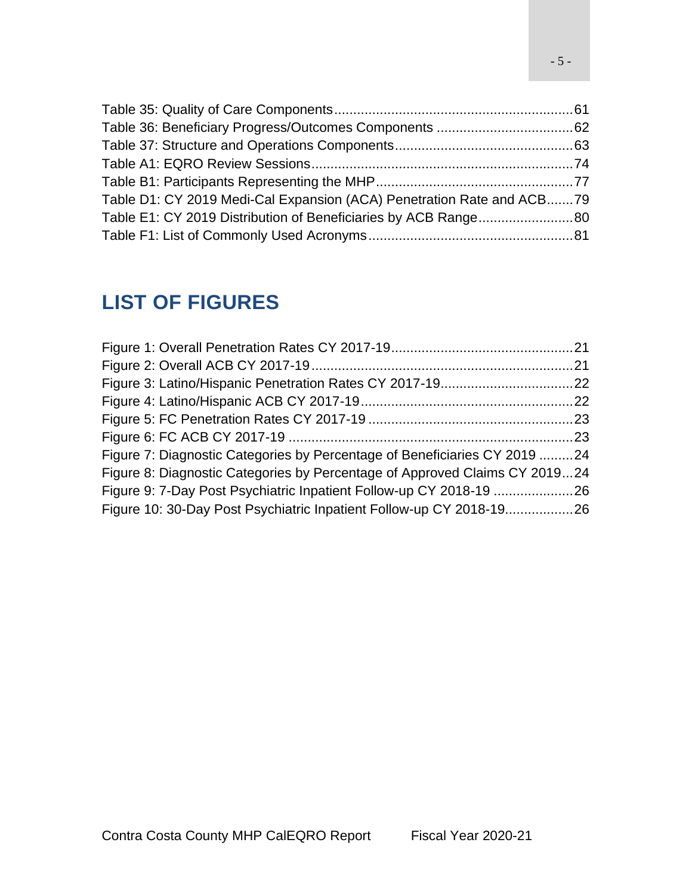Table 35: Quality of Care Components .......................................................................61
Table 36: Beneficiary Progress/Outcomes Components ....................................62
Table 37: Structure and Operations Components..............................................63
Table A1: EQRO Review Sessions.....................................................................74
Table B1: Participants Representing the MHP....................................................77
Table D1: CY 2019 Medi-Cal Expansion (ACA) Penetration Rate and ACB.......79
Table E1: CY 2019 Distribution of Beneficiaries by ACB Range.........................80
Table F1: List of Commonly Used Acronyms......................................................81

## LIST OF FIGURES

Figure 1: Overall Penetration Rates CY 2017-19................................................21
Figure 2: Overall ACB CY 2017-19.....................................................................21
Figure 3: Latino/Hispanic Penetration Rates CY 2017-19...................................22
Figure 4: Latino/Hispanic ACB CY 2017-19........................................................22
Figure 5: FC Penetration Rates CY 2017-19 ......................................................23
Figure 6: FC ACB CY 2017-19 ...........................................................................23
Figure 7: Diagnostic Categories by Percentage of Beneficiaries CY 2019 .........24
Figure 8: Diagnostic Categories by Percentage of Approved Claims CY 2019...24
Figure 9: 7-Day Post Psychiatric Inpatient Follow-up CY 2018-19 .....................26
Figure 10: 30-Day Post Psychiatric Inpatient Follow-up CY 2018-19..................26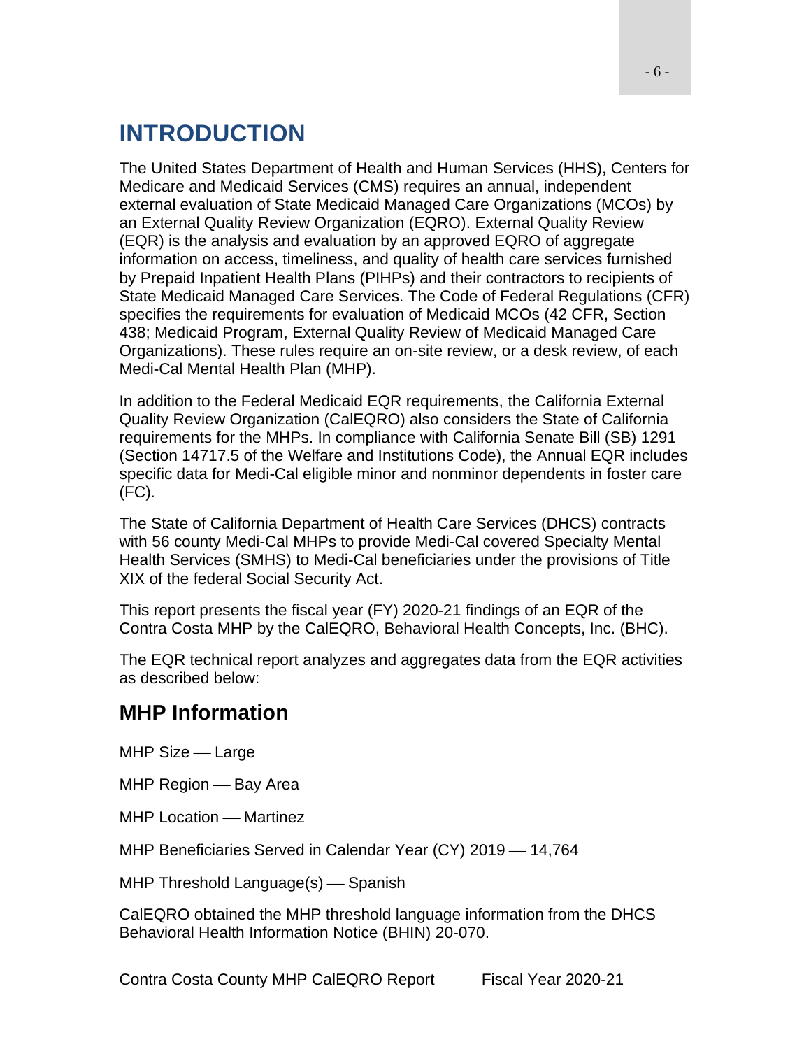# INTRODUCTION

The United States Department of Health and Human Services (HHS), Centers for Medicare and Medicaid Services (CMS) requires an annual, independent external evaluation of State Medicaid Managed Care Organizations (MCOs) by an External Quality Review Organization (EQRO). External Quality Review (EQR) is the analysis and evaluation by an approved EQRO of aggregate information on access, timeliness, and quality of health care services furnished by Prepaid Inpatient Health Plans (PIHPs) and their contractors to recipients of State Medicaid Managed Care Services. The Code of Federal Regulations (CFR) specifies the requirements for evaluation of Medicaid MCOs (42 CFR, Section 438; Medicaid Program, External Quality Review of Medicaid Managed Care Organizations). These rules require an on-site review, or a desk review, of each Medi-Cal Mental Health Plan (MHP).

In addition to the Federal Medicaid EQR requirements, the California External Quality Review Organization (CalEQRO) also considers the State of California requirements for the MHPs. In compliance with California Senate Bill (SB) 1291 (Section 14717.5 of the Welfare and Institutions Code), the Annual EQR includes specific data for Medi-Cal eligible minor and nonminor dependents in foster care (FC).

The State of California Department of Health Care Services (DHCS) contracts with 56 county Medi-Cal MHPs to provide Medi-Cal covered Specialty Mental Health Services (SMHS) to Medi-Cal beneficiaries under the provisions of Title XIX of the federal Social Security Act.

This report presents the fiscal year (FY) 2020-21 findings of an EQR of the Contra Costa MHP by the CalEQRO, Behavioral Health Concepts, Inc. (BHC).

The EQR technical report analyzes and aggregates data from the EQR activities as described below:

## MHP Information

MHP Size — Large

MHP Region — Bay Area

MHP Location — Martinez

MHP Beneficiaries Served in Calendar Year (CY) 2019 — 14,764

MHP Threshold Language(s) — Spanish

CalEQRO obtained the MHP threshold language information from the DHCS Behavioral Health Information Notice (BHIN) 20-070.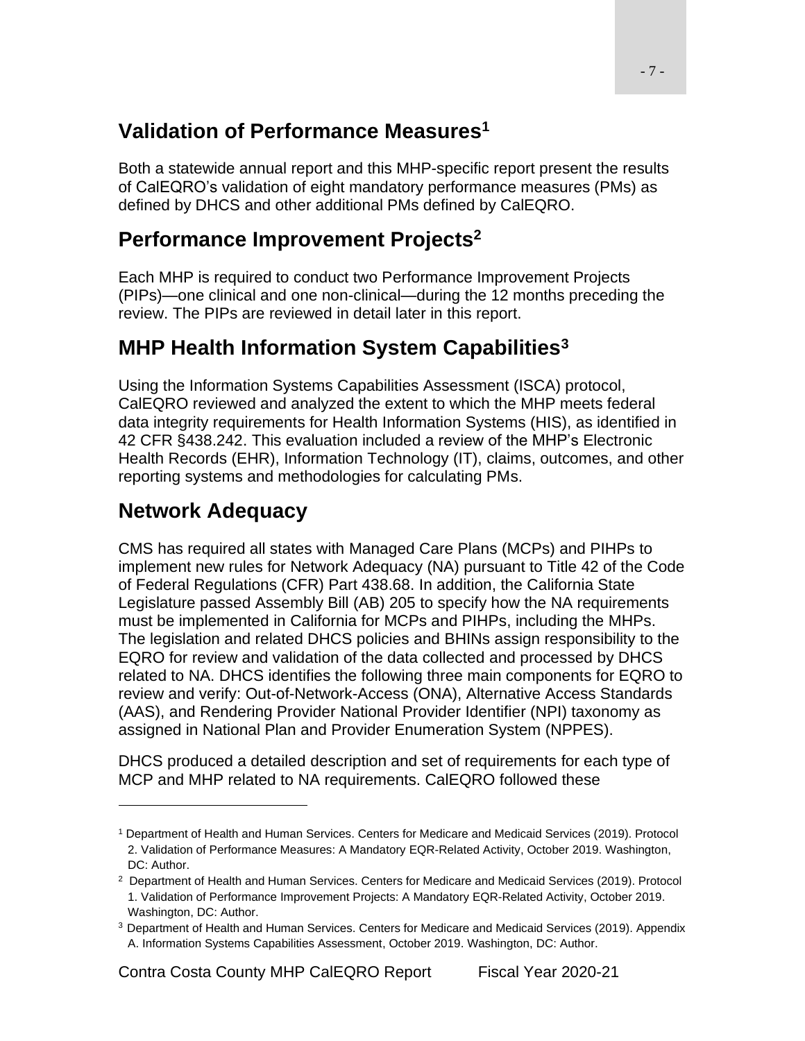## Validation of Performance Measures[1]

Both a statewide annual report and this MHP-specific report present the results of CalEQRO's validation of eight mandatory performance measures (PMs) as defined by DHCS and other additional PMs defined by CalEQRO.

## Performance Improvement Projects[2]

Each MHP is required to conduct two Performance Improvement Projects (PIPs)—one clinical and one non-clinical—during the 12 months preceding the review. The PIPs are reviewed in detail later in this report.

## MHP Health Information System Capabilities[3]

Using the Information Systems Capabilities Assessment (ISCA) protocol, CalEQRO reviewed and analyzed the extent to which the MHP meets federal data integrity requirements for Health Information Systems (HIS), as identified in 42 CFR §438.242. This evaluation included a review of the MHP's Electronic Health Records (EHR), Information Technology (IT), claims, outcomes, and other reporting systems and methodologies for calculating PMs.

## Network Adequacy

CMS has required all states with Managed Care Plans (MCPs) and PIHPs to implement new rules for Network Adequacy (NA) pursuant to Title 42 of the Code of Federal Regulations (CFR) Part 438.68. In addition, the California State Legislature passed Assembly Bill (AB) 205 to specify how the NA requirements must be implemented in California for MCPs and PIHPs, including the MHPs. The legislation and related DHCS policies and BHINs assign responsibility to the EQRO for review and validation of the data collected and processed by DHCS related to NA. DHCS identifies the following three main components for EQRO to review and verify: Out-of-Network-Access (ONA), Alternative Access Standards (AAS), and Rendering Provider National Provider Identifier (NPI) taxonomy as assigned in National Plan and Provider Enumeration System (NPPES).

DHCS produced a detailed description and set of requirements for each type of MCP and MHP related to NA requirements. CalEQRO followed these

---

[1] Department of Health and Human Services. Centers for Medicare and Medicaid Services (2019). Protocol 2. Validation of Performance Measures: A Mandatory EQR-Related Activity, October 2019. Washington, DC: Author.

[2] Department of Health and Human Services. Centers for Medicare and Medicaid Services (2019). Protocol 1. Validation of Performance Improvement Projects: A Mandatory EQR-Related Activity, October 2019. Washington, DC: Author.

[3] Department of Health and Human Services. Centers for Medicare and Medicaid Services (2019). Appendix A. Information Systems Capabilities Assessment, October 2019. Washington, DC: Author.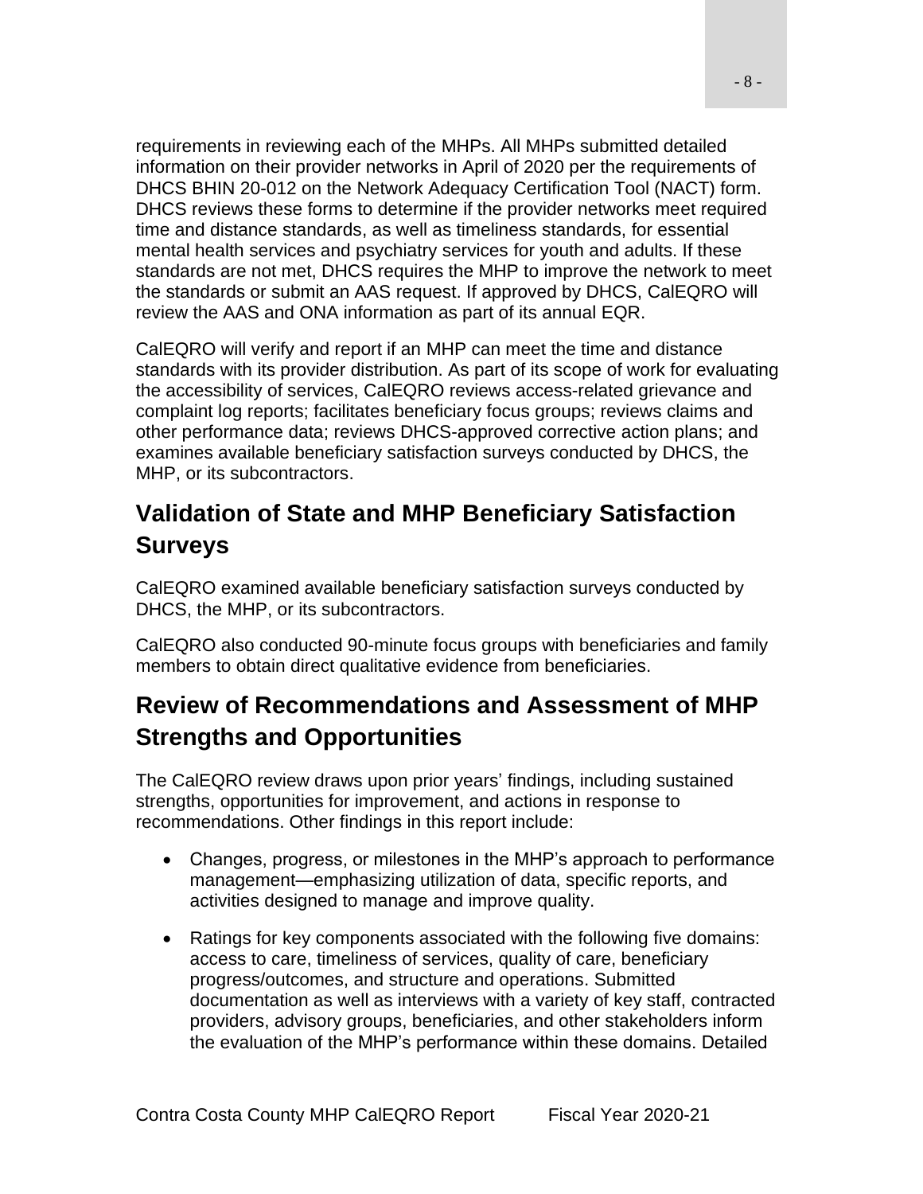requirements in reviewing each of the MHPs. All MHPs submitted detailed information on their provider networks in April of 2020 per the requirements of DHCS BHIN 20-012 on the Network Adequacy Certification Tool (NACT) form. DHCS reviews these forms to determine if the provider networks meet required time and distance standards, as well as timeliness standards, for essential mental health services and psychiatry services for youth and adults. If these standards are not met, DHCS requires the MHP to improve the network to meet the standards or submit an AAS request. If approved by DHCS, CalEQRO will review the AAS and ONA information as part of its annual EQR.

CalEQRO will verify and report if an MHP can meet the time and distance standards with its provider distribution. As part of its scope of work for evaluating the accessibility of services, CalEQRO reviews access-related grievance and complaint log reports; facilitates beneficiary focus groups; reviews claims and other performance data; reviews DHCS-approved corrective action plans; and examines available beneficiary satisfaction surveys conducted by DHCS, the MHP, or its subcontractors.

## Validation of State and MHP Beneficiary Satisfaction Surveys

CalEQRO examined available beneficiary satisfaction surveys conducted by DHCS, the MHP, or its subcontractors.

CalEQRO also conducted 90-minute focus groups with beneficiaries and family members to obtain direct qualitative evidence from beneficiaries.

## Review of Recommendations and Assessment of MHP Strengths and Opportunities

The CalEQRO review draws upon prior years' findings, including sustained strengths, opportunities for improvement, and actions in response to recommendations. Other findings in this report include:

- Changes, progress, or milestones in the MHP's approach to performance management—emphasizing utilization of data, specific reports, and activities designed to manage and improve quality.
- Ratings for key components associated with the following five domains: access to care, timeliness of services, quality of care, beneficiary progress/outcomes, and structure and operations. Submitted documentation as well as interviews with a variety of key staff, contracted providers, advisory groups, beneficiaries, and other stakeholders inform the evaluation of the MHP's performance within these domains. Detailed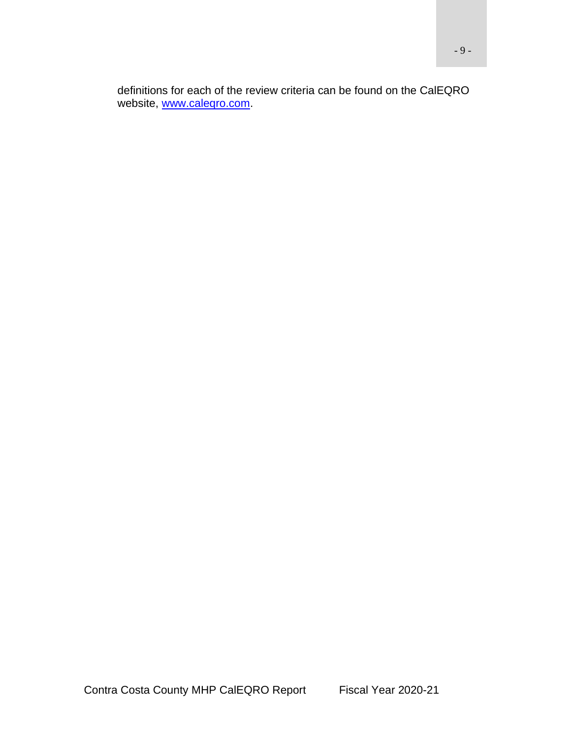definitions for each of the review criteria can be found on the CalEQRO website, [www.caleqro.com](http://www.caleqro.com).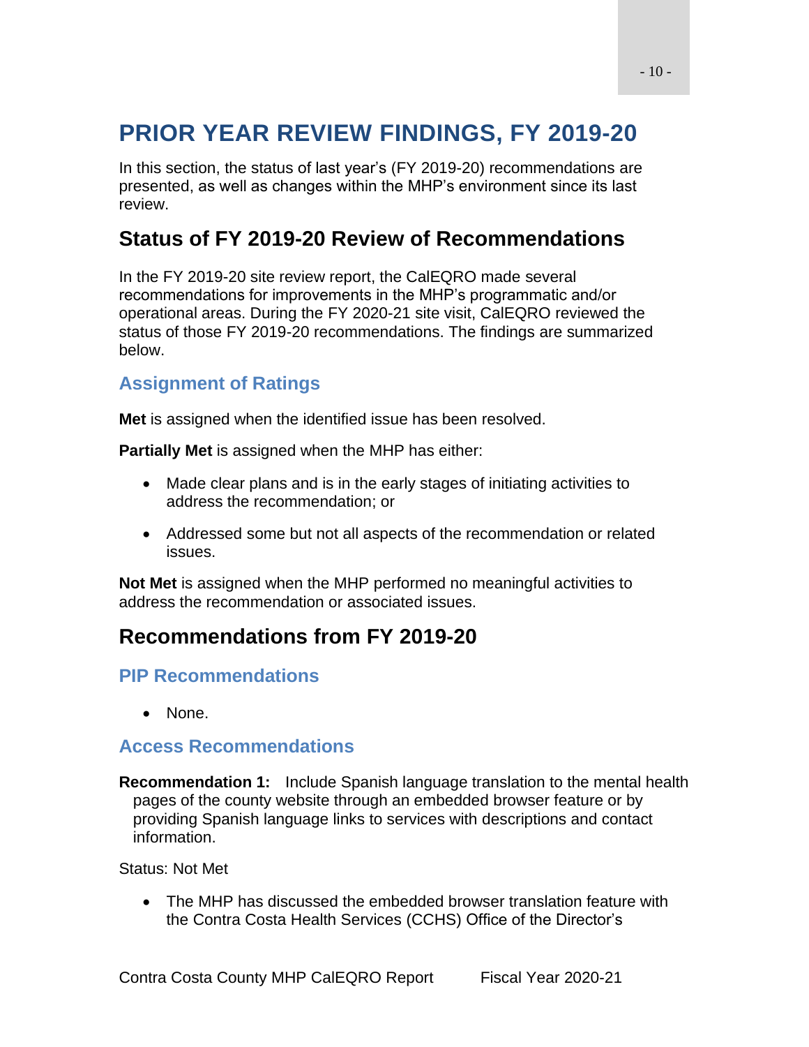# PRIOR YEAR REVIEW FINDINGS, FY 2019-20

In this section, the status of last year's (FY 2019-20) recommendations are presented, as well as changes within the MHP's environment since its last review.

## Status of FY 2019-20 Review of Recommendations

In the FY 2019-20 site review report, the CalEQRO made several recommendations for improvements in the MHP's programmatic and/or operational areas. During the FY 2020-21 site visit, CalEQRO reviewed the status of those FY 2019-20 recommendations. The findings are summarized below.

### Assignment of Ratings

**Met** is assigned when the identified issue has been resolved.

**Partially Met** is assigned when the MHP has either:

- Made clear plans and is in the early stages of initiating activities to address the recommendation; or
- Addressed some but not all aspects of the recommendation or related issues.

**Not Met** is assigned when the MHP performed no meaningful activities to address the recommendation or associated issues.

## Recommendations from FY 2019-20

### PIP Recommendations

- None.

### Access Recommendations

**Recommendation 1:** Include Spanish language translation to the mental health pages of the county website through an embedded browser feature or by providing Spanish language links to services with descriptions and contact information.

Status: Not Met

- The MHP has discussed the embedded browser translation feature with the Contra Costa Health Services (CCHS) Office of the Director's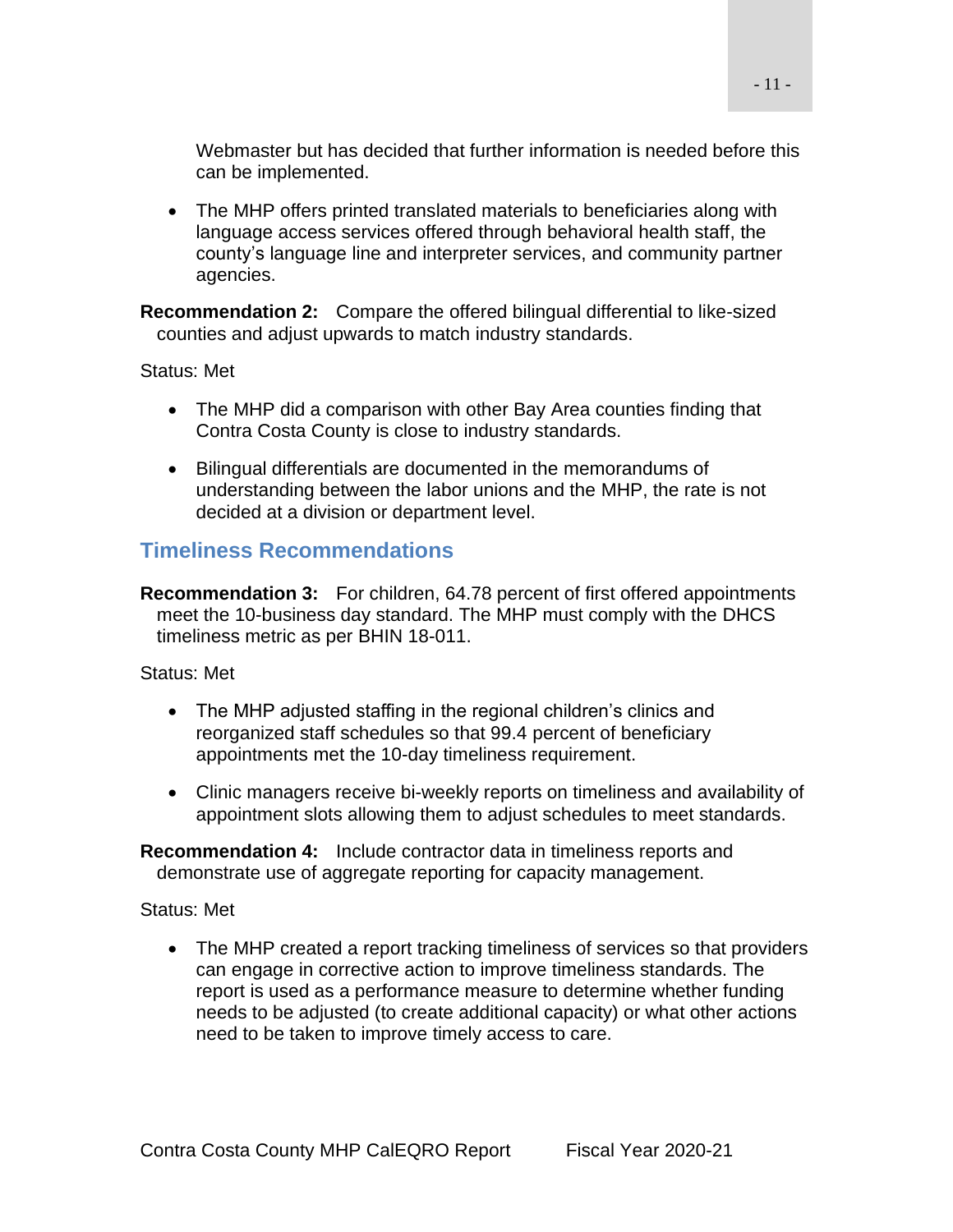Webmaster but has decided that further information is needed before this can be implemented.

- The MHP offers printed translated materials to beneficiaries along with language access services offered through behavioral health staff, the county's language line and interpreter services, and community partner agencies.

**Recommendation 2:** Compare the offered bilingual differential to like-sized counties and adjust upwards to match industry standards.

Status: Met

- The MHP did a comparison with other Bay Area counties finding that Contra Costa County is close to industry standards.
- Bilingual differentials are documented in the memorandums of understanding between the labor unions and the MHP, the rate is not decided at a division or department level.

## Timeliness Recommendations

**Recommendation 3:** For children, 64.78 percent of first offered appointments meet the 10-business day standard. The MHP must comply with the DHCS timeliness metric as per BHIN 18-011.

Status: Met

- The MHP adjusted staffing in the regional children's clinics and reorganized staff schedules so that 99.4 percent of beneficiary appointments met the 10-day timeliness requirement.
- Clinic managers receive bi-weekly reports on timeliness and availability of appointment slots allowing them to adjust schedules to meet standards.

**Recommendation 4:** Include contractor data in timeliness reports and demonstrate use of aggregate reporting for capacity management.

Status: Met

- The MHP created a report tracking timeliness of services so that providers can engage in corrective action to improve timeliness standards. The report is used as a performance measure to determine whether funding needs to be adjusted (to create additional capacity) or what other actions need to be taken to improve timely access to care.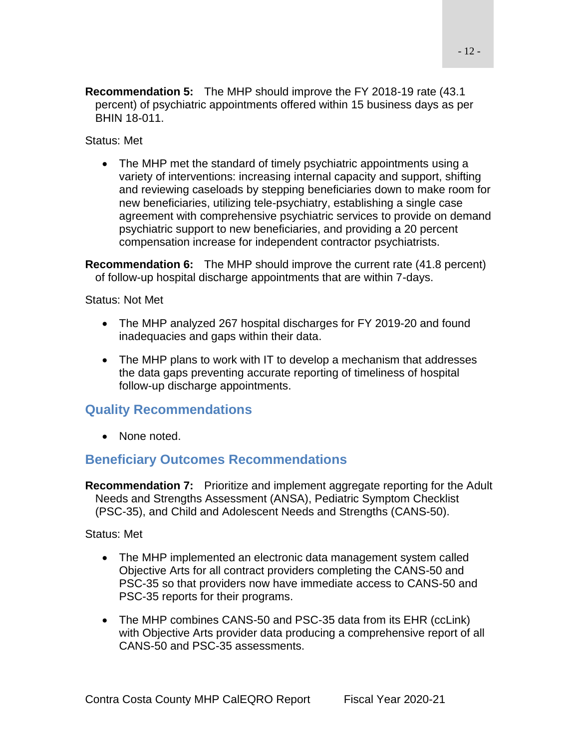**Recommendation 5:** The MHP should improve the FY 2018-19 rate (43.1 percent) of psychiatric appointments offered within 15 business days as per BHIN 18-011.

Status: Met

- The MHP met the standard of timely psychiatric appointments using a variety of interventions: increasing internal capacity and support, shifting and reviewing caseloads by stepping beneficiaries down to make room for new beneficiaries, utilizing tele-psychiatry, establishing a single case agreement with comprehensive psychiatric services to provide on demand psychiatric support to new beneficiaries, and providing a 20 percent compensation increase for independent contractor psychiatrists.

**Recommendation 6:** The MHP should improve the current rate (41.8 percent) of follow-up hospital discharge appointments that are within 7-days.

Status: Not Met

- The MHP analyzed 267 hospital discharges for FY 2019-20 and found inadequacies and gaps within their data.
- The MHP plans to work with IT to develop a mechanism that addresses the data gaps preventing accurate reporting of timeliness of hospital follow-up discharge appointments.

## Quality Recommendations

- None noted.

## Beneficiary Outcomes Recommendations

**Recommendation 7:** Prioritize and implement aggregate reporting for the Adult Needs and Strengths Assessment (ANSA), Pediatric Symptom Checklist (PSC-35), and Child and Adolescent Needs and Strengths (CANS-50).

Status: Met

- The MHP implemented an electronic data management system called Objective Arts for all contract providers completing the CANS-50 and PSC-35 so that providers now have immediate access to CANS-50 and PSC-35 reports for their programs.
- The MHP combines CANS-50 and PSC-35 data from its EHR (ccLink) with Objective Arts provider data producing a comprehensive report of all CANS-50 and PSC-35 assessments.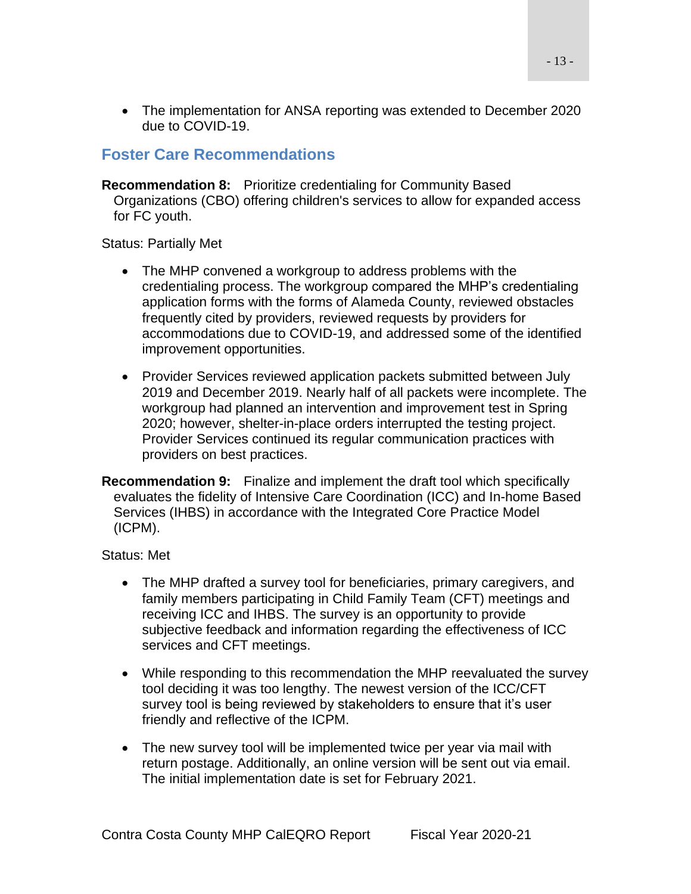- The implementation for ANSA reporting was extended to December 2020 due to COVID-19.

## Foster Care Recommendations

**Recommendation 8:** Prioritize credentialing for Community Based Organizations (CBO) offering children's services to allow for expanded access for FC youth.

Status: Partially Met

- The MHP convened a workgroup to address problems with the credentialing process. The workgroup compared the MHP's credentialing application forms with the forms of Alameda County, reviewed obstacles frequently cited by providers, reviewed requests by providers for accommodations due to COVID-19, and addressed some of the identified improvement opportunities.

- Provider Services reviewed application packets submitted between July 2019 and December 2019. Nearly half of all packets were incomplete. The workgroup had planned an intervention and improvement test in Spring 2020; however, shelter-in-place orders interrupted the testing project. Provider Services continued its regular communication practices with providers on best practices.

**Recommendation 9:** Finalize and implement the draft tool which specifically evaluates the fidelity of Intensive Care Coordination (ICC) and In-home Based Services (IHBS) in accordance with the Integrated Core Practice Model (ICPM).

Status: Met

- The MHP drafted a survey tool for beneficiaries, primary caregivers, and family members participating in Child Family Team (CFT) meetings and receiving ICC and IHBS. The survey is an opportunity to provide subjective feedback and information regarding the effectiveness of ICC services and CFT meetings.

- While responding to this recommendation the MHP reevaluated the survey tool deciding it was too lengthy. The newest version of the ICC/CFT survey tool is being reviewed by stakeholders to ensure that it's user friendly and reflective of the ICPM.

- The new survey tool will be implemented twice per year via mail with return postage. Additionally, an online version will be sent out via email. The initial implementation date is set for February 2021.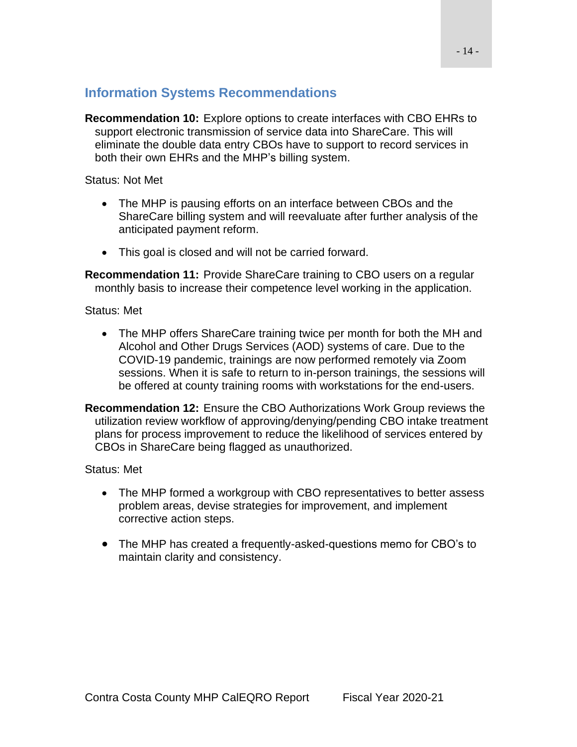## Information Systems Recommendations

**Recommendation 10:** Explore options to create interfaces with CBO EHRs to support electronic transmission of service data into ShareCare. This will eliminate the double data entry CBOs have to support to record services in both their own EHRs and the MHP's billing system.

Status: Not Met

- The MHP is pausing efforts on an interface between CBOs and the ShareCare billing system and will reevaluate after further analysis of the anticipated payment reform.

- This goal is closed and will not be carried forward.

**Recommendation 11:** Provide ShareCare training to CBO users on a regular monthly basis to increase their competence level working in the application.

Status: Met

- The MHP offers ShareCare training twice per month for both the MH and Alcohol and Other Drugs Services (AOD) systems of care. Due to the COVID-19 pandemic, trainings are now performed remotely via Zoom sessions. When it is safe to return to in-person trainings, the sessions will be offered at county training rooms with workstations for the end-users.

**Recommendation 12:** Ensure the CBO Authorizations Work Group reviews the utilization review workflow of approving/denying/pending CBO intake treatment plans for process improvement to reduce the likelihood of services entered by CBOs in ShareCare being flagged as unauthorized.

Status: Met

- The MHP formed a workgroup with CBO representatives to better assess problem areas, devise strategies for improvement, and implement corrective action steps.

- The MHP has created a frequently-asked-questions memo for CBO's to maintain clarity and consistency.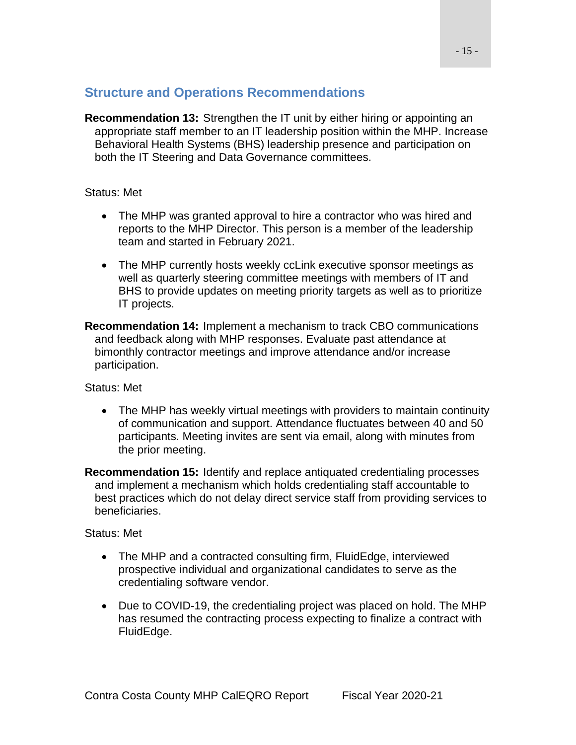## Structure and Operations Recommendations

**Recommendation 13:** Strengthen the IT unit by either hiring or appointing an appropriate staff member to an IT leadership position within the MHP. Increase Behavioral Health Systems (BHS) leadership presence and participation on both the IT Steering and Data Governance committees.

Status: Met

- The MHP was granted approval to hire a contractor who was hired and reports to the MHP Director. This person is a member of the leadership team and started in February 2021.
- The MHP currently hosts weekly ccLink executive sponsor meetings as well as quarterly steering committee meetings with members of IT and BHS to provide updates on meeting priority targets as well as to prioritize IT projects.

**Recommendation 14:** Implement a mechanism to track CBO communications and feedback along with MHP responses. Evaluate past attendance at bimonthly contractor meetings and improve attendance and/or increase participation.

Status: Met

- The MHP has weekly virtual meetings with providers to maintain continuity of communication and support. Attendance fluctuates between 40 and 50 participants. Meeting invites are sent via email, along with minutes from the prior meeting.

**Recommendation 15:** Identify and replace antiquated credentialing processes and implement a mechanism which holds credentialing staff accountable to best practices which do not delay direct service staff from providing services to beneficiaries.

Status: Met

- The MHP and a contracted consulting firm, FluidEdge, interviewed prospective individual and organizational candidates to serve as the credentialing software vendor.
- Due to COVID-19, the credentialing project was placed on hold. The MHP has resumed the contracting process expecting to finalize a contract with FluidEdge.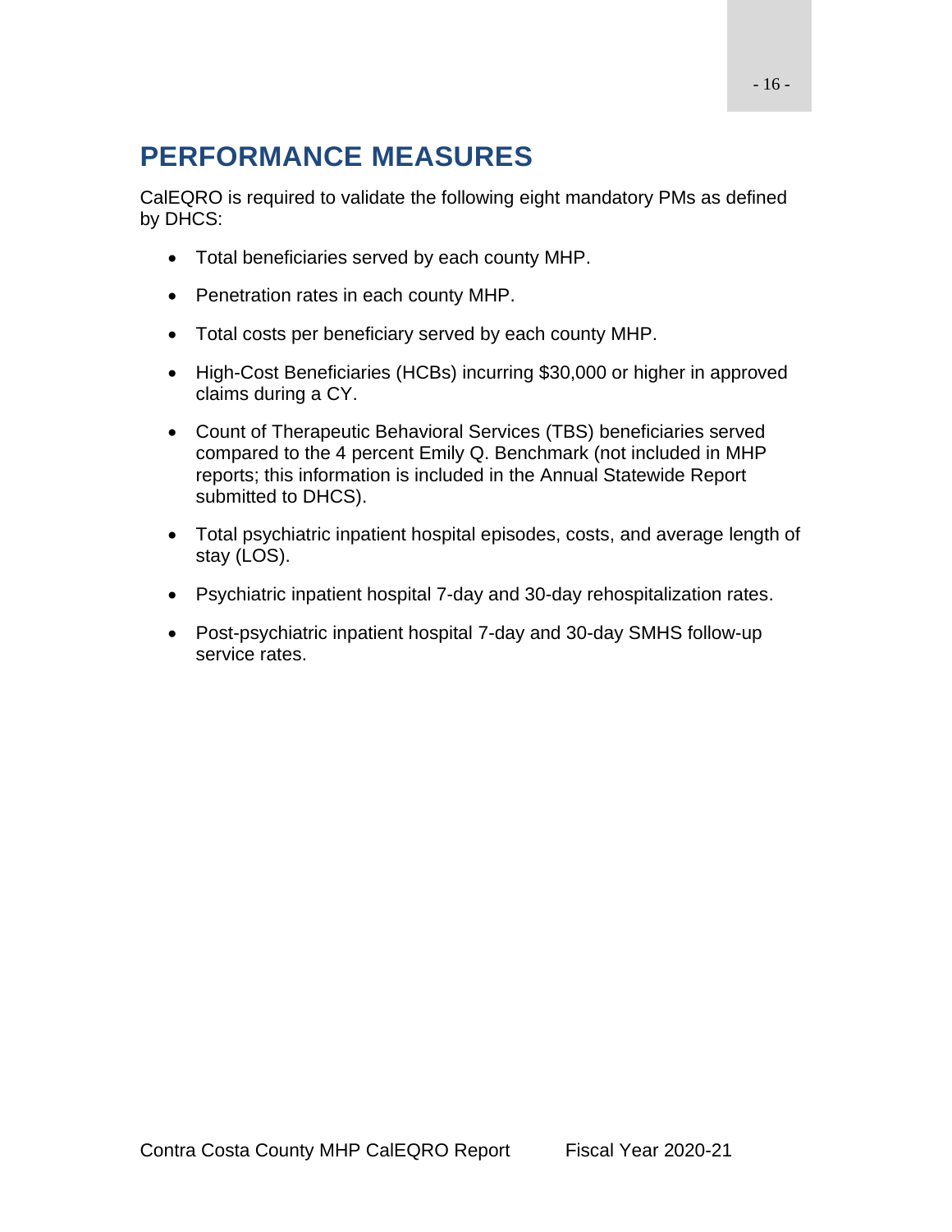# PERFORMANCE MEASURES

CalEQRO is required to validate the following eight mandatory PMs as defined by DHCS:

- Total beneficiaries served by each county MHP.
- Penetration rates in each county MHP.
- Total costs per beneficiary served by each county MHP.
- High-Cost Beneficiaries (HCBs) incurring $30,000 or higher in approved claims during a CY.
- Count of Therapeutic Behavioral Services (TBS) beneficiaries served compared to the 4 percent Emily Q. Benchmark (not included in MHP reports; this information is included in the Annual Statewide Report submitted to DHCS).
- Total psychiatric inpatient hospital episodes, costs, and average length of stay (LOS).
- Psychiatric inpatient hospital 7-day and 30-day rehospitalization rates.
- Post-psychiatric inpatient hospital 7-day and 30-day SMHS follow-up service rates.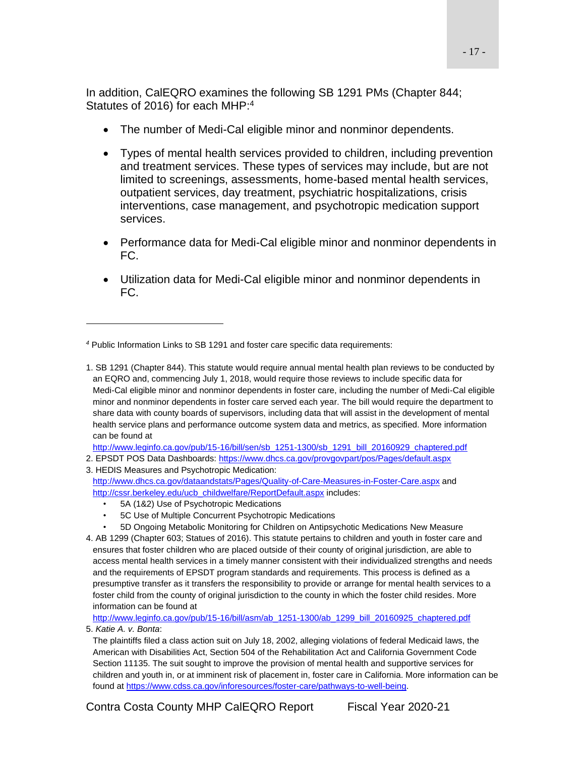In addition, CalEQRO examines the following SB 1291 PMs (Chapter 844; Statutes of 2016) for each MHP:[4]

- The number of Medi-Cal eligible minor and nonminor dependents.
- Types of mental health services provided to children, including prevention and treatment services. These types of services may include, but are not limited to screenings, assessments, home-based mental health services, outpatient services, day treatment, psychiatric hospitalizations, crisis interventions, case management, and psychotropic medication support services.
- Performance data for Medi-Cal eligible minor and nonminor dependents in FC.
- Utilization data for Medi-Cal eligible minor and nonminor dependents in FC.

---

[4] Public Information Links to SB 1291 and foster care specific data requirements:

1. SB 1291 (Chapter 844). This statute would require annual mental health plan reviews to be conducted by an EQRO and, commencing July 1, 2018, would require those reviews to include specific data for Medi-Cal eligible minor and nonminor dependents in foster care, including the number of Medi-Cal eligible minor and nonminor dependents in foster care served each year. The bill would require the department to share data with county boards of supervisors, including data that will assist in the development of mental health service plans and performance outcome system data and metrics, as specified. More information can be found at http://www.leginfo.ca.gov/pub/15-16/bill/sen/sb_1251-1300/sb_1291_bill_20160929_chaptered.pdf
2. EPSDT POS Data Dashboards: https://www.dhcs.ca.gov/provgovpart/pos/Pages/default.aspx
3. HEDIS Measures and Psychotropic Medication: http://www.dhcs.ca.gov/dataandstats/Pages/Quality-of-Care-Measures-in-Foster-Care.aspx and http://cssr.berkeley.edu/ucb_childwelfare/ReportDefault.aspx includes:
   - 5A (1&2) Use of Psychotropic Medications
   - 5C Use of Multiple Concurrent Psychotropic Medications
   - 5D Ongoing Metabolic Monitoring for Children on Antipsychotic Medications New Measure
4. AB 1299 (Chapter 603; Statues of 2016). This statute pertains to children and youth in foster care and ensures that foster children who are placed outside of their county of original jurisdiction, are able to access mental health services in a timely manner consistent with their individualized strengths and needs and the requirements of EPSDT program standards and requirements. This process is defined as a presumptive transfer as it transfers the responsibility to provide or arrange for mental health services to a foster child from the county of original jurisdiction to the county in which the foster child resides. More information can be found at http://www.leginfo.ca.gov/pub/15-16/bill/asm/ab_1251-1300/ab_1299_bill_20160925_chaptered.pdf
5. *Katie A. v. Bonta*:
   The plaintiffs filed a class action suit on July 18, 2002, alleging violations of federal Medicaid laws, the American with Disabilities Act, Section 504 of the Rehabilitation Act and California Government Code Section 11135. The suit sought to improve the provision of mental health and supportive services for children and youth in, or at imminent risk of placement in, foster care in California. More information can be found at https://www.cdss.ca.gov/inforesources/foster-care/pathways-to-well-being.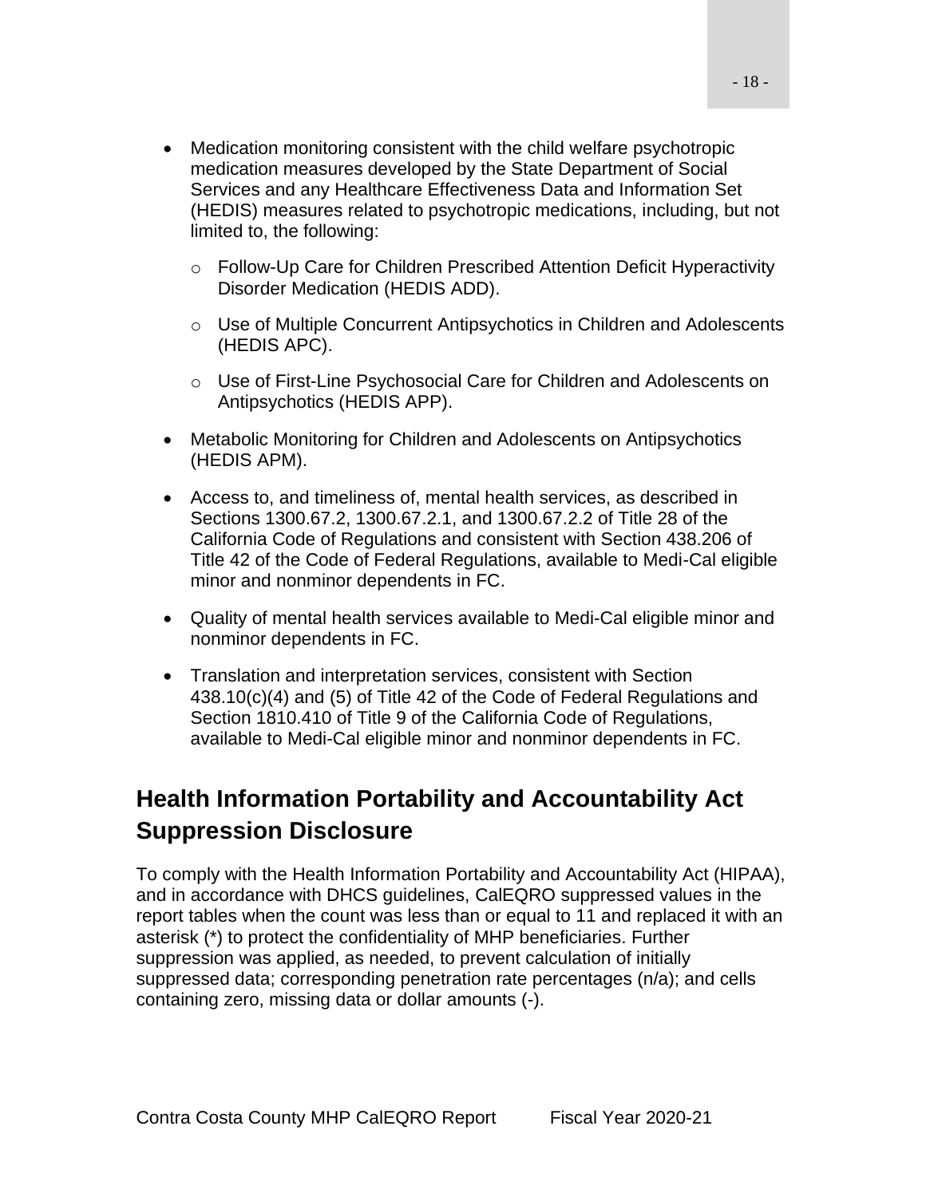- Medication monitoring consistent with the child welfare psychotropic medication measures developed by the State Department of Social Services and any Healthcare Effectiveness Data and Information Set (HEDIS) measures related to psychotropic medications, including, but not limited to, the following:
  - Follow-Up Care for Children Prescribed Attention Deficit Hyperactivity Disorder Medication (HEDIS ADD).
  - Use of Multiple Concurrent Antipsychotics in Children and Adolescents (HEDIS APC).
  - Use of First-Line Psychosocial Care for Children and Adolescents on Antipsychotics (HEDIS APP).
- Metabolic Monitoring for Children and Adolescents on Antipsychotics (HEDIS APM).
- Access to, and timeliness of, mental health services, as described in Sections 1300.67.2, 1300.67.2.1, and 1300.67.2.2 of Title 28 of the California Code of Regulations and consistent with Section 438.206 of Title 42 of the Code of Federal Regulations, available to Medi-Cal eligible minor and nonminor dependents in FC.
- Quality of mental health services available to Medi-Cal eligible minor and nonminor dependents in FC.
- Translation and interpretation services, consistent with Section 438.10(c)(4) and (5) of Title 42 of the Code of Federal Regulations and Section 1810.410 of Title 9 of the California Code of Regulations, available to Medi-Cal eligible minor and nonminor dependents in FC.

## Health Information Portability and Accountability Act Suppression Disclosure

To comply with the Health Information Portability and Accountability Act (HIPAA), and in accordance with DHCS guidelines, CalEQRO suppressed values in the report tables when the count was less than or equal to 11 and replaced it with an asterisk (*) to protect the confidentiality of MHP beneficiaries. Further suppression was applied, as needed, to prevent calculation of initially suppressed data; corresponding penetration rate percentages (n/a); and cells containing zero, missing data or dollar amounts (-).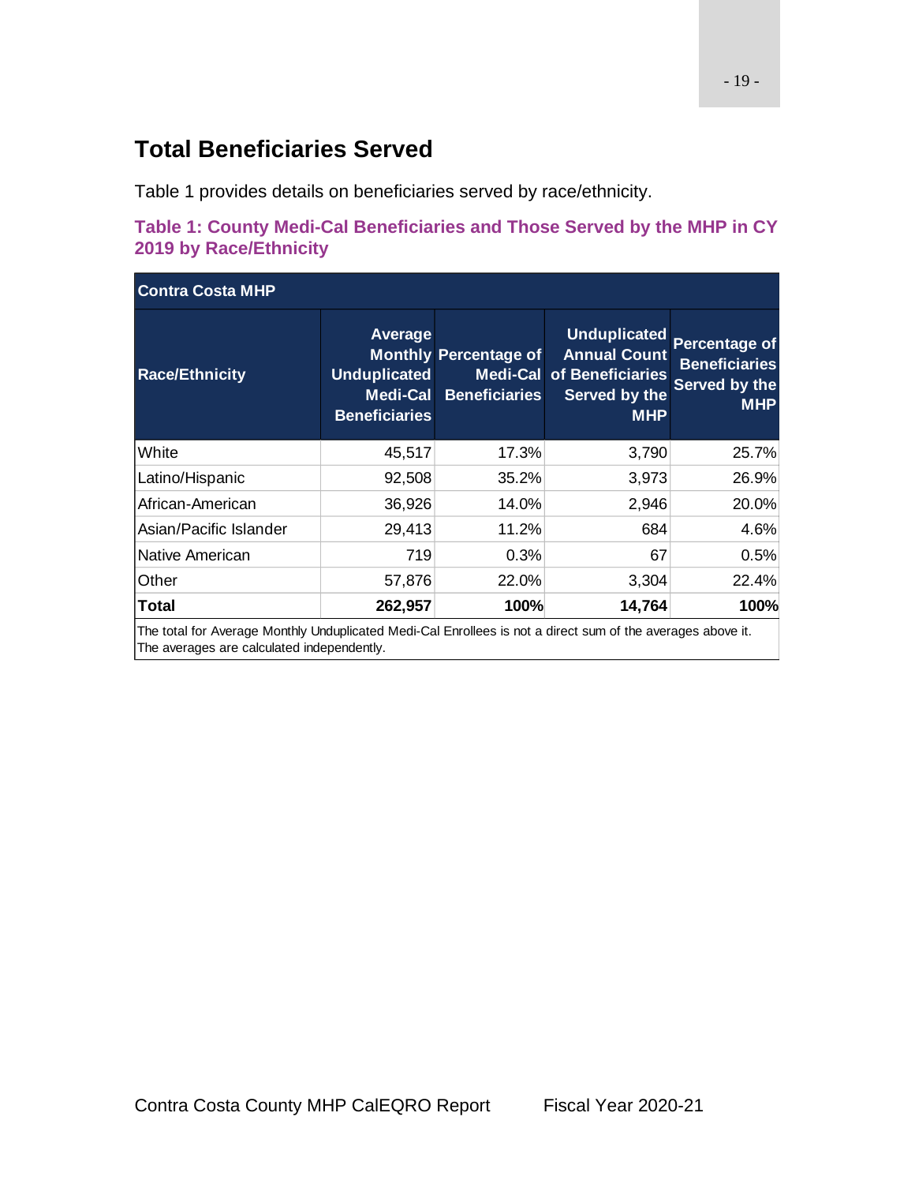## Total Beneficiaries Served

Table 1 provides details on beneficiaries served by race/ethnicity.

**Table 1: County Medi-Cal Beneficiaries and Those Served by the MHP in CY 2019 by Race/Ethnicity**

| Contra Costa MHP | | | | |
|---|---|---|---|---|
| **Race/Ethnicity** | **Average Monthly Unduplicated Medi-Cal Beneficiaries** | **Percentage of Medi-Cal Beneficiaries** | **Unduplicated Annual Count of Beneficiaries Served by the MHP** | **Percentage of Beneficiaries Served by the MHP** |
| White | 45,517 | 17.3% | 3,790 | 25.7% |
| Latino/Hispanic | 92,508 | 35.2% | 3,973 | 26.9% |
| African-American | 36,926 | 14.0% | 2,946 | 20.0% |
| Asian/Pacific Islander | 29,413 | 11.2% | 684 | 4.6% |
| Native American | 719 | 0.3% | 67 | 0.5% |
| Other | 57,876 | 22.0% | 3,304 | 22.4% |
| **Total** | **262,957** | **100%** | **14,764** | **100%** |

The total for Average Monthly Unduplicated Medi-Cal Enrollees is not a direct sum of the averages above it. The averages are calculated independently.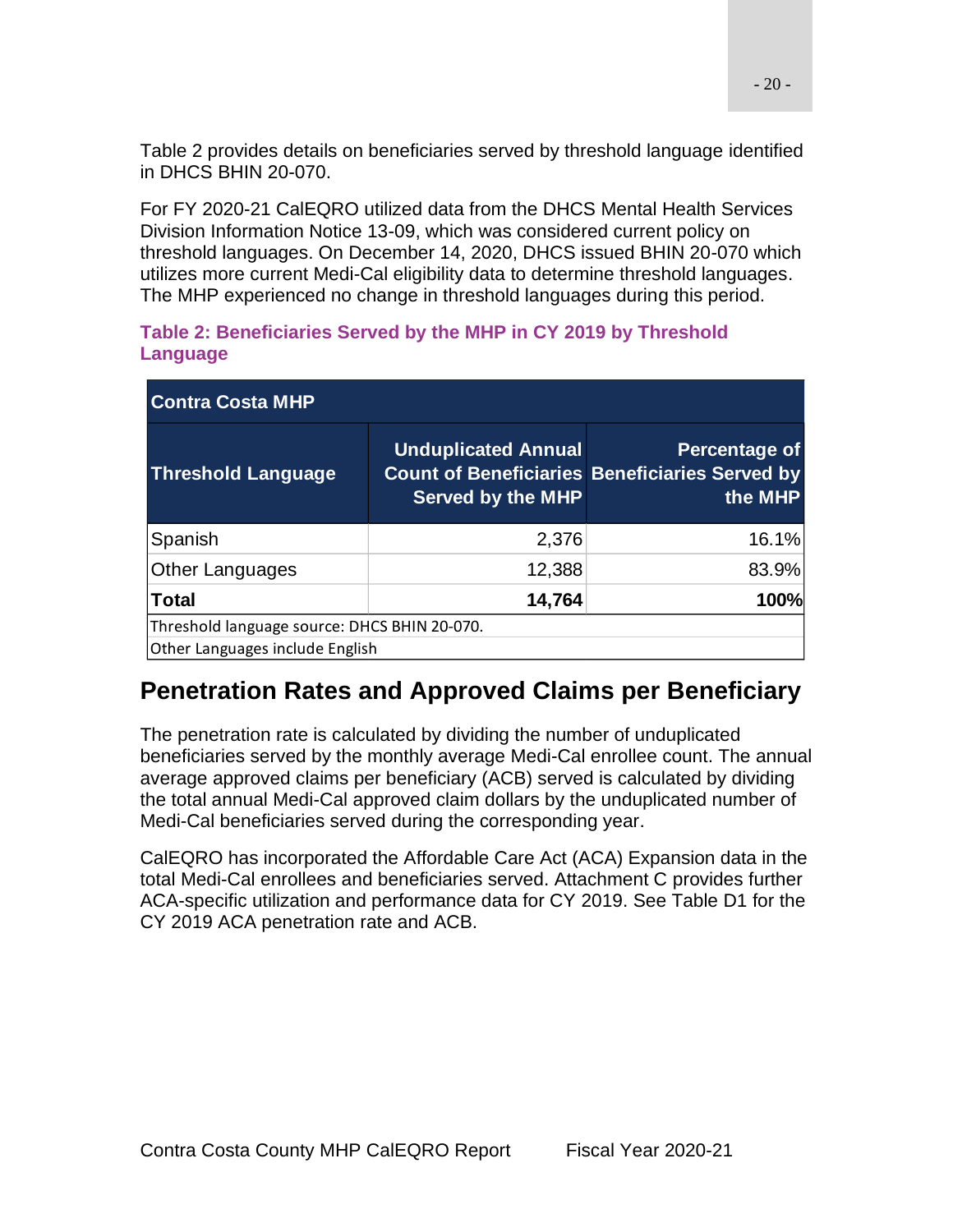Table 2 provides details on beneficiaries served by threshold language identified in DHCS BHIN 20-070.

For FY 2020-21 CalEQRO utilized data from the DHCS Mental Health Services Division Information Notice 13-09, which was considered current policy on threshold languages. On December 14, 2020, DHCS issued BHIN 20-070 which utilizes more current Medi-Cal eligibility data to determine threshold languages. The MHP experienced no change in threshold languages during this period.

**Table 2: Beneficiaries Served by the MHP in CY 2019 by Threshold Language**

| Contra Costa MHP | | |
|---|---|---|
| **Threshold Language** | **Unduplicated Annual Count of Beneficiaries Served by the MHP** | **Percentage of Beneficiaries Served by the MHP** |
| Spanish | 2,376 | 16.1% |
| Other Languages | 12,388 | 83.9% |
| **Total** | **14,764** | **100%** |
| Threshold language source: DHCS BHIN 20-070. | | |
| Other Languages include English | | |

## Penetration Rates and Approved Claims per Beneficiary

The penetration rate is calculated by dividing the number of unduplicated beneficiaries served by the monthly average Medi-Cal enrollee count. The annual average approved claims per beneficiary (ACB) served is calculated by dividing the total annual Medi-Cal approved claim dollars by the unduplicated number of Medi-Cal beneficiaries served during the corresponding year.

CalEQRO has incorporated the Affordable Care Act (ACA) Expansion data in the total Medi-Cal enrollees and beneficiaries served. Attachment C provides further ACA-specific utilization and performance data for CY 2019. See Table D1 for the CY 2019 ACA penetration rate and ACB.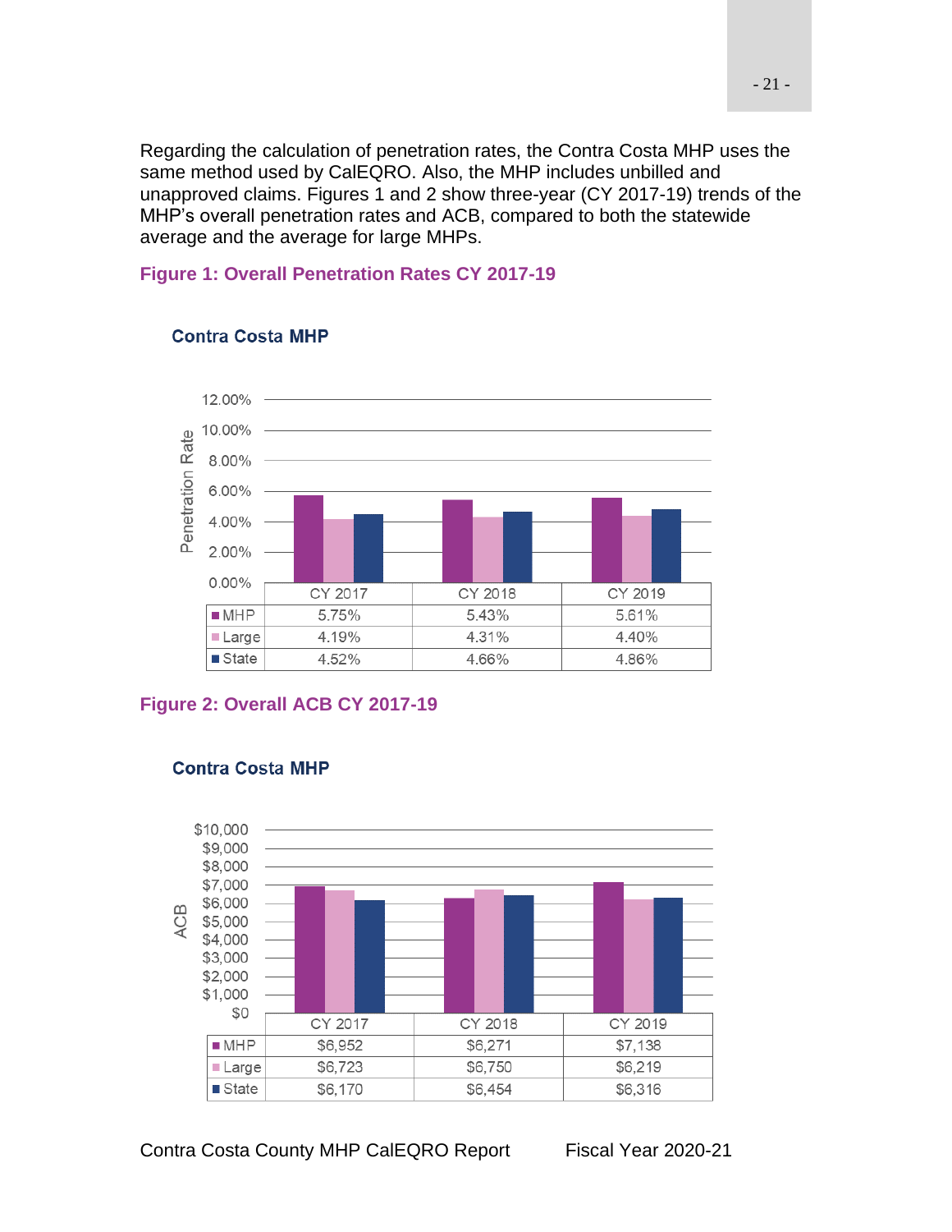Regarding the calculation of penetration rates, the Contra Costa MHP uses the same method used by CalEQRO. Also, the MHP includes unbilled and unapproved claims. Figures 1 and 2 show three-year (CY 2017-19) trends of the MHP's overall penetration rates and ACB, compared to both the statewide average and the average for large MHPs.

### Figure 1: Overall Penetration Rates CY 2017-19

**Contra Costa MHP**

| | CY 2017 | CY 2018 | CY 2019 |
|---|---|---|---|
| MHP | 5.75% | 5.43% | 5.61% |
| Large | 4.19% | 4.31% | 4.40% |
| State | 4.52% | 4.66% | 4.86% |

### Figure 2: Overall ACB CY 2017-19

**Contra Costa MHP**

| | CY 2017 | CY 2018 | CY 2019 |
|---|---|---|---|
| MHP | $6,952 | $6,271 | $7,138 |
| Large | $6,723 | $6,750 | $6,219 |
| State | $6,170 | $6,454 | $6,316 |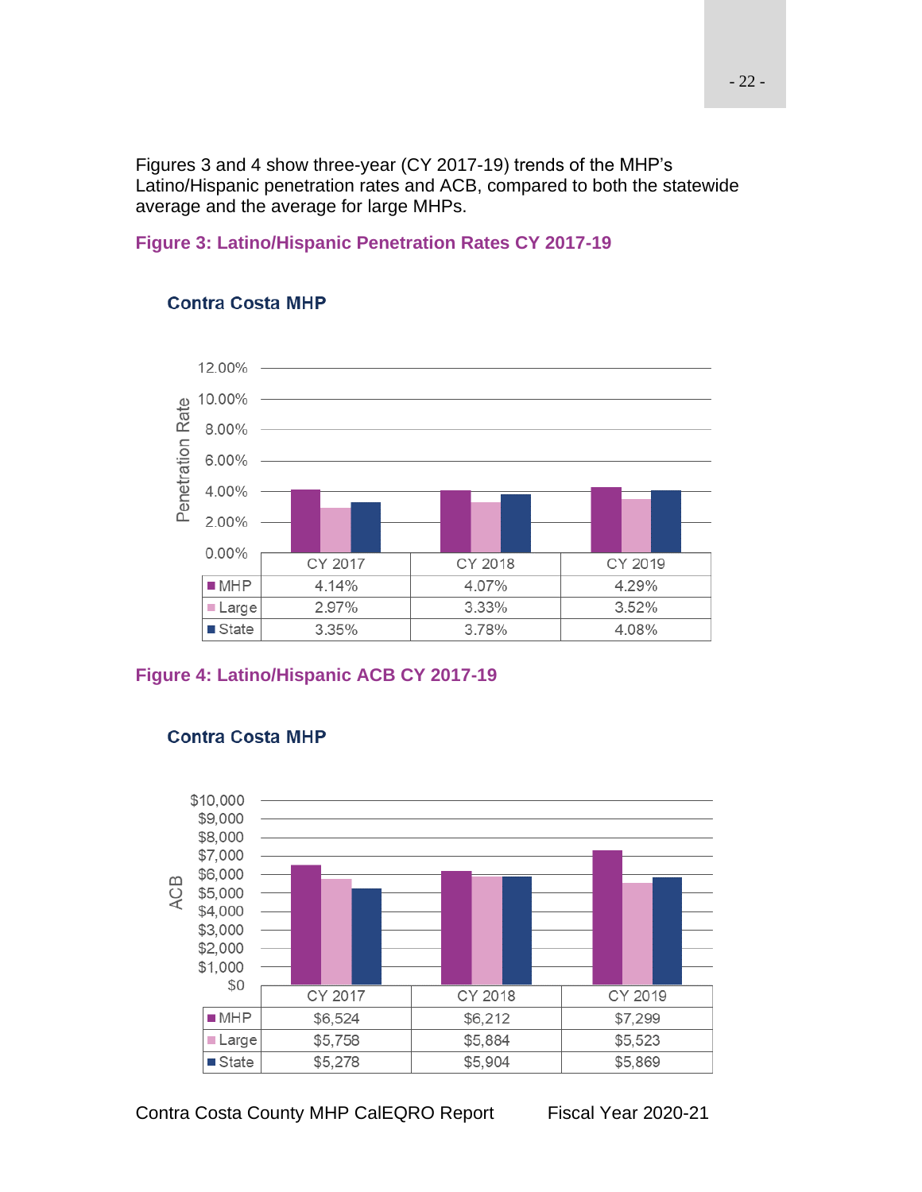Figures 3 and 4 show three-year (CY 2017-19) trends of the MHP's Latino/Hispanic penetration rates and ACB, compared to both the statewide average and the average for large MHPs.

### Figure 3: Latino/Hispanic Penetration Rates CY 2017-19

**Contra Costa MHP**

| | CY 2017 | CY 2018 | CY 2019 |
|---|---|---|---|
| MHP | 4.14% | 4.07% | 4.29% |
| Large | 2.97% | 3.33% | 3.52% |
| State | 3.35% | 3.78% | 4.08% |

### Figure 4: Latino/Hispanic ACB CY 2017-19

**Contra Costa MHP**

| | CY 2017 | CY 2018 | CY 2019 |
|---|---|---|---|
| MHP | $6,524 | $6,212 | $7,299 |
| Large | $5,758 | $5,884 | $5,523 |
| State | $5,278 | $5,904 | $5,869 |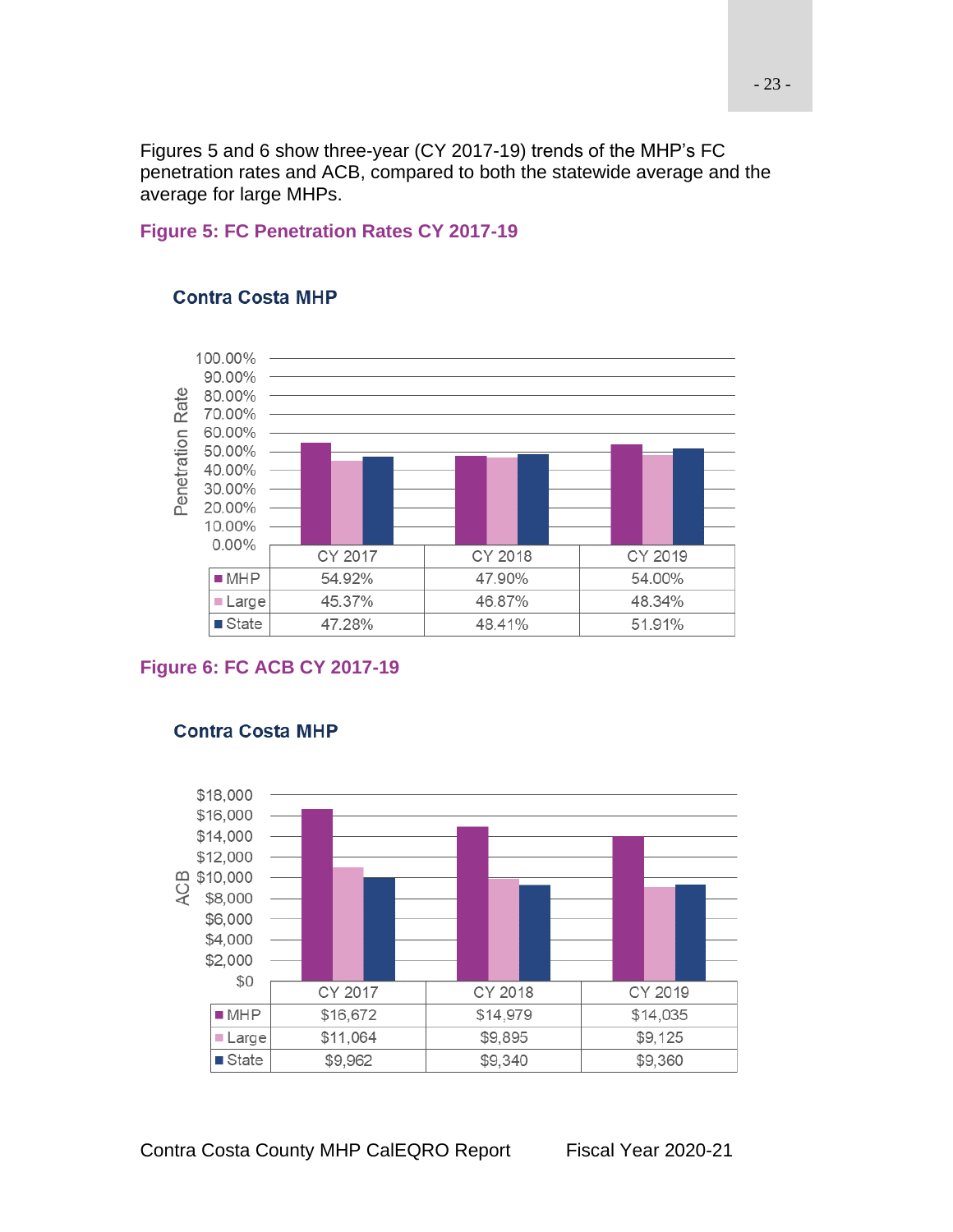Figures 5 and 6 show three-year (CY 2017-19) trends of the MHP's FC penetration rates and ACB, compared to both the statewide average and the average for large MHPs.

### Figure 5: FC Penetration Rates CY 2017-19

**Contra Costa MHP**

| | CY 2017 | CY 2018 | CY 2019 |
|---|---|---|---|
| MHP | 54.92% | 47.90% | 54.00% |
| Large | 45.37% | 46.87% | 48.34% |
| State | 47.28% | 48.41% | 51.91% |

### Figure 6: FC ACB CY 2017-19

**Contra Costa MHP**

| | CY 2017 | CY 2018 | CY 2019 |
|---|---|---|---|
| MHP | $16,672 | $14,979 | $14,035 |
| Large | $11,064 | $9,895 | $9,125 |
| State | $9,962 | $9,340 | $9,360 |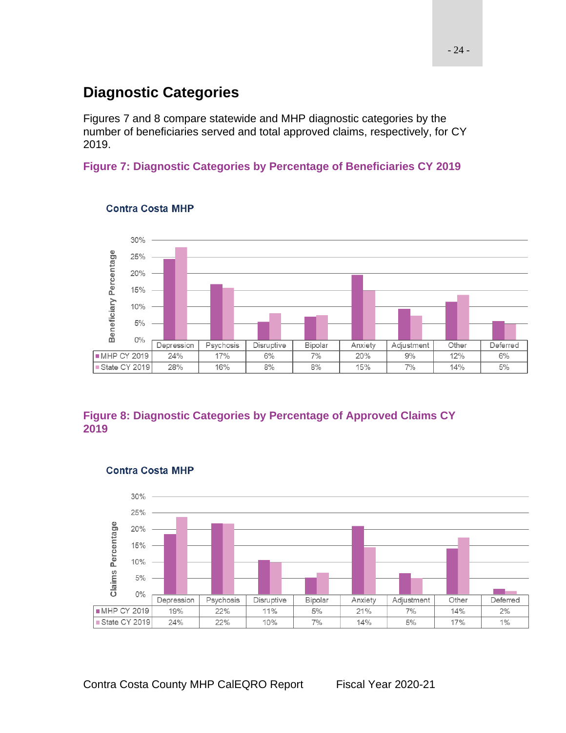## Diagnostic Categories

Figures 7 and 8 compare statewide and MHP diagnostic categories by the number of beneficiaries served and total approved claims, respectively, for CY 2019.

**Figure 7: Diagnostic Categories by Percentage of Beneficiaries CY 2019**

Contra Costa MHP

| | Depression | Psychosis | Disruptive | Bipolar | Anxiety | Adjustment | Other | Deferred |
|---|---|---|---|---|---|---|---|---|
| MHP CY 2019 | 24% | 17% | 6% | 7% | 20% | 9% | 12% | 6% |
| State CY 2019 | 28% | 16% | 8% | 8% | 15% | 7% | 14% | 5% |

**Figure 8: Diagnostic Categories by Percentage of Approved Claims CY 2019**

Contra Costa MHP

| | Depression | Psychosis | Disruptive | Bipolar | Anxiety | Adjustment | Other | Deferred |
|---|---|---|---|---|---|---|---|---|
| MHP CY 2019 | 19% | 22% | 11% | 5% | 21% | 7% | 14% | 2% |
| State CY 2019 | 24% | 22% | 10% | 7% | 14% | 5% | 17% | 1% |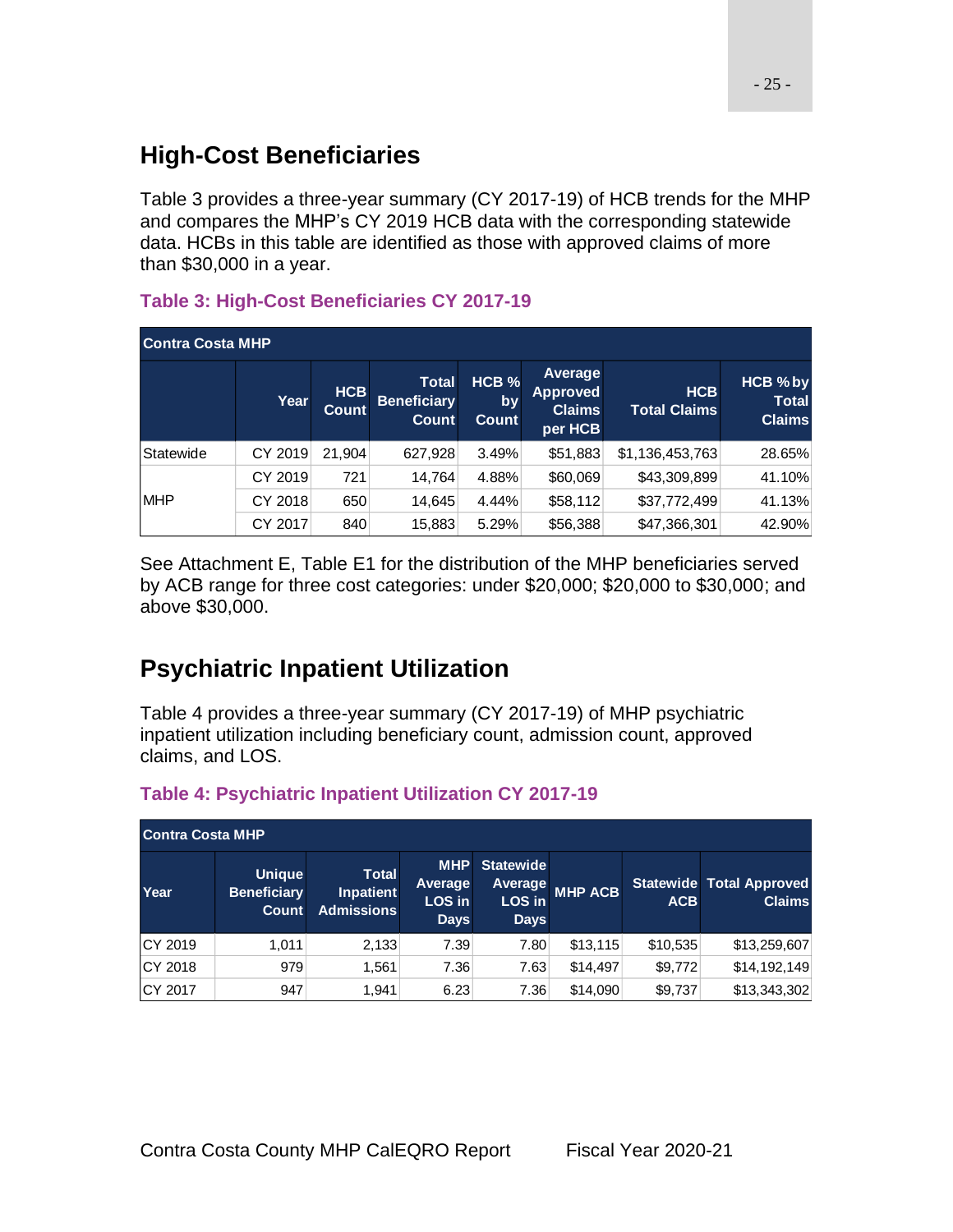## High-Cost Beneficiaries

Table 3 provides a three-year summary (CY 2017-19) of HCB trends for the MHP and compares the MHP's CY 2019 HCB data with the corresponding statewide data. HCBs in this table are identified as those with approved claims of more than $30,000 in a year.

**Table 3: High-Cost Beneficiaries CY 2017-19**

| Contra Costa MHP | | | | | | | |
|---|---|---|---|---|---|---|---|
| | Year | HCB Count | Total Beneficiary Count | HCB % by Count | Average Approved Claims per HCB | HCB Total Claims | HCB % by Total Claims |
| Statewide | CY 2019 | 21,904 | 627,928 | 3.49% | $51,883 | $1,136,453,763 | 28.65% |
| MHP | CY 2019 | 721 | 14,764 | 4.88% | $60,069 | $43,309,899 | 41.10% |
| | CY 2018 | 650 | 14,645 | 4.44% | $58,112 | $37,772,499 | 41.13% |
| | CY 2017 | 840 | 15,883 | 5.29% | $56,388 | $47,366,301 | 42.90% |

See Attachment E, Table E1 for the distribution of the MHP beneficiaries served by ACB range for three cost categories: under $20,000; $20,000 to $30,000; and above $30,000.

## Psychiatric Inpatient Utilization

Table 4 provides a three-year summary (CY 2017-19) of MHP psychiatric inpatient utilization including beneficiary count, admission count, approved claims, and LOS.

**Table 4: Psychiatric Inpatient Utilization CY 2017-19**

| Contra Costa MHP | | | | | | | |
|---|---|---|---|---|---|---|---|
| Year | Unique Beneficiary Count | Total Inpatient Admissions | MHP Average LOS in Days | Statewide Average LOS in Days | MHP ACB | Statewide ACB | Total Approved Claims |
| CY 2019 | 1,011 | 2,133 | 7.39 | 7.80 | $13,115 | $10,535 | $13,259,607 |
| CY 2018 | 979 | 1,561 | 7.36 | 7.63 | $14,497 | $9,772 | $14,192,149 |
| CY 2017 | 947 | 1,941 | 6.23 | 7.36 | $14,090 | $9,737 | $13,343,302 |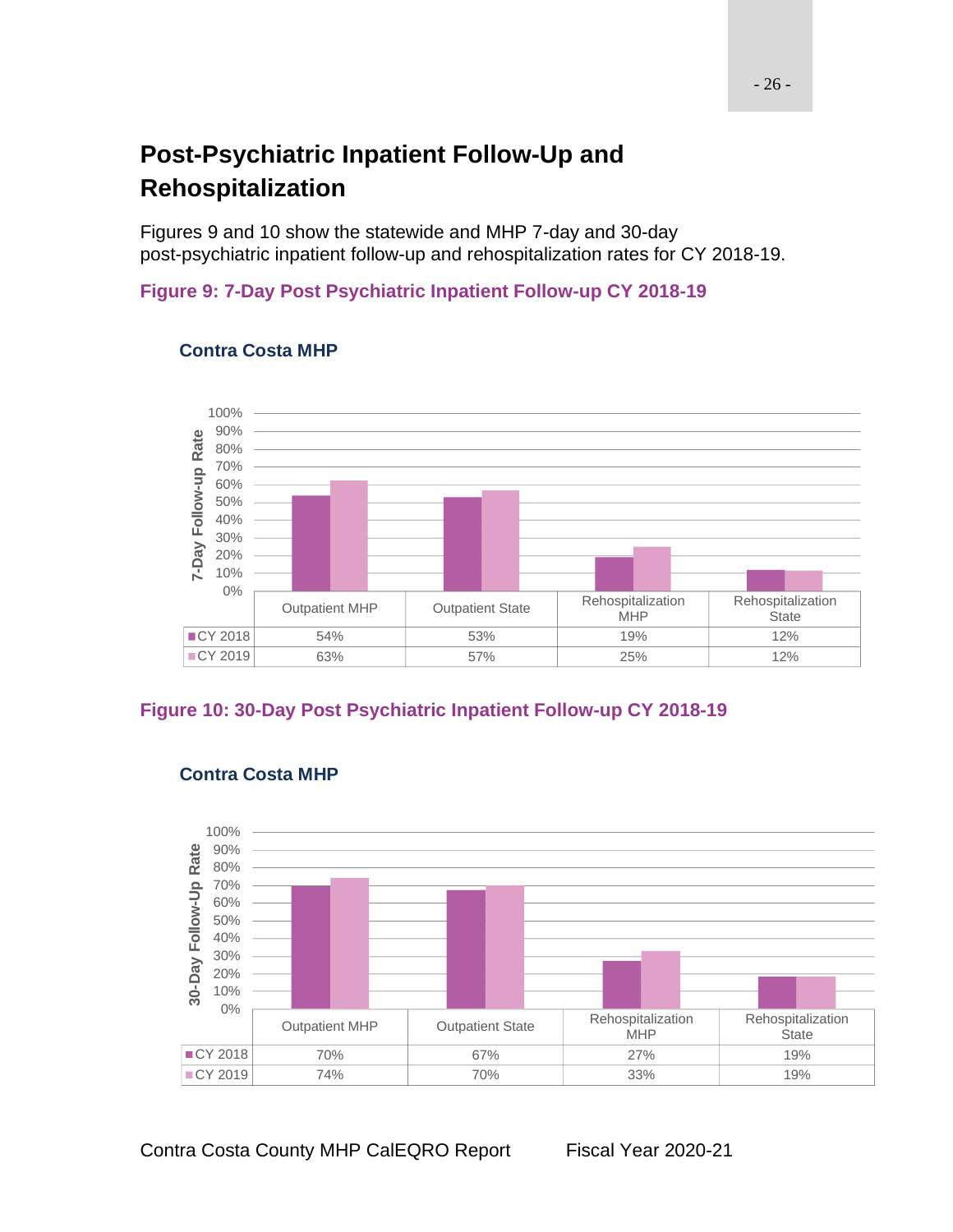## Post-Psychiatric Inpatient Follow-Up and Rehospitalization

Figures 9 and 10 show the statewide and MHP 7-day and 30-day post-psychiatric inpatient follow-up and rehospitalization rates for CY 2018-19.

**Figure 9: 7-Day Post Psychiatric Inpatient Follow-up CY 2018-19**

**Contra Costa MHP**

| | Outpatient MHP | Outpatient State | Rehospitalization MHP | Rehospitalization State |
|---|---|---|---|---|
| CY 2018 | 54% | 53% | 19% | 12% |
| CY 2019 | 63% | 57% | 25% | 12% |

**Figure 10: 30-Day Post Psychiatric Inpatient Follow-up CY 2018-19**

**Contra Costa MHP**

| | Outpatient MHP | Outpatient State | Rehospitalization MHP | Rehospitalization State |
|---|---|---|---|---|
| CY 2018 | 70% | 67% | 27% | 19% |
| CY 2019 | 74% | 70% | 33% | 19% |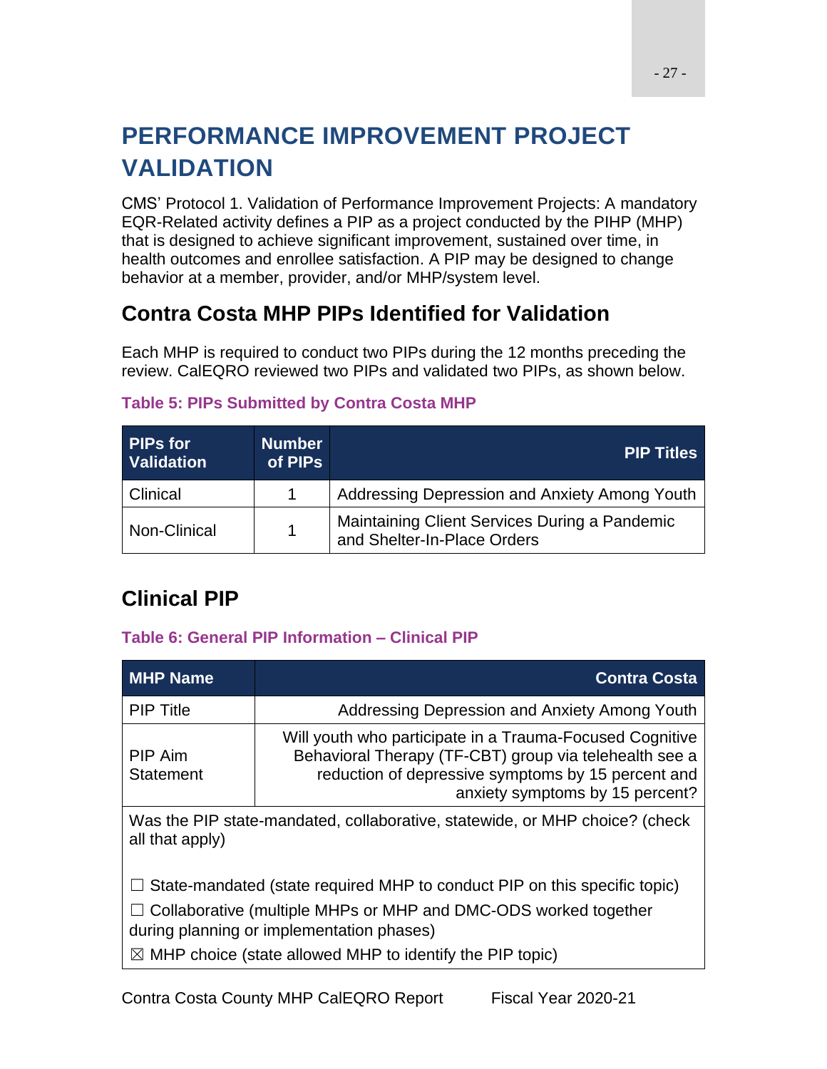# PERFORMANCE IMPROVEMENT PROJECT VALIDATION

CMS' Protocol 1. Validation of Performance Improvement Projects: A mandatory EQR-Related activity defines a PIP as a project conducted by the PIHP (MHP) that is designed to achieve significant improvement, sustained over time, in health outcomes and enrollee satisfaction. A PIP may be designed to change behavior at a member, provider, and/or MHP/system level.

## Contra Costa MHP PIPs Identified for Validation

Each MHP is required to conduct two PIPs during the 12 months preceding the review. CalEQRO reviewed two PIPs and validated two PIPs, as shown below.

**Table 5: PIPs Submitted by Contra Costa MHP**

| PIPs for Validation | Number of PIPs | PIP Titles |
|---|---|---|
| Clinical | 1 | Addressing Depression and Anxiety Among Youth |
| Non-Clinical | 1 | Maintaining Client Services During a Pandemic and Shelter-In-Place Orders |

## Clinical PIP

**Table 6: General PIP Information – Clinical PIP**

| MHP Name | Contra Costa |
|---|---|
| PIP Title | Addressing Depression and Anxiety Among Youth |
| PIP Aim Statement | Will youth who participate in a Trauma-Focused Cognitive Behavioral Therapy (TF-CBT) group via telehealth see a reduction of depressive symptoms by 15 percent and anxiety symptoms by 15 percent? |
| Was the PIP state-mandated, collaborative, statewide, or MHP choice? (check all that apply)<br><br>☐ State-mandated (state required MHP to conduct PIP on this specific topic)<br>☐ Collaborative (multiple MHPs or MHP and DMC-ODS worked together during planning or implementation phases)<br>☒ MHP choice (state allowed MHP to identify the PIP topic) | |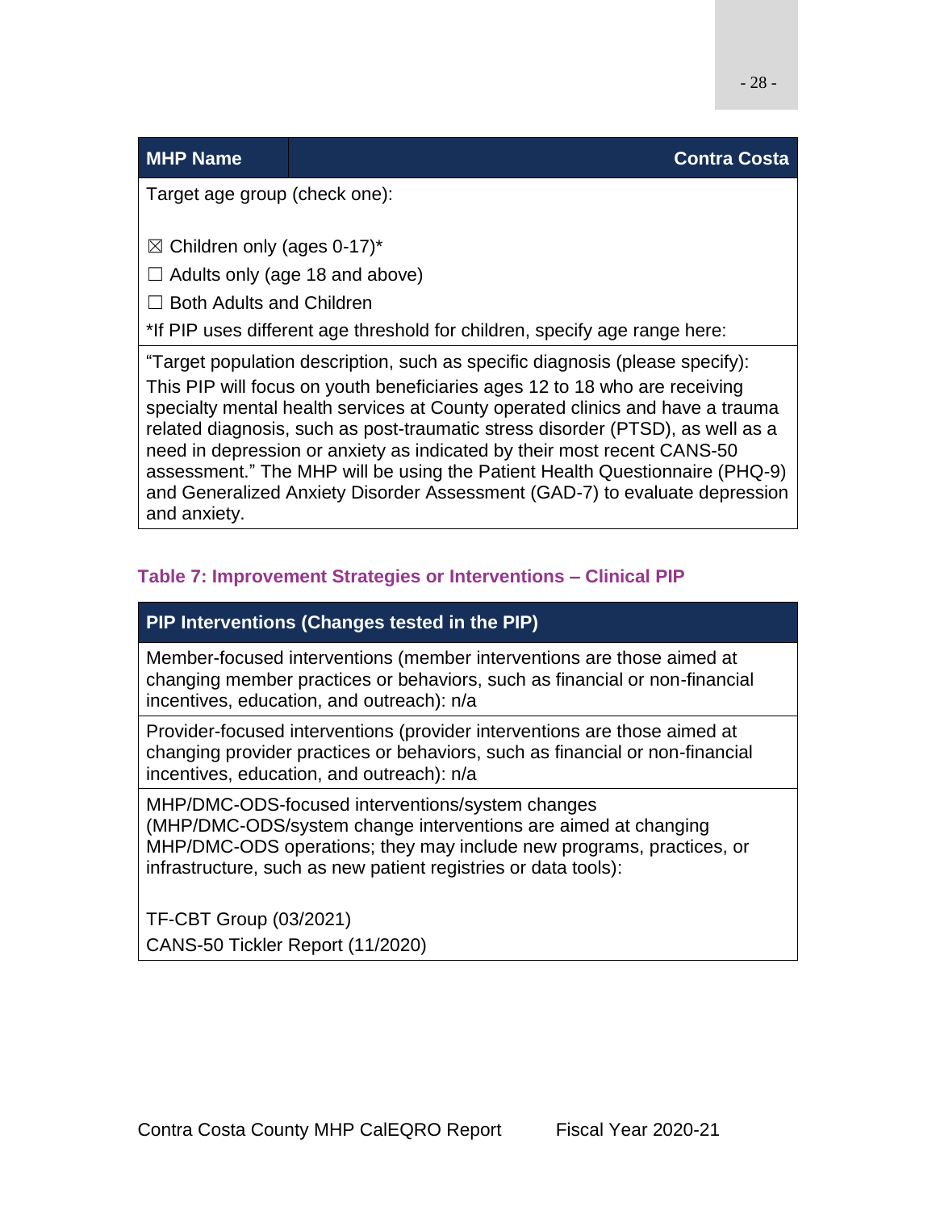| MHP Name | Contra Costa |
|---|---|
| Target age group (check one):<br><br>☒ Children only (ages 0-17)*<br>☐ Adults only (age 18 and above)<br>☐ Both Adults and Children<br>*If PIP uses different age threshold for children, specify age range here: | |
| "Target population description, such as specific diagnosis (please specify): This PIP will focus on youth beneficiaries ages 12 to 18 who are receiving specialty mental health services at County operated clinics and have a trauma related diagnosis, such as post-traumatic stress disorder (PTSD), as well as a need in depression or anxiety as indicated by their most recent CANS-50 assessment." The MHP will be using the Patient Health Questionnaire (PHQ-9) and Generalized Anxiety Disorder Assessment (GAD-7) to evaluate depression and anxiety. | |

### Table 7: Improvement Strategies or Interventions – Clinical PIP

| PIP Interventions (Changes tested in the PIP) |
|---|
| Member-focused interventions (member interventions are those aimed at changing member practices or behaviors, such as financial or non-financial incentives, education, and outreach): n/a |
| Provider-focused interventions (provider interventions are those aimed at changing provider practices or behaviors, such as financial or non-financial incentives, education, and outreach): n/a |
| MHP/DMC-ODS-focused interventions/system changes (MHP/DMC-ODS/system change interventions are aimed at changing MHP/DMC-ODS operations; they may include new programs, practices, or infrastructure, such as new patient registries or data tools):<br><br>TF-CBT Group (03/2021)<br>CANS-50 Tickler Report (11/2020) |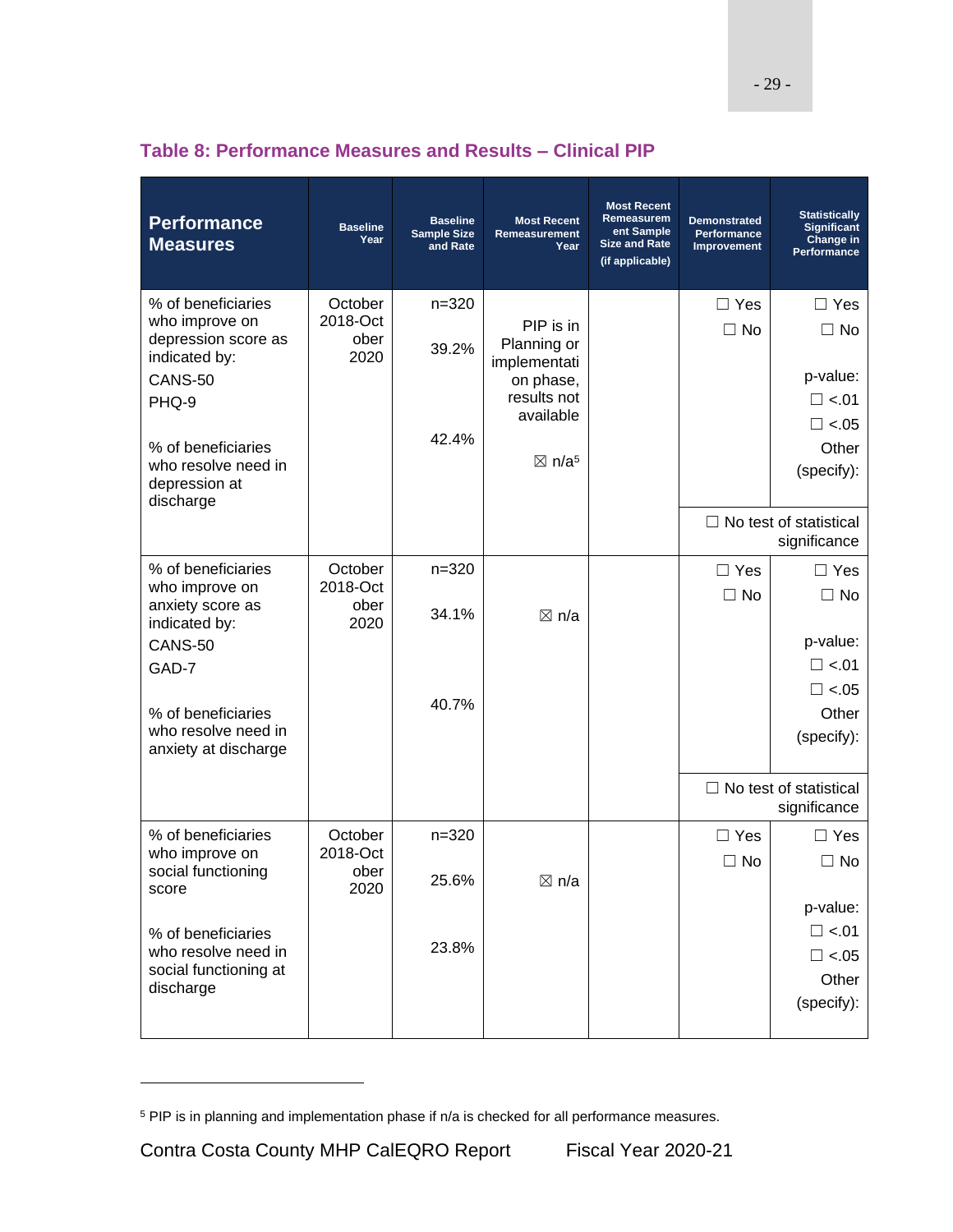### Table 8: Performance Measures and Results – Clinical PIP

| Performance Measures | Baseline Year | Baseline Sample Size and Rate | Most Recent Remeasurement Year | Most Recent Remeasurement Sample Size and Rate (if applicable) | Demonstrated Performance Improvement | Statistically Significant Change in Performance |
|---|---|---|---|---|---|---|
| % of beneficiaries who improve on depression score as indicated by: CANS-50 PHQ-9<br><br>% of beneficiaries who resolve need in depression at discharge | October 2018-October 2020 | n=320<br>39.2%<br><br>42.4% | PIP is in Planning or implementation phase, results not available<br><br>☒ n/a[5] | | ☐ Yes<br>☐ No | ☐ Yes<br>☐ No<br><br>p-value:<br>☐ <.01<br>☐ <.05<br>Other (specify): |
| | | | | | ☐ No test of statistical significance | |
| % of beneficiaries who improve on anxiety score as indicated by: CANS-50 GAD-7<br><br>% of beneficiaries who resolve need in anxiety at discharge | October 2018-October 2020 | n=320<br>34.1%<br><br>40.7% | ☒ n/a | | ☐ Yes<br>☐ No | ☐ Yes<br>☐ No<br><br>p-value:<br>☐ <.01<br>☐ <.05<br>Other (specify): |
| | | | | | ☐ No test of statistical significance | |
| % of beneficiaries who improve on social functioning score<br><br>% of beneficiaries who resolve need in social functioning at discharge | October 2018-October 2020 | n=320<br>25.6%<br><br>23.8% | ☒ n/a | | ☐ Yes<br>☐ No | ☐ Yes<br>☐ No<br><br>p-value:<br>☐ <.01<br>☐ <.05<br>Other (specify): |

[5] PIP is in planning and implementation phase if n/a is checked for all performance measures.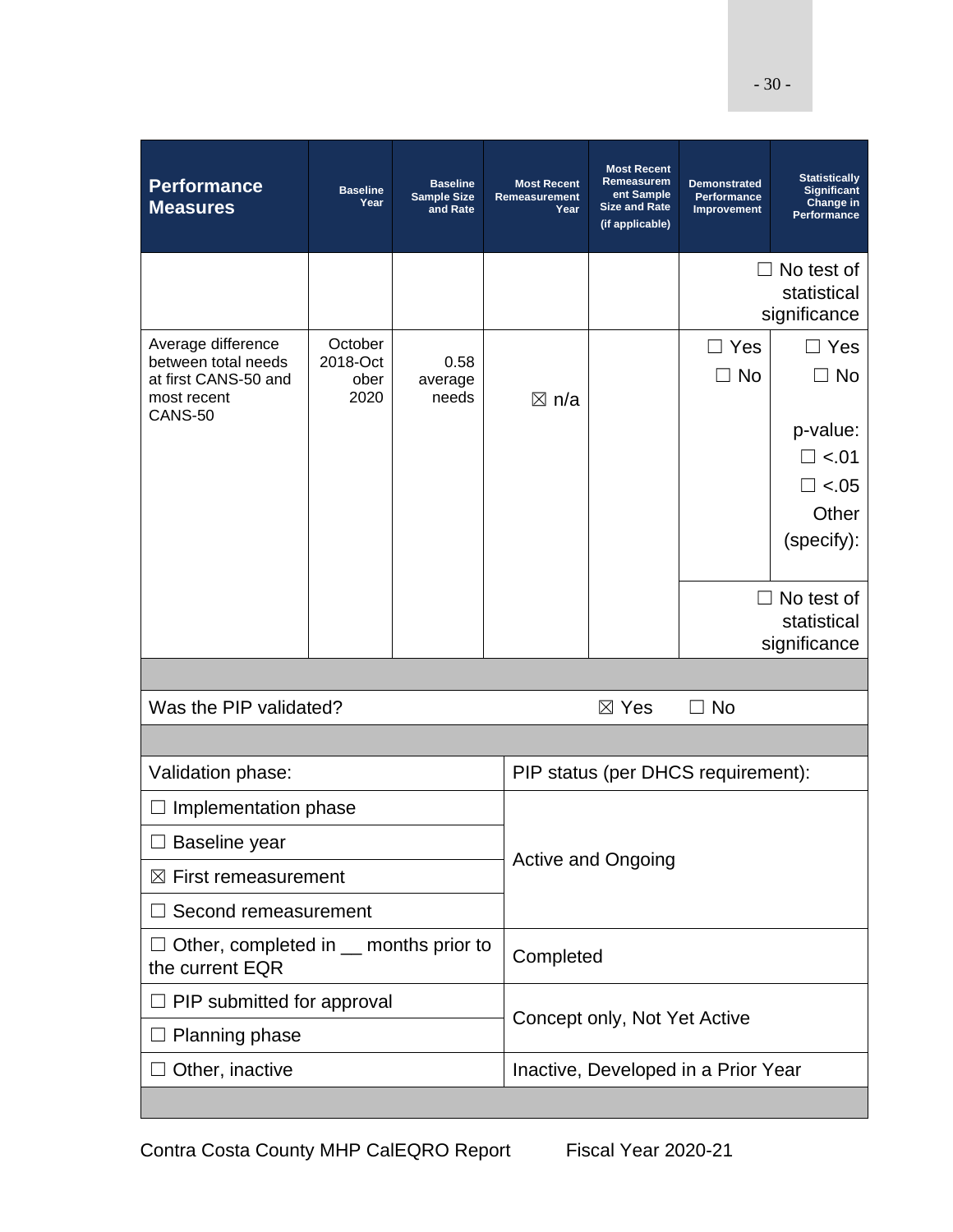| Performance Measures | Baseline Year | Baseline Sample Size and Rate | Most Recent Remeasurement Year | Most Recent Remeasurement Sample Size and Rate (if applicable) | Demonstrated Performance Improvement | Statistically Significant Change in Performance |
|---|---|---|---|---|---|---|
| | | | | | ☐ No test of statistical significance | |
| Average difference between total needs at first CANS-50 and most recent CANS-50 | October 2018-October 2020 | 0.58 average needs | ☒ n/a | | ☐ Yes ☐ No | ☐ Yes ☐ No p-value: ☐ <.01 ☐ <.05 Other (specify): |
| | | | | | ☐ No test of statistical significance | |

| Was the PIP validated? | ☒ Yes ☐ No |
|---|---|

| Validation phase: | PIP status (per DHCS requirement): |
|---|---|
| ☐ Implementation phase | Active and Ongoing |
| ☐ Baseline year | |
| ☒ First remeasurement | |
| ☐ Second remeasurement | |
| ☐ Other, completed in __ months prior to the current EQR | Completed |
| ☐ PIP submitted for approval | Concept only, Not Yet Active |
| ☐ Planning phase | |
| ☐ Other, inactive | Inactive, Developed in a Prior Year |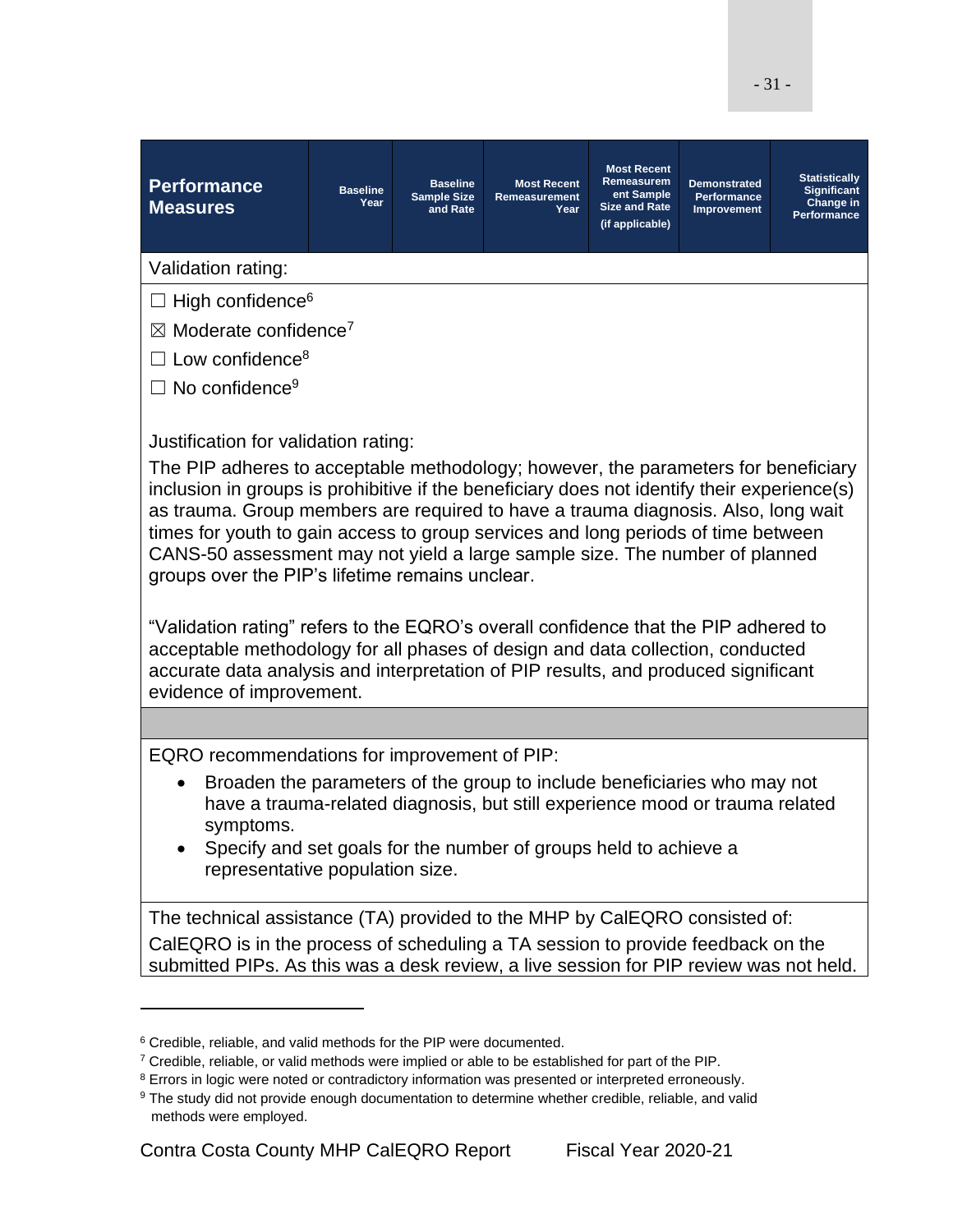| Performance Measures | Baseline Year | Baseline Sample Size and Rate | Most Recent Remeasurement Year | Most Recent Remeasurement Sample Size and Rate (if applicable) | Demonstrated Performance Improvement | Statistically Significant Change in Performance |
|---|---|---|---|---|---|---|

Validation rating:

☐ High confidence[6]

☒ Moderate confidence[7]

☐ Low confidence[8]

☐ No confidence[9]

Justification for validation rating:

The PIP adheres to acceptable methodology; however, the parameters for beneficiary inclusion in groups is prohibitive if the beneficiary does not identify their experience(s) as trauma. Group members are required to have a trauma diagnosis. Also, long wait times for youth to gain access to group services and long periods of time between CANS-50 assessment may not yield a large sample size. The number of planned groups over the PIP's lifetime remains unclear.

"Validation rating" refers to the EQRO's overall confidence that the PIP adhered to acceptable methodology for all phases of design and data collection, conducted accurate data analysis and interpretation of PIP results, and produced significant evidence of improvement.

EQRO recommendations for improvement of PIP:

- Broaden the parameters of the group to include beneficiaries who may not have a trauma-related diagnosis, but still experience mood or trauma related symptoms.
- Specify and set goals for the number of groups held to achieve a representative population size.

The technical assistance (TA) provided to the MHP by CalEQRO consisted of:

CalEQRO is in the process of scheduling a TA session to provide feedback on the submitted PIPs. As this was a desk review, a live session for PIP review was not held.

---

[6] Credible, reliable, and valid methods for the PIP were documented.

[7] Credible, reliable, or valid methods were implied or able to be established for part of the PIP.

[8] Errors in logic were noted or contradictory information was presented or interpreted erroneously.

[9] The study did not provide enough documentation to determine whether credible, reliable, and valid methods were employed.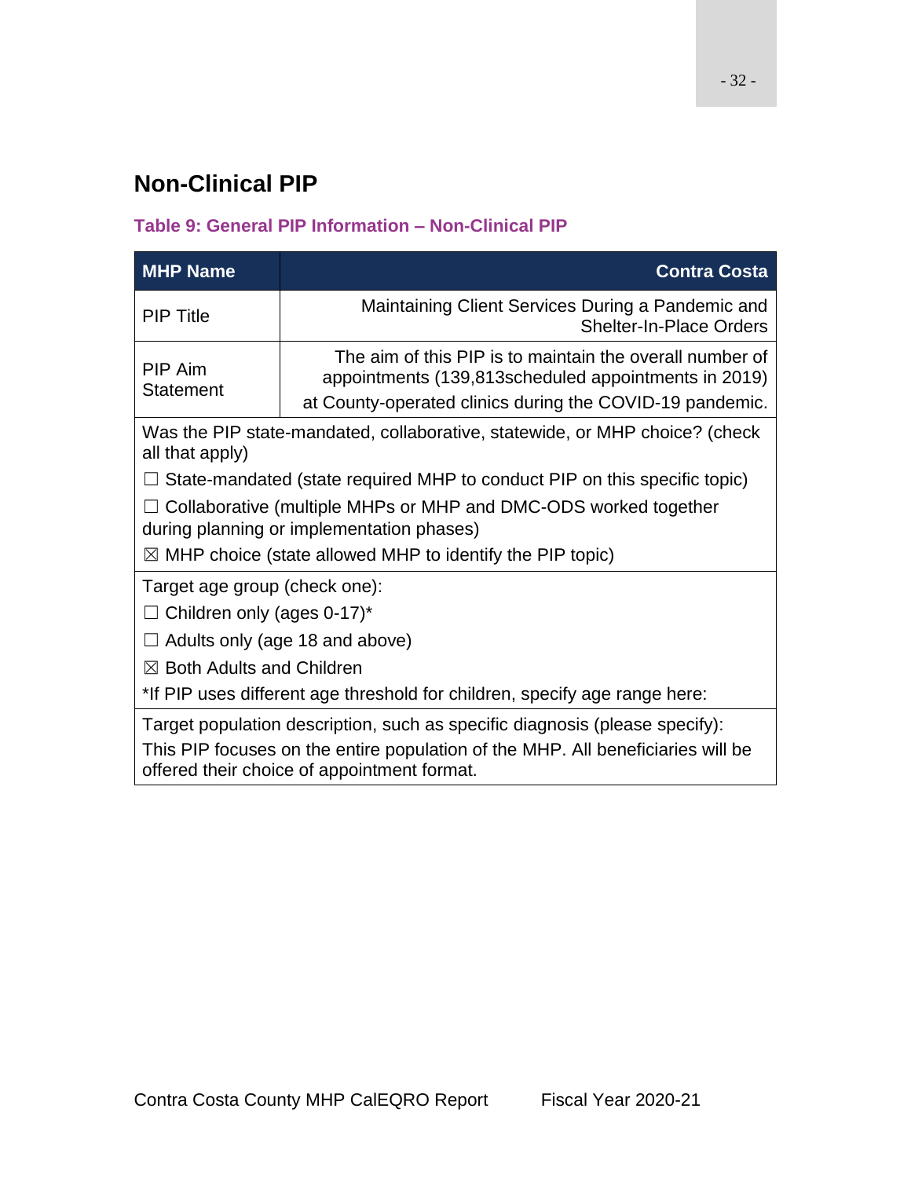## Non-Clinical PIP

**Table 9: General PIP Information – Non-Clinical PIP**

| MHP Name | Contra Costa |
|---|---|
| PIP Title | Maintaining Client Services During a Pandemic and Shelter-In-Place Orders |
| PIP Aim Statement | The aim of this PIP is to maintain the overall number of appointments (139,813scheduled appointments in 2019) at County-operated clinics during the COVID-19 pandemic. |
| Was the PIP state-mandated, collaborative, statewide, or MHP choice? (check all that apply)<br>☐ State-mandated (state required MHP to conduct PIP on this specific topic)<br>☐ Collaborative (multiple MHPs or MHP and DMC-ODS worked together during planning or implementation phases)<br>☒ MHP choice (state allowed MHP to identify the PIP topic) | |
| Target age group (check one):<br>☐ Children only (ages 0-17)*<br>☐ Adults only (age 18 and above)<br>☒ Both Adults and Children<br>*If PIP uses different age threshold for children, specify age range here: | |
| Target population description, such as specific diagnosis (please specify):<br>This PIP focuses on the entire population of the MHP. All beneficiaries will be offered their choice of appointment format. | |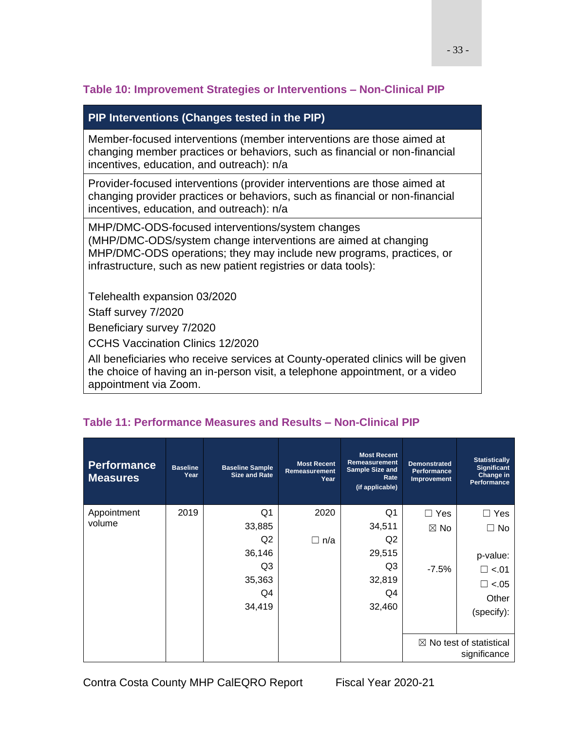### Table 10: Improvement Strategies or Interventions – Non-Clinical PIP

| PIP Interventions (Changes tested in the PIP) |
|---|
| Member-focused interventions (member interventions are those aimed at changing member practices or behaviors, such as financial or non-financial incentives, education, and outreach): n/a |
| Provider-focused interventions (provider interventions are those aimed at changing provider practices or behaviors, such as financial or non-financial incentives, education, and outreach): n/a |
| MHP/DMC-ODS-focused interventions/system changes (MHP/DMC-ODS/system change interventions are aimed at changing MHP/DMC-ODS operations; they may include new programs, practices, or infrastructure, such as new patient registries or data tools):<br><br>Telehealth expansion 03/2020<br>Staff survey 7/2020<br>Beneficiary survey 7/2020<br>CCHS Vaccination Clinics 12/2020<br>All beneficiaries who receive services at County-operated clinics will be given the choice of having an in-person visit, a telephone appointment, or a video appointment via Zoom. |

### Table 11: Performance Measures and Results – Non-Clinical PIP

| Performance Measures | Baseline Year | Baseline Sample Size and Rate | Most Recent Remeasurement Year | Most Recent Remeasurement Sample Size and Rate (if applicable) | Demonstrated Performance Improvement | Statistically Significant Change in Performance |
|---|---|---|---|---|---|---|
| Appointment volume | 2019 | Q1 33,885<br>Q2 36,146<br>Q3 35,363<br>Q4 34,419 | 2020<br><br>☐ n/a | Q1 34,511<br>Q2 29,515<br>Q3 32,819<br>Q4 32,460 | ☐ Yes<br>☒ No<br><br>-7.5% | ☐ Yes<br>☐ No<br><br>p-value:<br>☐ <.01<br>☐ <.05<br>Other (specify): |
| | | | | | ☒ No test of statistical significance | |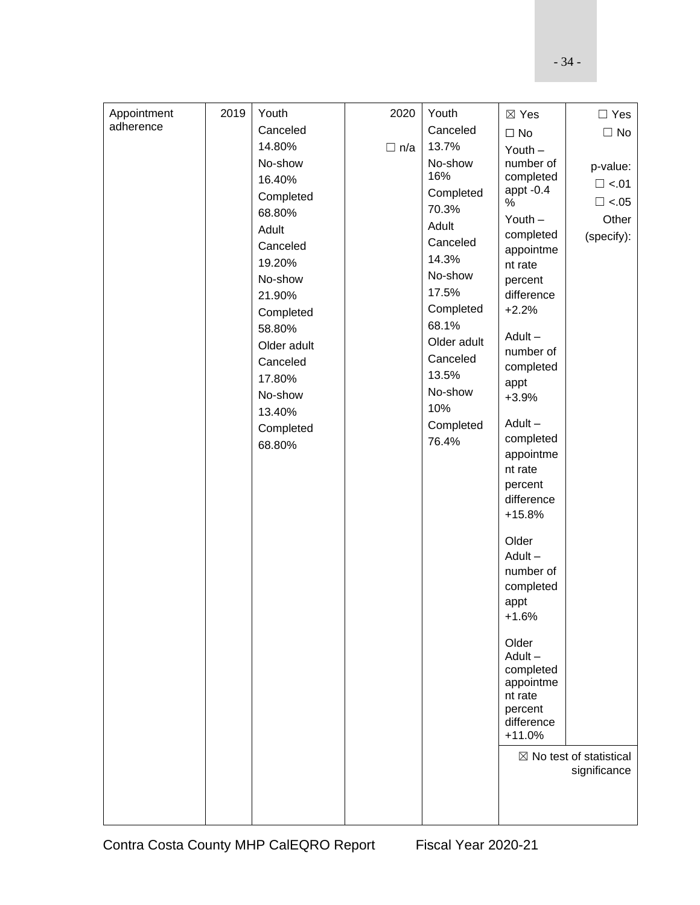| Appointment adherence | 2019 | Youth<br>Canceled<br>14.80%<br>No-show<br>16.40%<br>Completed<br>68.80%<br>Adult<br>Canceled<br>19.20%<br>No-show<br>21.90%<br>Completed<br>58.80%<br>Older adult<br>Canceled<br>17.80%<br>No-show<br>13.40%<br>Completed<br>68.80% | 2020<br><br>☐ n/a | Youth<br>Canceled<br>13.7%<br>No-show<br>16%<br>Completed<br>70.3%<br>Adult<br>Canceled<br>14.3%<br>No-show<br>17.5%<br>Completed<br>68.1%<br>Older adult<br>Canceled<br>13.5%<br>No-show<br>10%<br>Completed<br>76.4% | ☒ Yes<br>☐ No<br>Youth – number of completed appt -0.4 %<br>Youth – completed appointment rate percent difference +2.2%<br><br>Adult – number of completed appt +3.9%<br><br>Adult – completed appointment rate percent difference +15.8%<br><br>Older Adult – number of completed appt +1.6%<br><br>Older Adult – completed appointment rate percent difference +11.0% | ☐ Yes<br>☐ No<br><br>p-value:<br>☐ <.01<br>☐ <.05<br>Other (specify): |
|---|---|---|---|---|---|---|
| | | | | | ☒ No test of statistical significance | |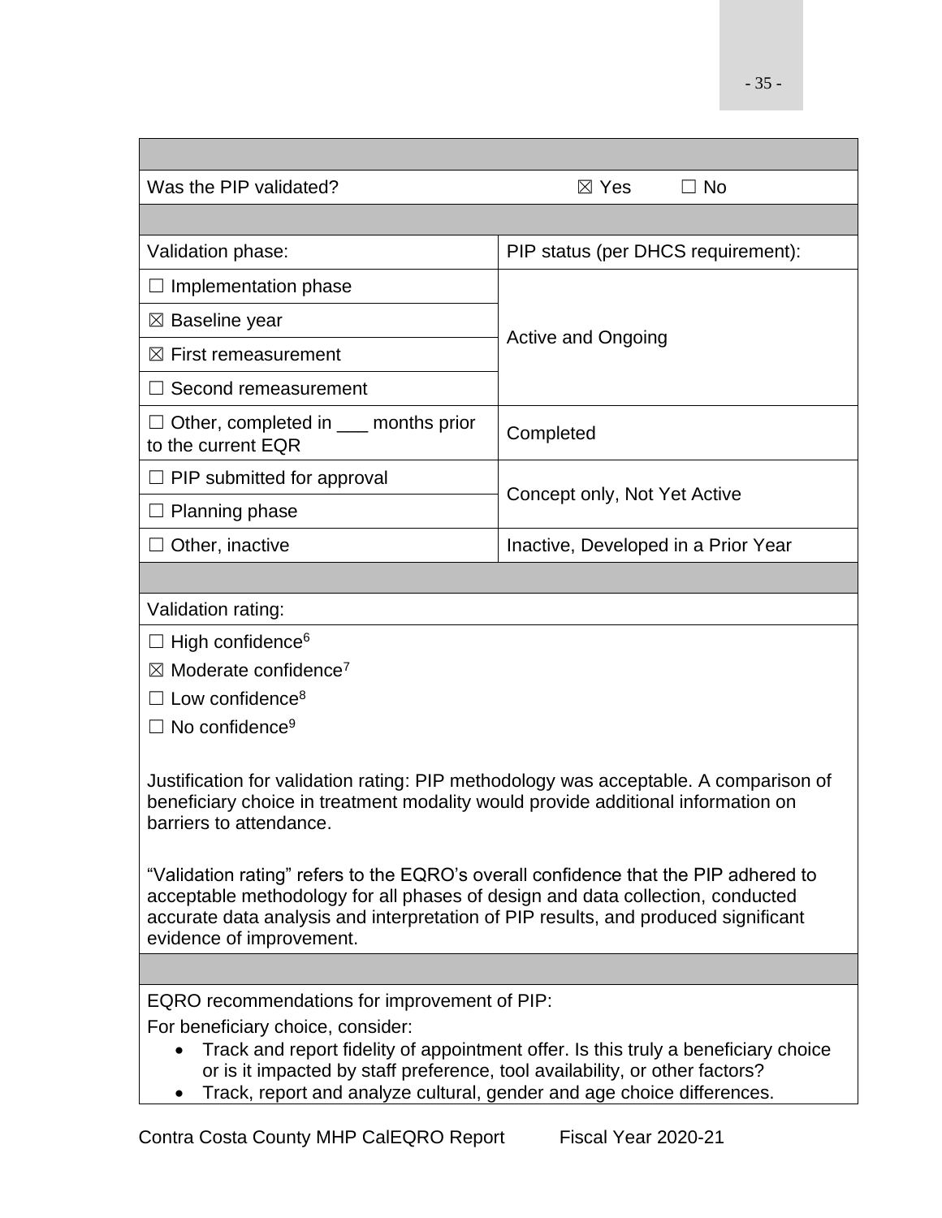| | |
|---|---|
| Was the PIP validated? | ☒ Yes ☐ No |
| | |
| Validation phase: | PIP status (per DHCS requirement): |
| ☐ Implementation phase | Active and Ongoing |
| ☒ Baseline year | |
| ☒ First remeasurement | |
| ☐ Second remeasurement | |
| ☐ Other, completed in ___ months prior to the current EQR | Completed |
| ☐ PIP submitted for approval | Concept only, Not Yet Active |
| ☐ Planning phase | |
| ☐ Other, inactive | Inactive, Developed in a Prior Year |

Validation rating:

☐ High confidence[6]

☒ Moderate confidence[7]

☐ Low confidence[8]

☐ No confidence[9]

Justification for validation rating: PIP methodology was acceptable. A comparison of beneficiary choice in treatment modality would provide additional information on barriers to attendance.

"Validation rating" refers to the EQRO's overall confidence that the PIP adhered to acceptable methodology for all phases of design and data collection, conducted accurate data analysis and interpretation of PIP results, and produced significant evidence of improvement.

EQRO recommendations for improvement of PIP:

For beneficiary choice, consider:

- Track and report fidelity of appointment offer. Is this truly a beneficiary choice or is it impacted by staff preference, tool availability, or other factors?
- Track, report and analyze cultural, gender and age choice differences.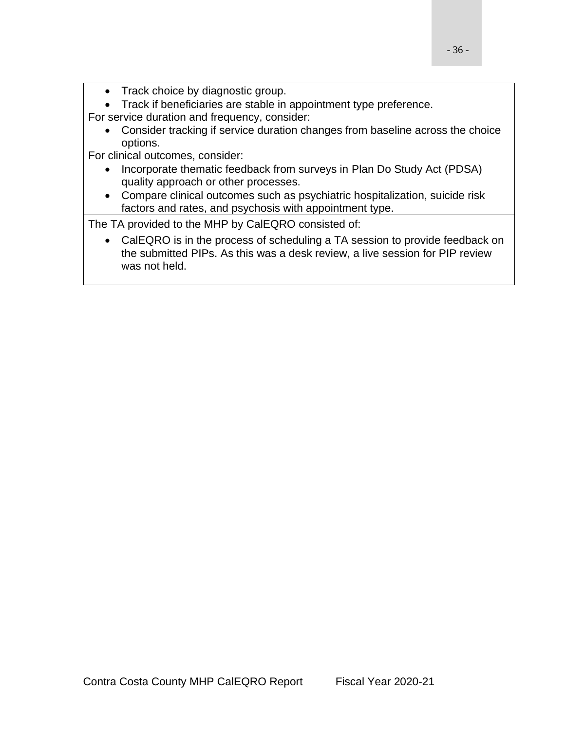- Track choice by diagnostic group.
- Track if beneficiaries are stable in appointment type preference.

For service duration and frequency, consider:

- Consider tracking if service duration changes from baseline across the choice options.

For clinical outcomes, consider:

- Incorporate thematic feedback from surveys in Plan Do Study Act (PDSA) quality approach or other processes.
- Compare clinical outcomes such as psychiatric hospitalization, suicide risk factors and rates, and psychosis with appointment type.

The TA provided to the MHP by CalEQRO consisted of:

- CalEQRO is in the process of scheduling a TA session to provide feedback on the submitted PIPs. As this was a desk review, a live session for PIP review was not held.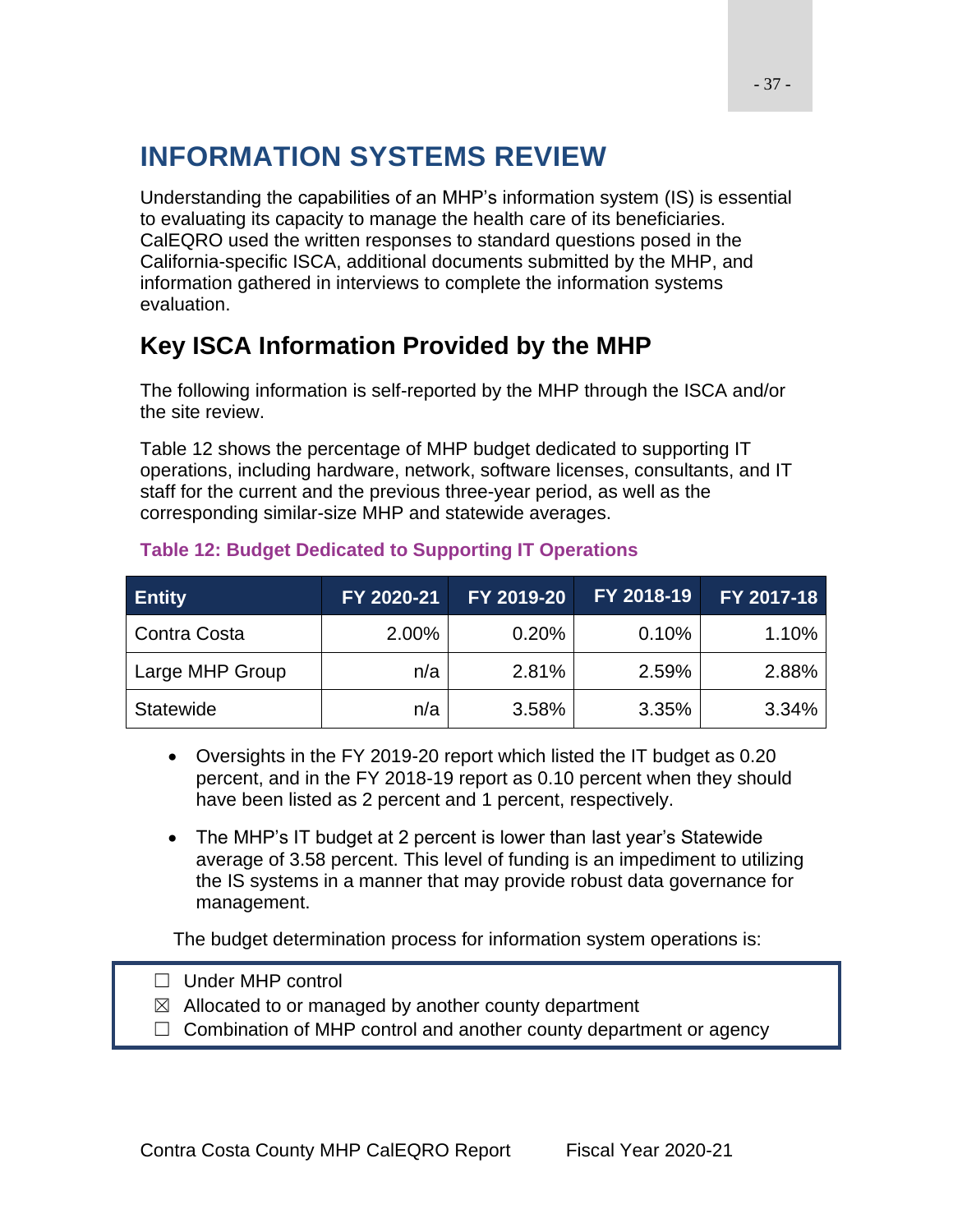# INFORMATION SYSTEMS REVIEW

Understanding the capabilities of an MHP's information system (IS) is essential to evaluating its capacity to manage the health care of its beneficiaries. CalEQRO used the written responses to standard questions posed in the California-specific ISCA, additional documents submitted by the MHP, and information gathered in interviews to complete the information systems evaluation.

## Key ISCA Information Provided by the MHP

The following information is self-reported by the MHP through the ISCA and/or the site review.

Table 12 shows the percentage of MHP budget dedicated to supporting IT operations, including hardware, network, software licenses, consultants, and IT staff for the current and the previous three-year period, as well as the corresponding similar-size MHP and statewide averages.

**Table 12: Budget Dedicated to Supporting IT Operations**

| Entity | FY 2020-21 | FY 2019-20 | FY 2018-19 | FY 2017-18 |
|---|---|---|---|---|
| Contra Costa | 2.00% | 0.20% | 0.10% | 1.10% |
| Large MHP Group | n/a | 2.81% | 2.59% | 2.88% |
| Statewide | n/a | 3.58% | 3.35% | 3.34% |

- Oversights in the FY 2019-20 report which listed the IT budget as 0.20 percent, and in the FY 2018-19 report as 0.10 percent when they should have been listed as 2 percent and 1 percent, respectively.
- The MHP's IT budget at 2 percent is lower than last year's Statewide average of 3.58 percent. This level of funding is an impediment to utilizing the IS systems in a manner that may provide robust data governance for management.

The budget determination process for information system operations is:

☐ Under MHP control
☒ Allocated to or managed by another county department
☐ Combination of MHP control and another county department or agency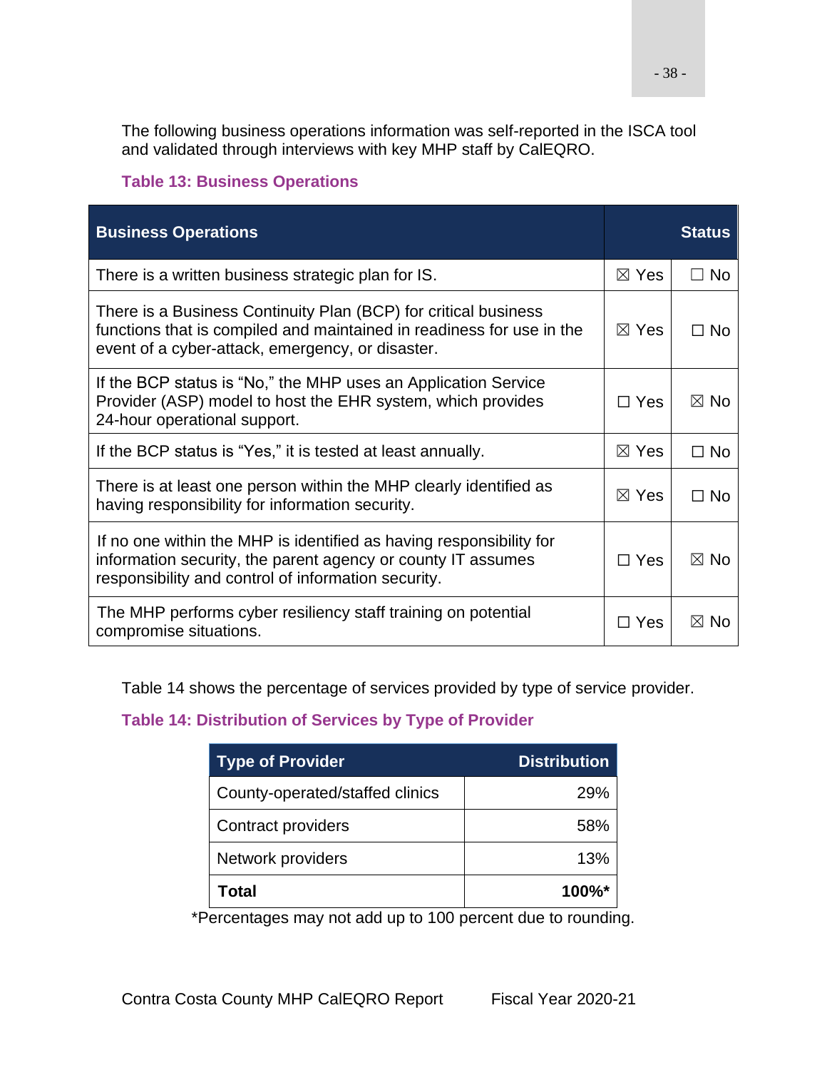The following business operations information was self-reported in the ISCA tool and validated through interviews with key MHP staff by CalEQRO.

**Table 13: Business Operations**

| Business Operations | Status | |
|---|---|---|
| There is a written business strategic plan for IS. | ☒ Yes | ☐ No |
| There is a Business Continuity Plan (BCP) for critical business functions that is compiled and maintained in readiness for use in the event of a cyber-attack, emergency, or disaster. | ☒ Yes | ☐ No |
| If the BCP status is "No," the MHP uses an Application Service Provider (ASP) model to host the EHR system, which provides 24-hour operational support. | ☐ Yes | ☒ No |
| If the BCP status is "Yes," it is tested at least annually. | ☒ Yes | ☐ No |
| There is at least one person within the MHP clearly identified as having responsibility for information security. | ☒ Yes | ☐ No |
| If no one within the MHP is identified as having responsibility for information security, the parent agency or county IT assumes responsibility and control of information security. | ☐ Yes | ☒ No |
| The MHP performs cyber resiliency staff training on potential compromise situations. | ☐ Yes | ☒ No |

Table 14 shows the percentage of services provided by type of service provider.

**Table 14: Distribution of Services by Type of Provider**

| Type of Provider | Distribution |
|---|---:|
| County-operated/staffed clinics | 29% |
| Contract providers | 58% |
| Network providers | 13% |
| **Total** | **100%*** |

*Percentages may not add up to 100 percent due to rounding.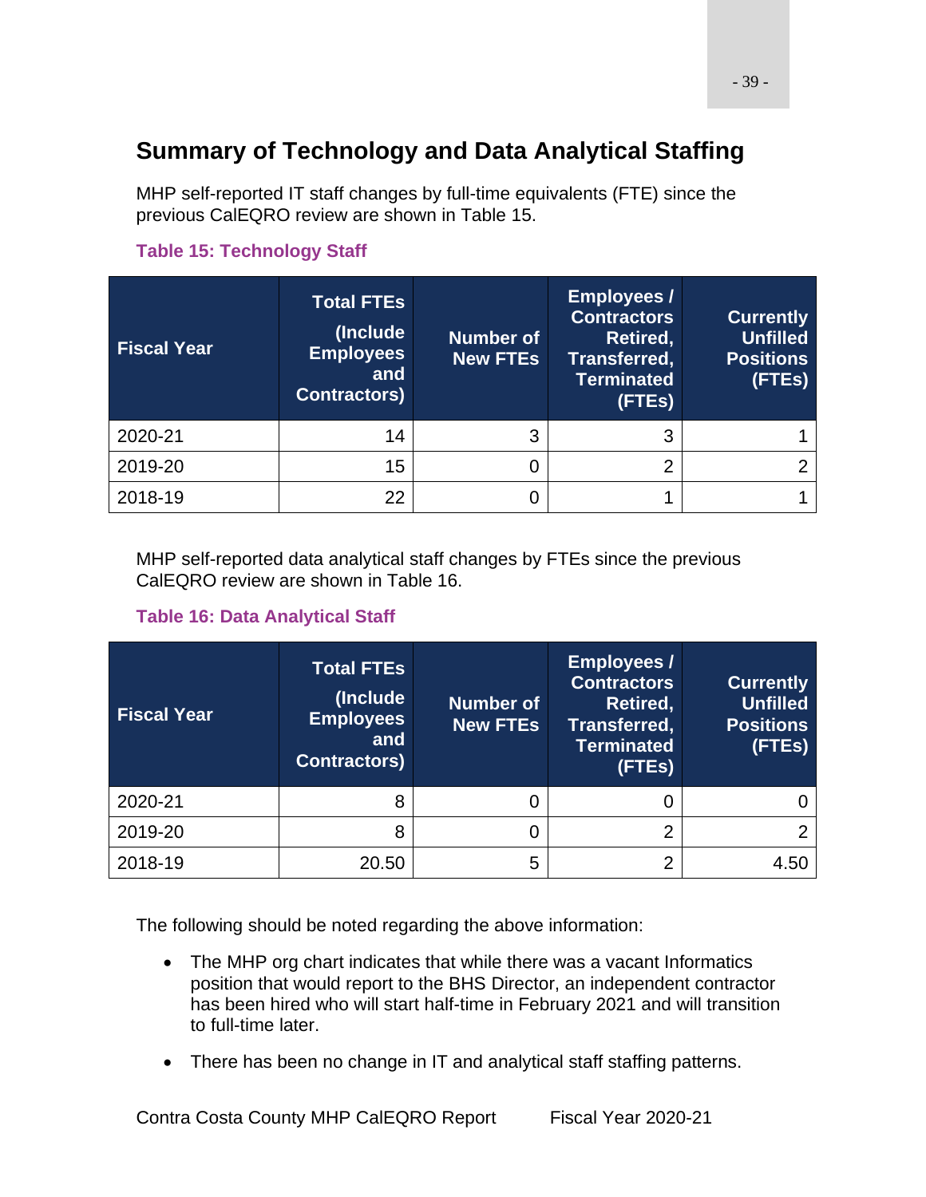## Summary of Technology and Data Analytical Staffing

MHP self-reported IT staff changes by full-time equivalents (FTE) since the previous CalEQRO review are shown in Table 15.

**Table 15: Technology Staff**

| Fiscal Year | Total FTEs (Include Employees and Contractors) | Number of New FTEs | Employees / Contractors Retired, Transferred, Terminated (FTEs) | Currently Unfilled Positions (FTEs) |
|---|---|---|---|---|
| 2020-21 | 14 | 3 | 3 | 1 |
| 2019-20 | 15 | 0 | 2 | 2 |
| 2018-19 | 22 | 0 | 1 | 1 |

MHP self-reported data analytical staff changes by FTEs since the previous CalEQRO review are shown in Table 16.

**Table 16: Data Analytical Staff**

| Fiscal Year | Total FTEs (Include Employees and Contractors) | Number of New FTEs | Employees / Contractors Retired, Transferred, Terminated (FTEs) | Currently Unfilled Positions (FTEs) |
|---|---|---|---|---|
| 2020-21 | 8 | 0 | 0 | 0 |
| 2019-20 | 8 | 0 | 2 | 2 |
| 2018-19 | 20.50 | 5 | 2 | 4.50 |

The following should be noted regarding the above information:

- The MHP org chart indicates that while there was a vacant Informatics position that would report to the BHS Director, an independent contractor has been hired who will start half-time in February 2021 and will transition to full-time later.
- There has been no change in IT and analytical staff staffing patterns.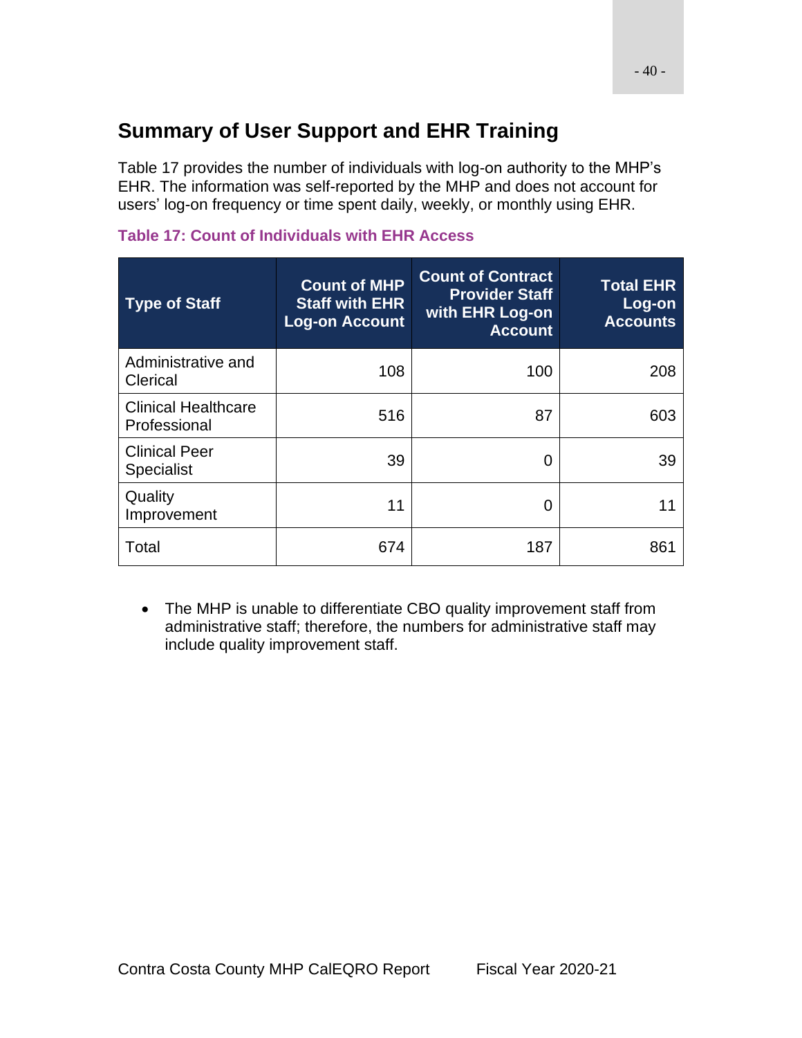## Summary of User Support and EHR Training

Table 17 provides the number of individuals with log-on authority to the MHP's EHR. The information was self-reported by the MHP and does not account for users' log-on frequency or time spent daily, weekly, or monthly using EHR.

**Table 17: Count of Individuals with EHR Access**

| Type of Staff | Count of MHP Staff with EHR Log-on Account | Count of Contract Provider Staff with EHR Log-on Account | Total EHR Log-on Accounts |
|---|---|---|---|
| Administrative and Clerical | 108 | 100 | 208 |
| Clinical Healthcare Professional | 516 | 87 | 603 |
| Clinical Peer Specialist | 39 | 0 | 39 |
| Quality Improvement | 11 | 0 | 11 |
| Total | 674 | 187 | 861 |

- The MHP is unable to differentiate CBO quality improvement staff from administrative staff; therefore, the numbers for administrative staff may include quality improvement staff.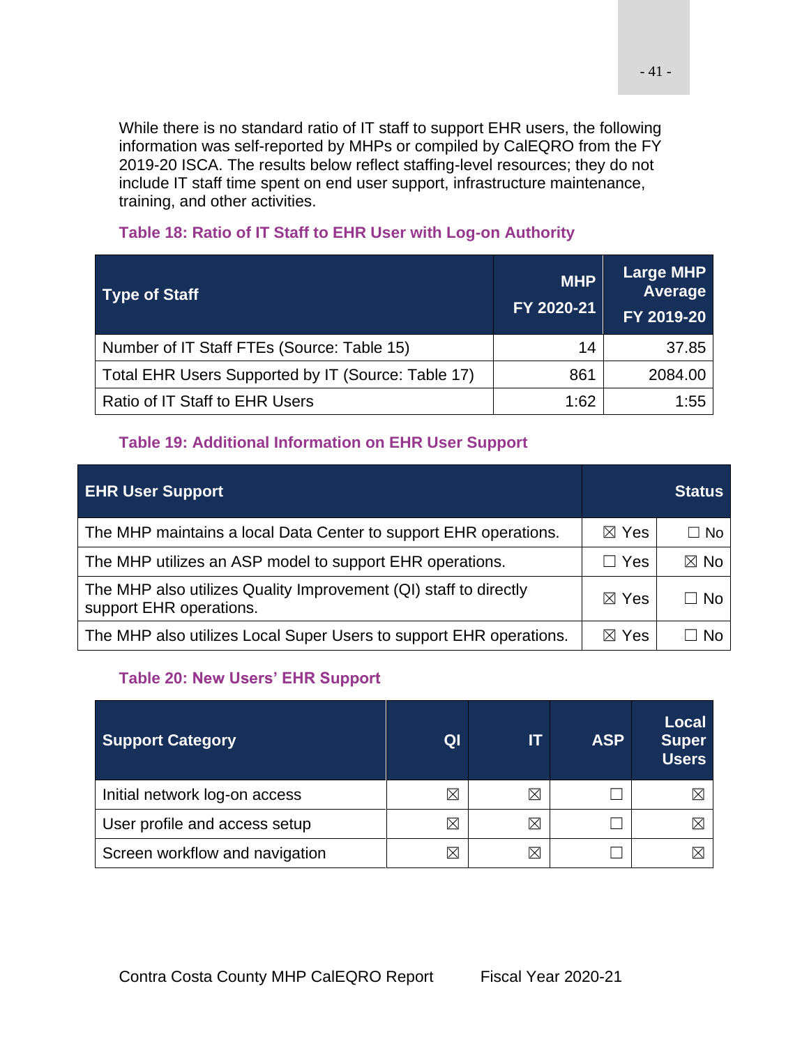While there is no standard ratio of IT staff to support EHR users, the following information was self-reported by MHPs or compiled by CalEQRO from the FY 2019-20 ISCA. The results below reflect staffing-level resources; they do not include IT staff time spent on end user support, infrastructure maintenance, training, and other activities.

**Table 18: Ratio of IT Staff to EHR User with Log-on Authority**

| Type of Staff | MHP FY 2020-21 | Large MHP Average FY 2019-20 |
|---|---|---|
| Number of IT Staff FTEs (Source: Table 15) | 14 | 37.85 |
| Total EHR Users Supported by IT (Source: Table 17) | 861 | 2084.00 |
| Ratio of IT Staff to EHR Users | 1:62 | 1:55 |

**Table 19: Additional Information on EHR User Support**

| EHR User Support | Status | |
|---|---|---|
| The MHP maintains a local Data Center to support EHR operations. | ☒ Yes | ☐ No |
| The MHP utilizes an ASP model to support EHR operations. | ☐ Yes | ☒ No |
| The MHP also utilizes Quality Improvement (QI) staff to directly support EHR operations. | ☒ Yes | ☐ No |
| The MHP also utilizes Local Super Users to support EHR operations. | ☒ Yes | ☐ No |

**Table 20: New Users' EHR Support**

| Support Category | QI | IT | ASP | Local Super Users |
|---|---|---|---|---|
| Initial network log-on access | ☒ | ☒ | ☐ | ☒ |
| User profile and access setup | ☒ | ☒ | ☐ | ☒ |
| Screen workflow and navigation | ☒ | ☒ | ☐ | ☒ |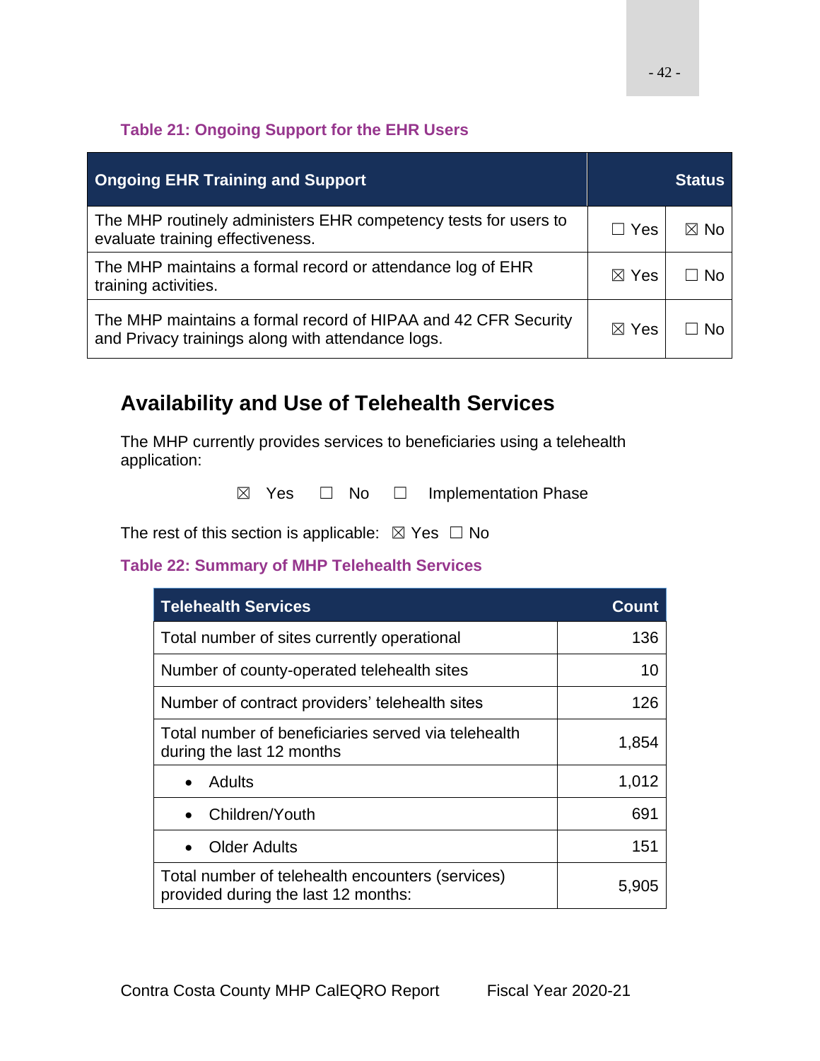**Table 21: Ongoing Support for the EHR Users**

| Ongoing EHR Training and Support | Status | |
|---|---|---|
| The MHP routinely administers EHR competency tests for users to evaluate training effectiveness. | ☐ Yes | ☒ No |
| The MHP maintains a formal record or attendance log of EHR training activities. | ☒ Yes | ☐ No |
| The MHP maintains a formal record of HIPAA and 42 CFR Security and Privacy trainings along with attendance logs. | ☒ Yes | ☐ No |

## Availability and Use of Telehealth Services

The MHP currently provides services to beneficiaries using a telehealth application:

☒ Yes ☐ No ☐ Implementation Phase

The rest of this section is applicable: ☒ Yes ☐ No

**Table 22: Summary of MHP Telehealth Services**

| Telehealth Services | Count |
|---|---|
| Total number of sites currently operational | 136 |
| Number of county-operated telehealth sites | 10 |
| Number of contract providers' telehealth sites | 126 |
| Total number of beneficiaries served via telehealth during the last 12 months | 1,854 |
| • Adults | 1,012 |
| • Children/Youth | 691 |
| • Older Adults | 151 |
| Total number of telehealth encounters (services) provided during the last 12 months: | 5,905 |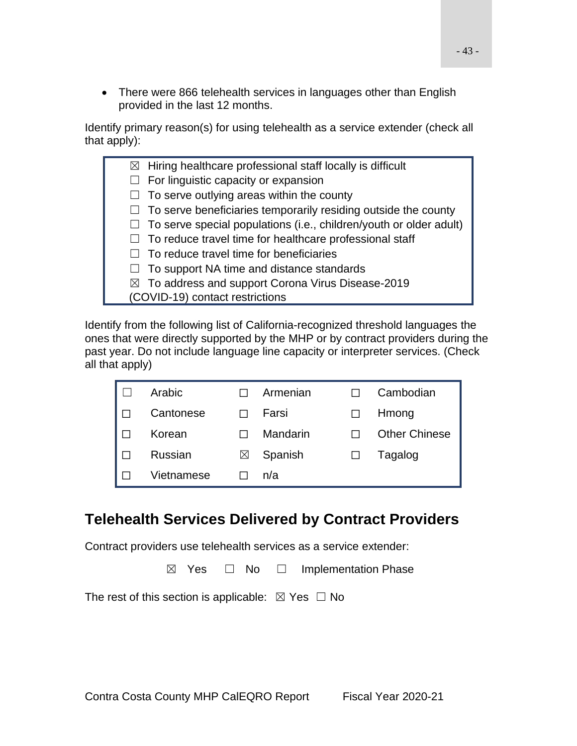- There were 866 telehealth services in languages other than English provided in the last 12 months.

Identify primary reason(s) for using telehealth as a service extender (check all that apply):

☒ Hiring healthcare professional staff locally is difficult
☐ For linguistic capacity or expansion
☐ To serve outlying areas within the county
☐ To serve beneficiaries temporarily residing outside the county
☐ To serve special populations (i.e., children/youth or older adult)
☐ To reduce travel time for healthcare professional staff
☐ To reduce travel time for beneficiaries
☐ To support NA time and distance standards
☒ To address and support Corona Virus Disease-2019 (COVID-19) contact restrictions

Identify from the following list of California-recognized threshold languages the ones that were directly supported by the MHP or by contract providers during the past year. Do not include language line capacity or interpreter services. (Check all that apply)

| | | | | | |
|---|---|---|---|---|---|
| ☐ | Arabic | ☐ | Armenian | ☐ | Cambodian |
| ☐ | Cantonese | ☐ | Farsi | ☐ | Hmong |
| ☐ | Korean | ☐ | Mandarin | ☐ | Other Chinese |
| ☐ | Russian | ☒ | Spanish | ☐ | Tagalog |
| ☐ | Vietnamese | ☐ | n/a | | |

## Telehealth Services Delivered by Contract Providers

Contract providers use telehealth services as a service extender:

☒ Yes ☐ No ☐ Implementation Phase

The rest of this section is applicable: ☒ Yes ☐ No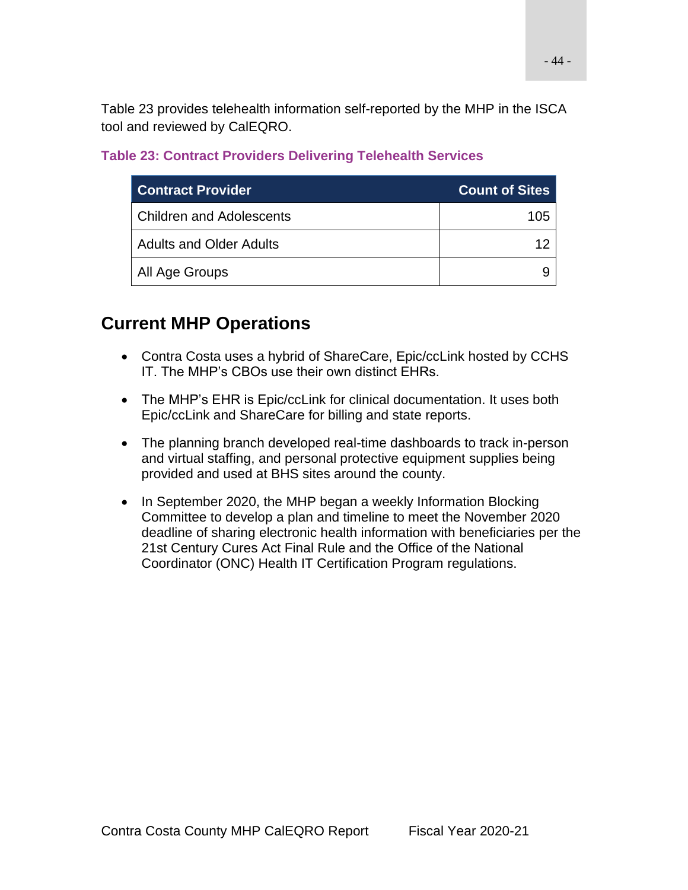Table 23 provides telehealth information self-reported by the MHP in the ISCA tool and reviewed by CalEQRO.

**Table 23: Contract Providers Delivering Telehealth Services**

| Contract Provider | Count of Sites |
| --- | ---: |
| Children and Adolescents | 105 |
| Adults and Older Adults | 12 |
| All Age Groups | 9 |

## Current MHP Operations

- Contra Costa uses a hybrid of ShareCare, Epic/ccLink hosted by CCHS IT. The MHP's CBOs use their own distinct EHRs.
- The MHP's EHR is Epic/ccLink for clinical documentation. It uses both Epic/ccLink and ShareCare for billing and state reports.
- The planning branch developed real-time dashboards to track in-person and virtual staffing, and personal protective equipment supplies being provided and used at BHS sites around the county.
- In September 2020, the MHP began a weekly Information Blocking Committee to develop a plan and timeline to meet the November 2020 deadline of sharing electronic health information with beneficiaries per the 21st Century Cures Act Final Rule and the Office of the National Coordinator (ONC) Health IT Certification Program regulations.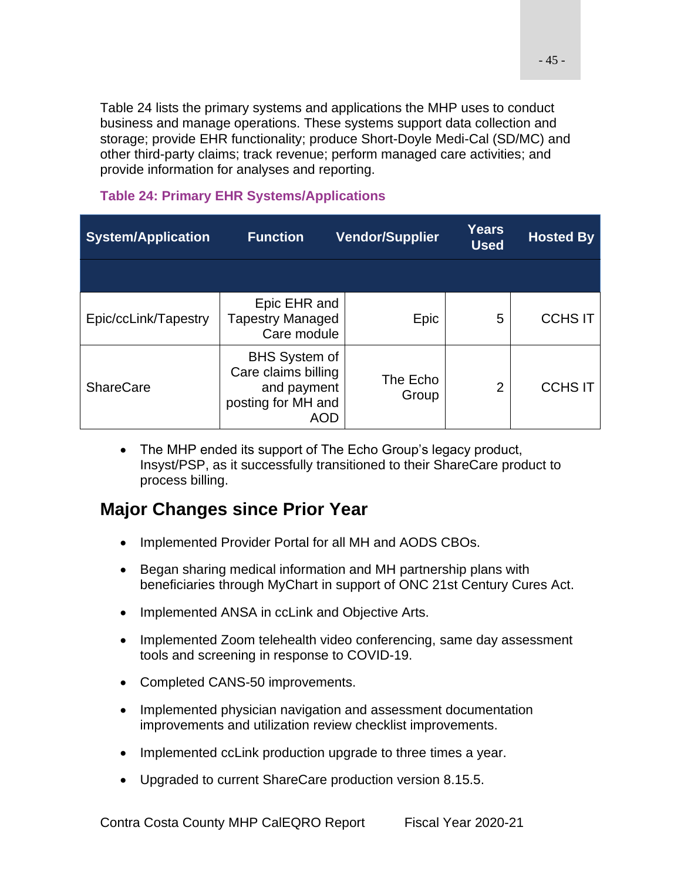Table 24 lists the primary systems and applications the MHP uses to conduct business and manage operations. These systems support data collection and storage; provide EHR functionality; produce Short-Doyle Medi-Cal (SD/MC) and other third-party claims; track revenue; perform managed care activities; and provide information for analyses and reporting.

**Table 24: Primary EHR Systems/Applications**

| System/Application | Function | Vendor/Supplier | Years Used | Hosted By |
|---|---|---|---|---|
| Epic/ccLink/Tapestry | Epic EHR and Tapestry Managed Care module | Epic | 5 | CCHS IT |
| ShareCare | BHS System of Care claims billing and payment posting for MH and AOD | The Echo Group | 2 | CCHS IT |

- The MHP ended its support of The Echo Group's legacy product, Insyst/PSP, as it successfully transitioned to their ShareCare product to process billing.

## Major Changes since Prior Year

- Implemented Provider Portal for all MH and AODS CBOs.
- Began sharing medical information and MH partnership plans with beneficiaries through MyChart in support of ONC 21st Century Cures Act.
- Implemented ANSA in ccLink and Objective Arts.
- Implemented Zoom telehealth video conferencing, same day assessment tools and screening in response to COVID-19.
- Completed CANS-50 improvements.
- Implemented physician navigation and assessment documentation improvements and utilization review checklist improvements.
- Implemented ccLink production upgrade to three times a year.
- Upgraded to current ShareCare production version 8.15.5.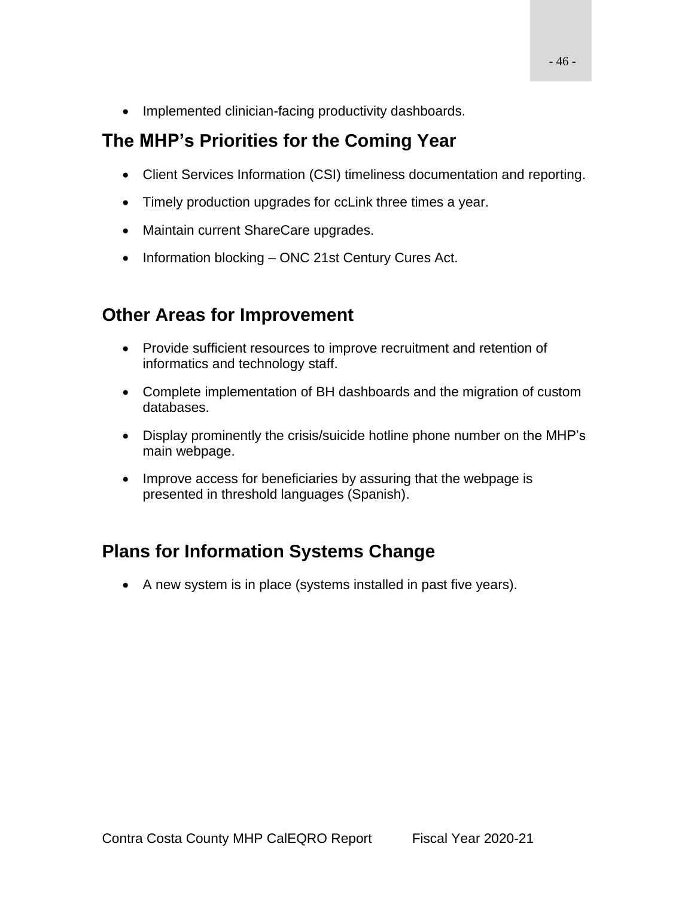- Implemented clinician-facing productivity dashboards.

## The MHP's Priorities for the Coming Year

- Client Services Information (CSI) timeliness documentation and reporting.
- Timely production upgrades for ccLink three times a year.
- Maintain current ShareCare upgrades.
- Information blocking – ONC 21st Century Cures Act.

## Other Areas for Improvement

- Provide sufficient resources to improve recruitment and retention of informatics and technology staff.
- Complete implementation of BH dashboards and the migration of custom databases.
- Display prominently the crisis/suicide hotline phone number on the MHP's main webpage.
- Improve access for beneficiaries by assuring that the webpage is presented in threshold languages (Spanish).

## Plans for Information Systems Change

- A new system is in place (systems installed in past five years).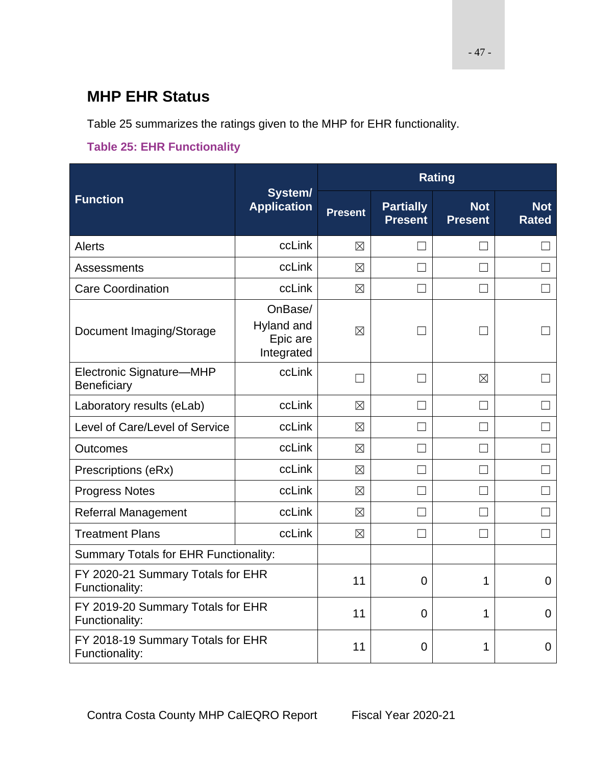## MHP EHR Status

Table 25 summarizes the ratings given to the MHP for EHR functionality.

**Table 25: EHR Functionality**

| Function | System/ Application | Rating | | | |
|---|---|---|---|---|---|
| | | Present | Partially Present | Not Present | Not Rated |
| Alerts | ccLink | ☒ | ☐ | ☐ | ☐ |
| Assessments | ccLink | ☒ | ☐ | ☐ | ☐ |
| Care Coordination | ccLink | ☒ | ☐ | ☐ | ☐ |
| Document Imaging/Storage | OnBase/ Hyland and Epic are Integrated | ☒ | ☐ | ☐ | ☐ |
| Electronic Signature—MHP Beneficiary | ccLink | ☐ | ☐ | ☒ | ☐ |
| Laboratory results (eLab) | ccLink | ☒ | ☐ | ☐ | ☐ |
| Level of Care/Level of Service | ccLink | ☒ | ☐ | ☐ | ☐ |
| Outcomes | ccLink | ☒ | ☐ | ☐ | ☐ |
| Prescriptions (eRx) | ccLink | ☒ | ☐ | ☐ | ☐ |
| Progress Notes | ccLink | ☒ | ☐ | ☐ | ☐ |
| Referral Management | ccLink | ☒ | ☐ | ☐ | ☐ |
| Treatment Plans | ccLink | ☒ | ☐ | ☐ | ☐ |
| Summary Totals for EHR Functionality: | | | | | |
| FY 2020-21 Summary Totals for EHR Functionality: | | 11 | 0 | 1 | 0 |
| FY 2019-20 Summary Totals for EHR Functionality: | | 11 | 0 | 1 | 0 |
| FY 2018-19 Summary Totals for EHR Functionality: | | 11 | 0 | 1 | 0 |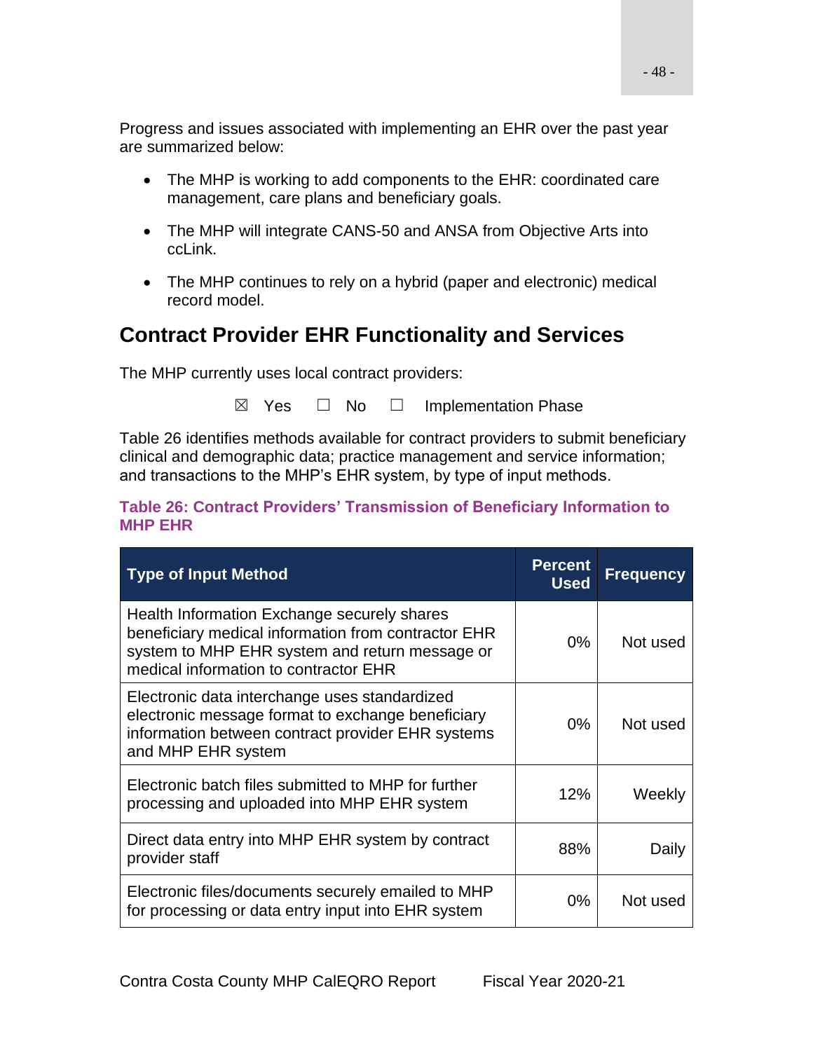Progress and issues associated with implementing an EHR over the past year are summarized below:

- The MHP is working to add components to the EHR: coordinated care management, care plans and beneficiary goals.
- The MHP will integrate CANS-50 and ANSA from Objective Arts into ccLink.
- The MHP continues to rely on a hybrid (paper and electronic) medical record model.

## Contract Provider EHR Functionality and Services

The MHP currently uses local contract providers:

☒ Yes ☐ No ☐ Implementation Phase

Table 26 identifies methods available for contract providers to submit beneficiary clinical and demographic data; practice management and service information; and transactions to the MHP's EHR system, by type of input methods.

**Table 26: Contract Providers' Transmission of Beneficiary Information to MHP EHR**

| Type of Input Method | Percent Used | Frequency |
|---|---|---|
| Health Information Exchange securely shares beneficiary medical information from contractor EHR system to MHP EHR system and return message or medical information to contractor EHR | 0% | Not used |
| Electronic data interchange uses standardized electronic message format to exchange beneficiary information between contract provider EHR systems and MHP EHR system | 0% | Not used |
| Electronic batch files submitted to MHP for further processing and uploaded into MHP EHR system | 12% | Weekly |
| Direct data entry into MHP EHR system by contract provider staff | 88% | Daily |
| Electronic files/documents securely emailed to MHP for processing or data entry input into EHR system | 0% | Not used |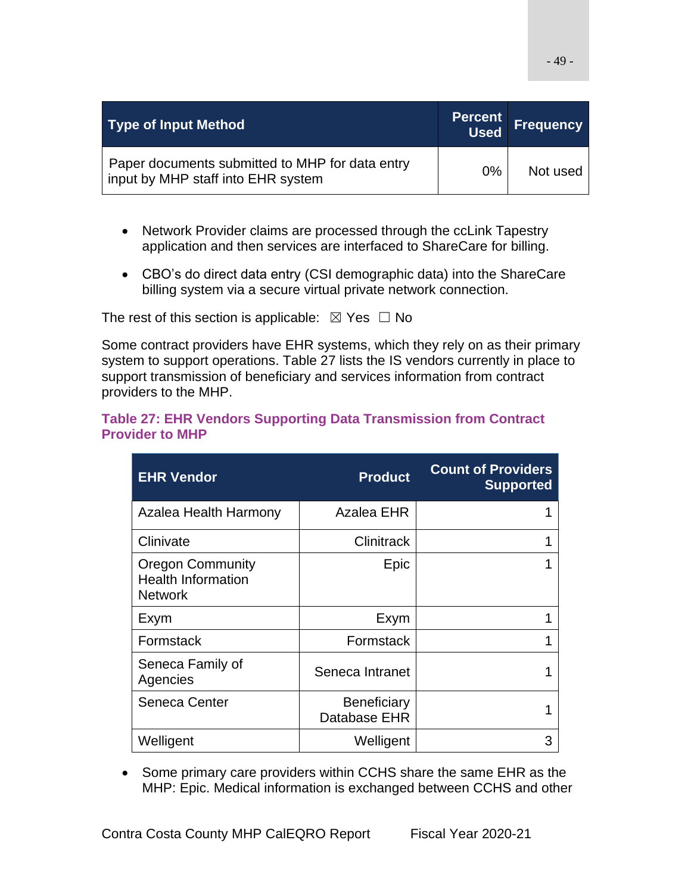| Type of Input Method | Percent Used | Frequency |
| --- | --- | --- |
| Paper documents submitted to MHP for data entry input by MHP staff into EHR system | 0% | Not used |

- Network Provider claims are processed through the ccLink Tapestry application and then services are interfaced to ShareCare for billing.
- CBO's do direct data entry (CSI demographic data) into the ShareCare billing system via a secure virtual private network connection.

The rest of this section is applicable: ☒ Yes ☐ No

Some contract providers have EHR systems, which they rely on as their primary system to support operations. Table 27 lists the IS vendors currently in place to support transmission of beneficiary and services information from contract providers to the MHP.

**Table 27: EHR Vendors Supporting Data Transmission from Contract Provider to MHP**

| EHR Vendor | Product | Count of Providers Supported |
| --- | ---: | ---: |
| Azalea Health Harmony | Azalea EHR | 1 |
| Clinivate | Clinitrack | 1 |
| Oregon Community Health Information Network | Epic | 1 |
| Exym | Exym | 1 |
| Formstack | Formstack | 1 |
| Seneca Family of Agencies | Seneca Intranet | 1 |
| Seneca Center | Beneficiary Database EHR | 1 |
| Welligent | Welligent | 3 |

- Some primary care providers within CCHS share the same EHR as the MHP: Epic. Medical information is exchanged between CCHS and other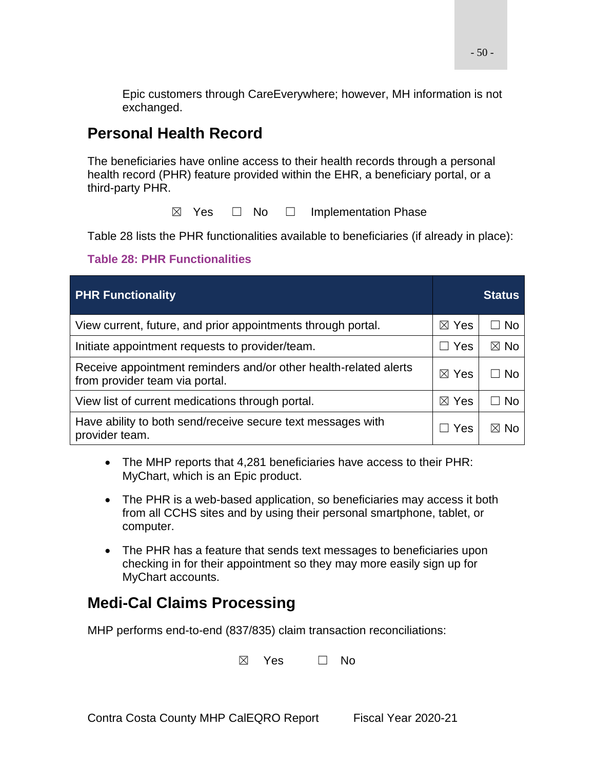Epic customers through CareEverywhere; however, MH information is not exchanged.

## Personal Health Record

The beneficiaries have online access to their health records through a personal health record (PHR) feature provided within the EHR, a beneficiary portal, or a third-party PHR.

☒ Yes ☐ No ☐ Implementation Phase

Table 28 lists the PHR functionalities available to beneficiaries (if already in place):

**Table 28: PHR Functionalities**

| PHR Functionality | Status | |
|---|---|---|
| View current, future, and prior appointments through portal. | ☒ Yes | ☐ No |
| Initiate appointment requests to provider/team. | ☐ Yes | ☒ No |
| Receive appointment reminders and/or other health-related alerts from provider team via portal. | ☒ Yes | ☐ No |
| View list of current medications through portal. | ☒ Yes | ☐ No |
| Have ability to both send/receive secure text messages with provider team. | ☐ Yes | ☒ No |

- The MHP reports that 4,281 beneficiaries have access to their PHR: MyChart, which is an Epic product.
- The PHR is a web-based application, so beneficiaries may access it both from all CCHS sites and by using their personal smartphone, tablet, or computer.
- The PHR has a feature that sends text messages to beneficiaries upon checking in for their appointment so they may more easily sign up for MyChart accounts.

## Medi-Cal Claims Processing

MHP performs end-to-end (837/835) claim transaction reconciliations:

☒ Yes ☐ No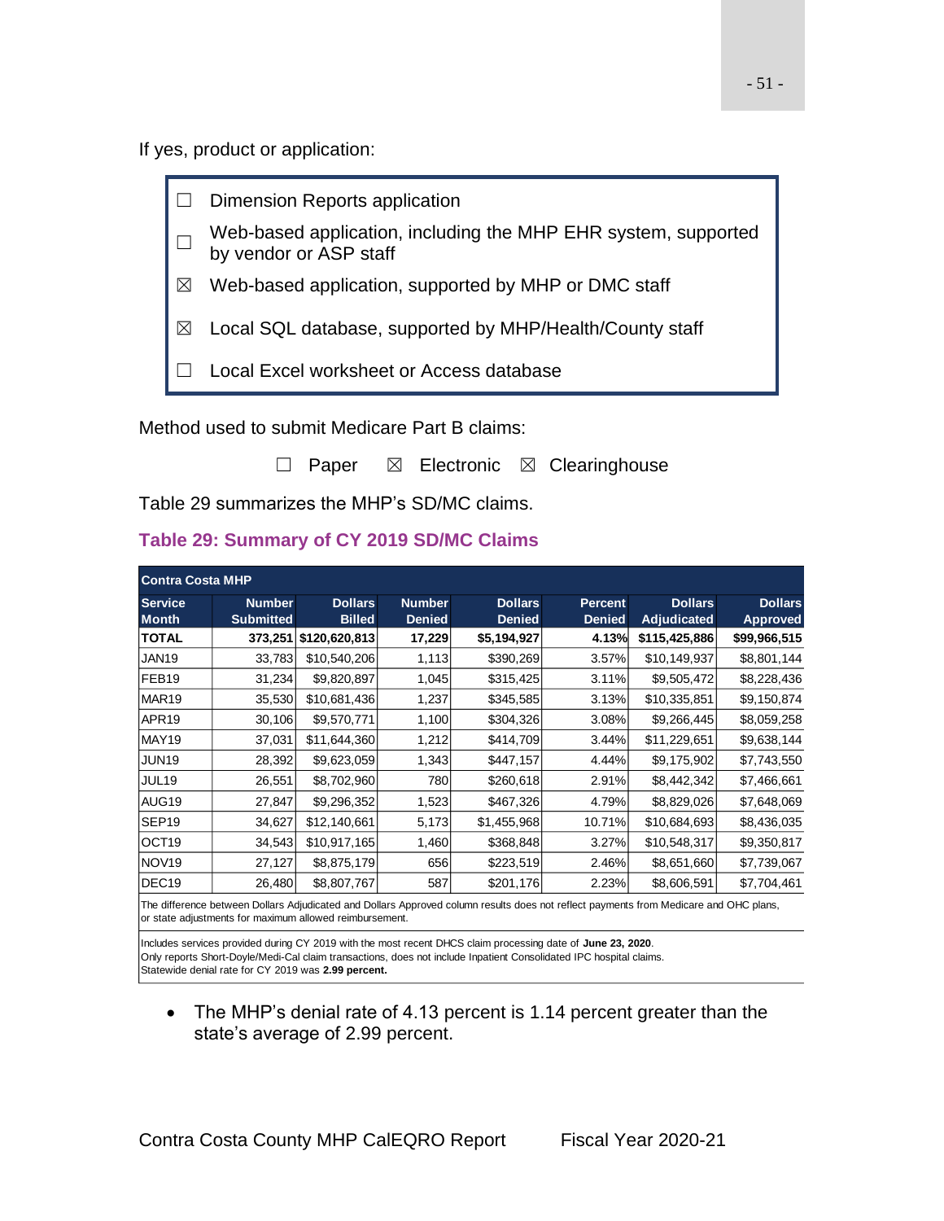If yes, product or application:

- ☐ Dimension Reports application
- ☐ Web-based application, including the MHP EHR system, supported by vendor or ASP staff
- ☒ Web-based application, supported by MHP or DMC staff
- ☒ Local SQL database, supported by MHP/Health/County staff
- ☐ Local Excel worksheet or Access database

Method used to submit Medicare Part B claims:

☐ Paper ☒ Electronic ☒ Clearinghouse

Table 29 summarizes the MHP's SD/MC claims.

### Table 29: Summary of CY 2019 SD/MC Claims

| Contra Costa MHP | | | | | | | |
|---|---|---|---|---|---|---|---|
| Service Month | Number Submitted | Dollars Billed | Number Denied | Dollars Denied | Percent Denied | Dollars Adjudicated | Dollars Approved |
| **TOTAL** | **373,251** | **$120,620,813** | **17,229** | **$5,194,927** | **4.13%** | **$115,425,886** | **$99,966,515** |
| JAN19 | 33,783 | $10,540,206 | 1,113 | $390,269 | 3.57% | $10,149,937 | $8,801,144 |
| FEB19 | 31,234 | $9,820,897 | 1,045 | $315,425 | 3.11% | $9,505,472 | $8,228,436 |
| MAR19 | 35,530 | $10,681,436 | 1,237 | $345,585 | 3.13% | $10,335,851 | $9,150,874 |
| APR19 | 30,106 | $9,570,771 | 1,100 | $304,326 | 3.08% | $9,266,445 | $8,059,258 |
| MAY19 | 37,031 | $11,644,360 | 1,212 | $414,709 | 3.44% | $11,229,651 | $9,638,144 |
| JUN19 | 28,392 | $9,623,059 | 1,343 | $447,157 | 4.44% | $9,175,902 | $7,743,550 |
| JUL19 | 26,551 | $8,702,960 | 780 | $260,618 | 2.91% | $8,442,342 | $7,466,661 |
| AUG19 | 27,847 | $9,296,352 | 1,523 | $467,326 | 4.79% | $8,829,026 | $7,648,069 |
| SEP19 | 34,627 | $12,140,661 | 5,173 | $1,455,968 | 10.71% | $10,684,693 | $8,436,035 |
| OCT19 | 34,543 | $10,917,165 | 1,460 | $368,848 | 3.27% | $10,548,317 | $9,350,817 |
| NOV19 | 27,127 | $8,875,179 | 656 | $223,519 | 2.46% | $8,651,660 | $7,739,067 |
| DEC19 | 26,480 | $8,807,767 | 587 | $201,176 | 2.23% | $8,606,591 | $7,704,461 |

The difference between Dollars Adjudicated and Dollars Approved column results does not reflect payments from Medicare and OHC plans, or state adjustments for maximum allowed reimbursement.

Includes services provided during CY 2019 with the most recent DHCS claim processing date of **June 23, 2020**.
Only reports Short-Doyle/Medi-Cal claim transactions, does not include Inpatient Consolidated IPC hospital claims.
Statewide denial rate for CY 2019 was **2.99 percent.**

- The MHP's denial rate of 4.13 percent is 1.14 percent greater than the state's average of 2.99 percent.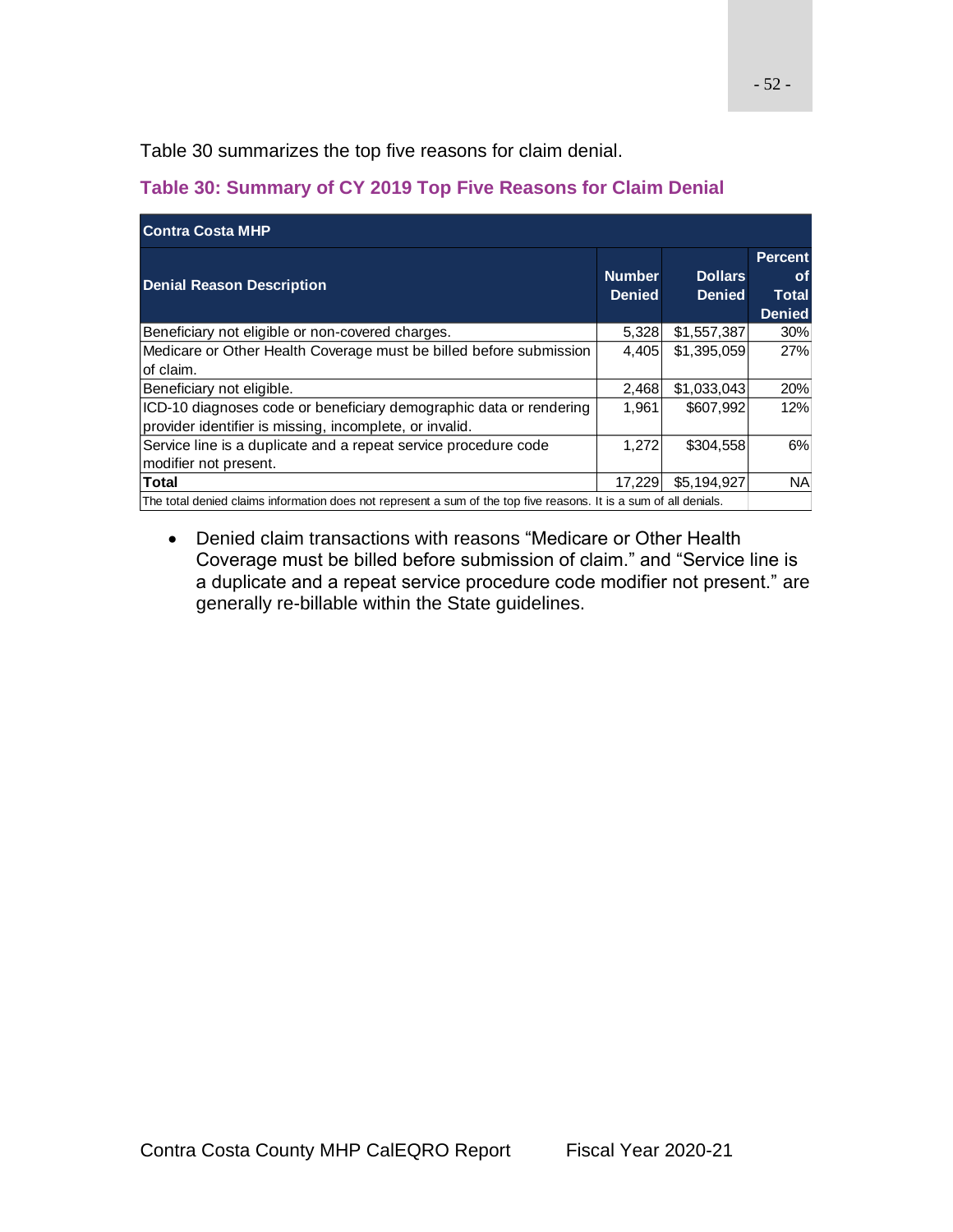Table 30 summarizes the top five reasons for claim denial.

### Table 30: Summary of CY 2019 Top Five Reasons for Claim Denial

| Contra Costa MHP | | | |
|---|---|---|---|
| **Denial Reason Description** | **Number Denied** | **Dollars Denied** | **Percent of Total Denied** |
| Beneficiary not eligible or non-covered charges. | 5,328 | $1,557,387 | 30% |
| Medicare or Other Health Coverage must be billed before submission of claim. | 4,405 | $1,395,059 | 27% |
| Beneficiary not eligible. | 2,468 | $1,033,043 | 20% |
| ICD-10 diagnoses code or beneficiary demographic data or rendering provider identifier is missing, incomplete, or invalid. | 1,961 | $607,992 | 12% |
| Service line is a duplicate and a repeat service procedure code modifier not present. | 1,272 | $304,558 | 6% |
| **Total** | 17,229 | $5,194,927 | NA |
| The total denied claims information does not represent a sum of the top five reasons. It is a sum of all denials. | | | |

- Denied claim transactions with reasons "Medicare or Other Health Coverage must be billed before submission of claim." and "Service line is a duplicate and a repeat service procedure code modifier not present." are generally re-billable within the State guidelines.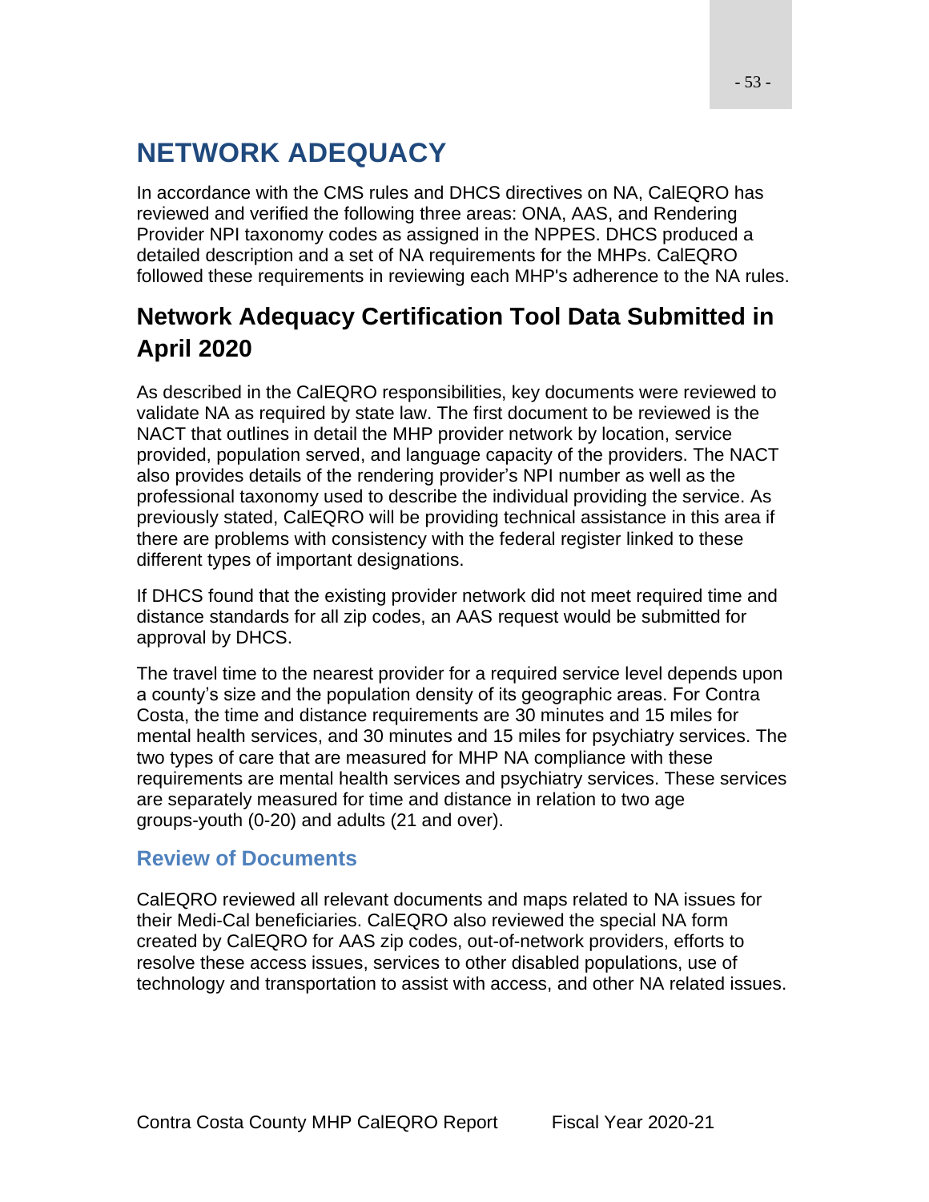# NETWORK ADEQUACY

In accordance with the CMS rules and DHCS directives on NA, CalEQRO has reviewed and verified the following three areas: ONA, AAS, and Rendering Provider NPI taxonomy codes as assigned in the NPPES. DHCS produced a detailed description and a set of NA requirements for the MHPs. CalEQRO followed these requirements in reviewing each MHP's adherence to the NA rules.

## Network Adequacy Certification Tool Data Submitted in April 2020

As described in the CalEQRO responsibilities, key documents were reviewed to validate NA as required by state law. The first document to be reviewed is the NACT that outlines in detail the MHP provider network by location, service provided, population served, and language capacity of the providers. The NACT also provides details of the rendering provider's NPI number as well as the professional taxonomy used to describe the individual providing the service. As previously stated, CalEQRO will be providing technical assistance in this area if there are problems with consistency with the federal register linked to these different types of important designations.

If DHCS found that the existing provider network did not meet required time and distance standards for all zip codes, an AAS request would be submitted for approval by DHCS.

The travel time to the nearest provider for a required service level depends upon a county's size and the population density of its geographic areas. For Contra Costa, the time and distance requirements are 30 minutes and 15 miles for mental health services, and 30 minutes and 15 miles for psychiatry services. The two types of care that are measured for MHP NA compliance with these requirements are mental health services and psychiatry services. These services are separately measured for time and distance in relation to two age groups-youth (0-20) and adults (21 and over).

### Review of Documents

CalEQRO reviewed all relevant documents and maps related to NA issues for their Medi-Cal beneficiaries. CalEQRO also reviewed the special NA form created by CalEQRO for AAS zip codes, out-of-network providers, efforts to resolve these access issues, services to other disabled populations, use of technology and transportation to assist with access, and other NA related issues.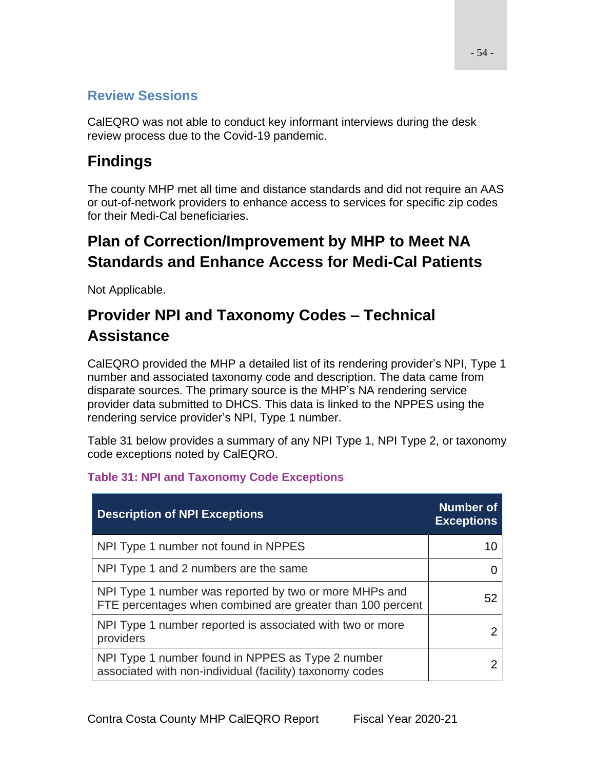### Review Sessions

CalEQRO was not able to conduct key informant interviews during the desk review process due to the Covid-19 pandemic.

## Findings

The county MHP met all time and distance standards and did not require an AAS or out-of-network providers to enhance access to services for specific zip codes for their Medi-Cal beneficiaries.

## Plan of Correction/Improvement by MHP to Meet NA Standards and Enhance Access for Medi-Cal Patients

Not Applicable.

## Provider NPI and Taxonomy Codes – Technical Assistance

CalEQRO provided the MHP a detailed list of its rendering provider's NPI, Type 1 number and associated taxonomy code and description. The data came from disparate sources. The primary source is the MHP's NA rendering service provider data submitted to DHCS. This data is linked to the NPPES using the rendering service provider's NPI, Type 1 number.

Table 31 below provides a summary of any NPI Type 1, NPI Type 2, or taxonomy code exceptions noted by CalEQRO.

**Table 31: NPI and Taxonomy Code Exceptions**

| Description of NPI Exceptions | Number of Exceptions |
|---|---|
| NPI Type 1 number not found in NPPES | 10 |
| NPI Type 1 and 2 numbers are the same | 0 |
| NPI Type 1 number was reported by two or more MHPs and FTE percentages when combined are greater than 100 percent | 52 |
| NPI Type 1 number reported is associated with two or more providers | 2 |
| NPI Type 1 number found in NPPES as Type 2 number associated with non-individual (facility) taxonomy codes | 2 |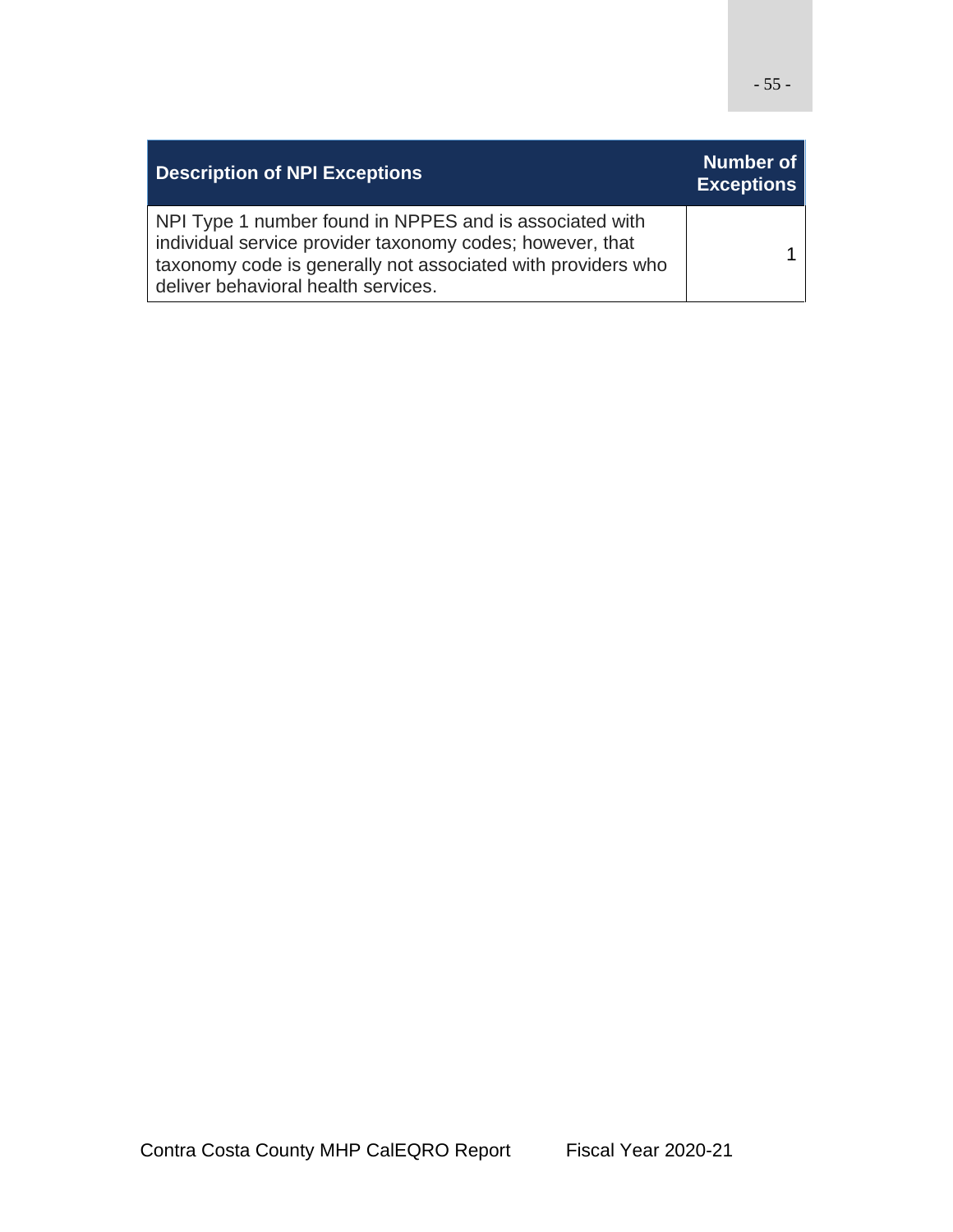| Description of NPI Exceptions | Number of Exceptions |
|---|---|
| NPI Type 1 number found in NPPES and is associated with individual service provider taxonomy codes; however, that taxonomy code is generally not associated with providers who deliver behavioral health services. | 1 |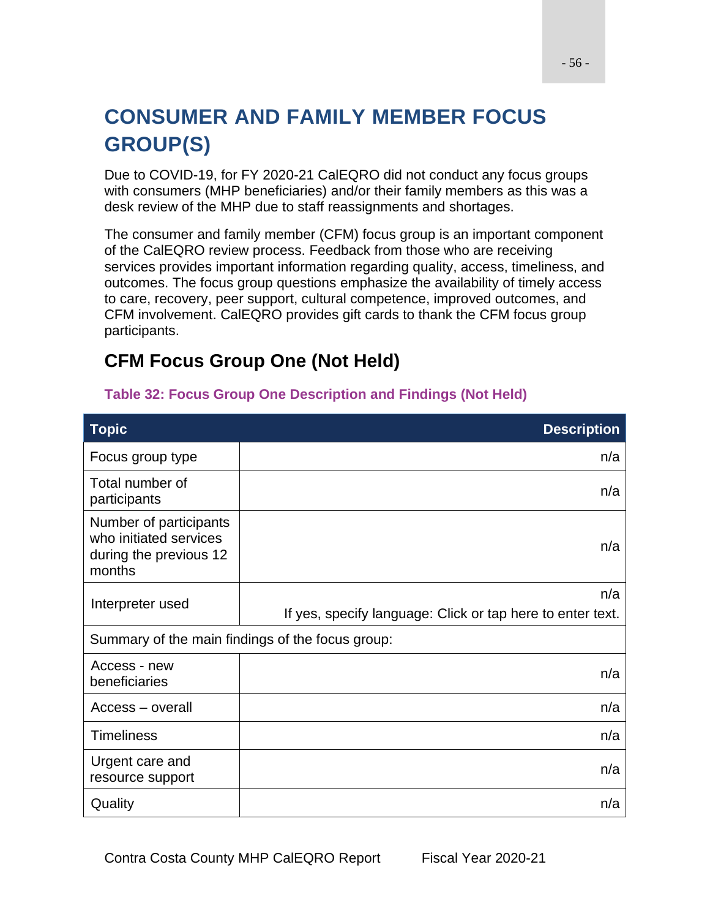# CONSUMER AND FAMILY MEMBER FOCUS GROUP(S)

Due to COVID-19, for FY 2020-21 CalEQRO did not conduct any focus groups with consumers (MHP beneficiaries) and/or their family members as this was a desk review of the MHP due to staff reassignments and shortages.

The consumer and family member (CFM) focus group is an important component of the CalEQRO review process. Feedback from those who are receiving services provides important information regarding quality, access, timeliness, and outcomes. The focus group questions emphasize the availability of timely access to care, recovery, peer support, cultural competence, improved outcomes, and CFM involvement. CalEQRO provides gift cards to thank the CFM focus group participants.

## CFM Focus Group One (Not Held)

**Table 32: Focus Group One Description and Findings (Not Held)**

| Topic | Description |
|---|---|
| Focus group type | n/a |
| Total number of participants | n/a |
| Number of participants who initiated services during the previous 12 months | n/a |
| Interpreter used | n/a<br>If yes, specify language: Click or tap here to enter text. |
| Summary of the main findings of the focus group: | |
| Access - new beneficiaries | n/a |
| Access – overall | n/a |
| Timeliness | n/a |
| Urgent care and resource support | n/a |
| Quality | n/a |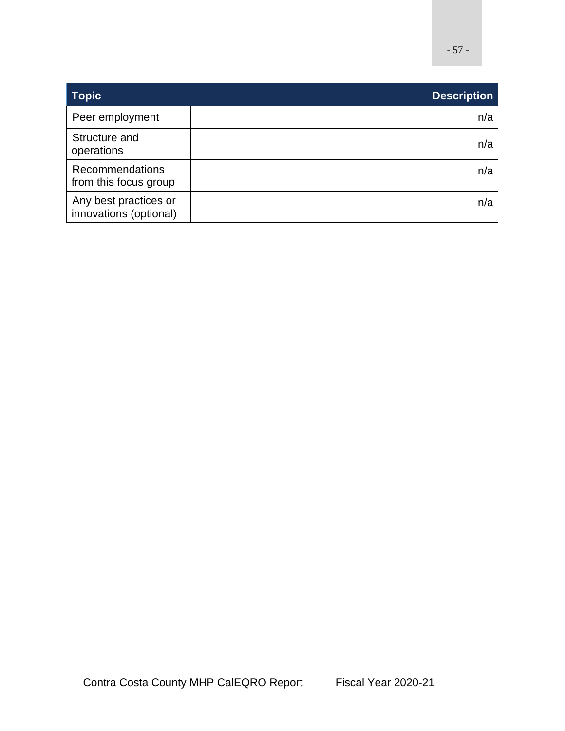| Topic | Description |
|---|---|
| Peer employment | n/a |
| Structure and operations | n/a |
| Recommendations from this focus group | n/a |
| Any best practices or innovations (optional) | n/a |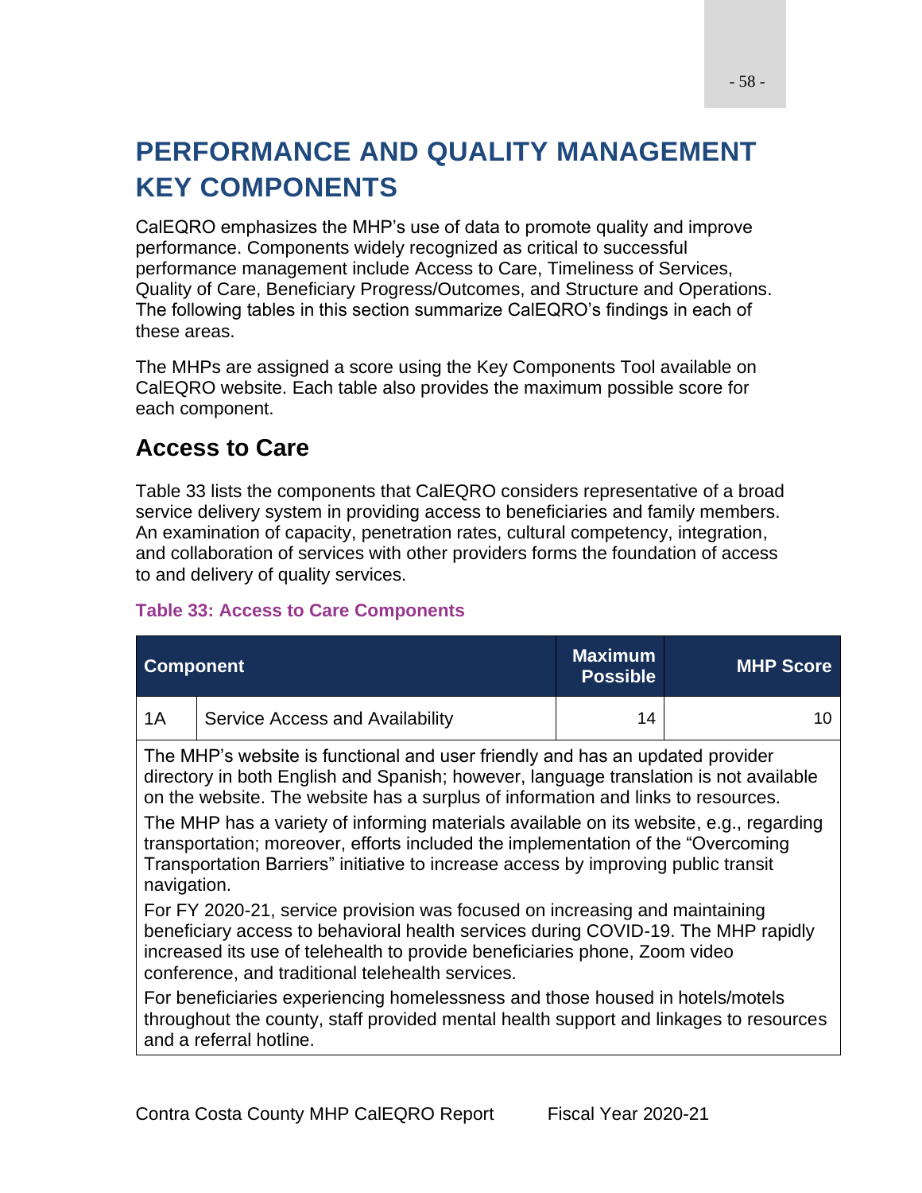# PERFORMANCE AND QUALITY MANAGEMENT KEY COMPONENTS

CalEQRO emphasizes the MHP's use of data to promote quality and improve performance. Components widely recognized as critical to successful performance management include Access to Care, Timeliness of Services, Quality of Care, Beneficiary Progress/Outcomes, and Structure and Operations. The following tables in this section summarize CalEQRO's findings in each of these areas.

The MHPs are assigned a score using the Key Components Tool available on CalEQRO website. Each table also provides the maximum possible score for each component.

## Access to Care

Table 33 lists the components that CalEQRO considers representative of a broad service delivery system in providing access to beneficiaries and family members. An examination of capacity, penetration rates, cultural competency, integration, and collaboration of services with other providers forms the foundation of access to and delivery of quality services.

**Table 33: Access to Care Components**

| Component | | Maximum Possible | MHP Score |
|---|---|---|---|
| 1A | Service Access and Availability | 14 | 10 |
| The MHP's website is functional and user friendly and has an updated provider directory in both English and Spanish; however, language translation is not available on the website. The website has a surplus of information and links to resources.<br><br>The MHP has a variety of informing materials available on its website, e.g., regarding transportation; moreover, efforts included the implementation of the "Overcoming Transportation Barriers" initiative to increase access by improving public transit navigation.<br><br>For FY 2020-21, service provision was focused on increasing and maintaining beneficiary access to behavioral health services during COVID-19. The MHP rapidly increased its use of telehealth to provide beneficiaries phone, Zoom video conference, and traditional telehealth services.<br><br>For beneficiaries experiencing homelessness and those housed in hotels/motels throughout the county, staff provided mental health support and linkages to resources and a referral hotline. | | | |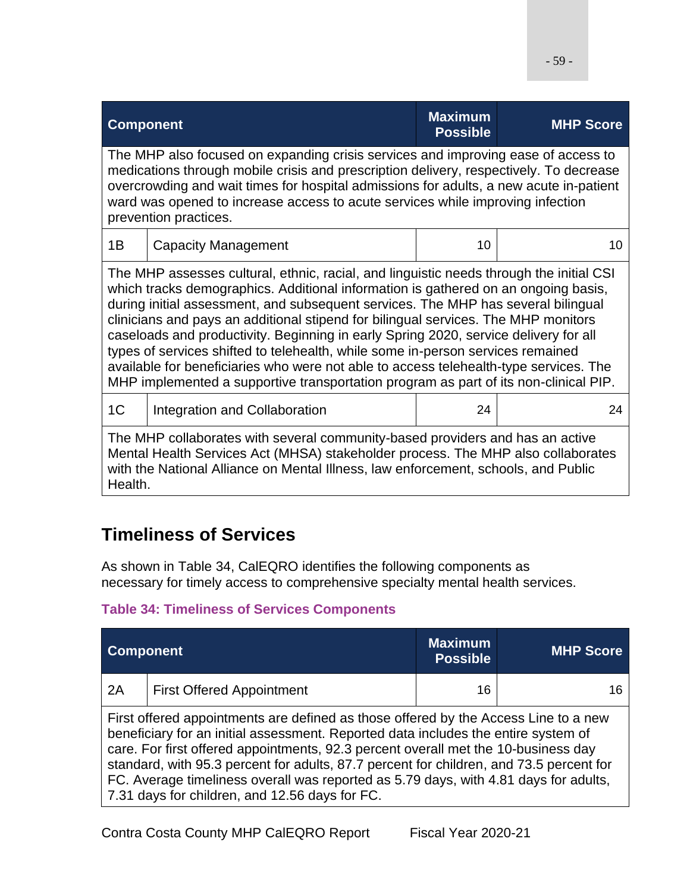| Component | | Maximum Possible | MHP Score |
|---|---|---|---|
| The MHP also focused on expanding crisis services and improving ease of access to medications through mobile crisis and prescription delivery, respectively. To decrease overcrowding and wait times for hospital admissions for adults, a new acute in-patient ward was opened to increase access to acute services while improving infection prevention practices. | | | |
| 1B | Capacity Management | 10 | 10 |
| The MHP assesses cultural, ethnic, racial, and linguistic needs through the initial CSI which tracks demographics. Additional information is gathered on an ongoing basis, during initial assessment, and subsequent services. The MHP has several bilingual clinicians and pays an additional stipend for bilingual services. The MHP monitors caseloads and productivity. Beginning in early Spring 2020, service delivery for all types of services shifted to telehealth, while some in-person services remained available for beneficiaries who were not able to access telehealth-type services. The MHP implemented a supportive transportation program as part of its non-clinical PIP. | | | |
| 1C | Integration and Collaboration | 24 | 24 |
| The MHP collaborates with several community-based providers and has an active Mental Health Services Act (MHSA) stakeholder process. The MHP also collaborates with the National Alliance on Mental Illness, law enforcement, schools, and Public Health. | | | |

## Timeliness of Services

As shown in Table 34, CalEQRO identifies the following components as necessary for timely access to comprehensive specialty mental health services.

**Table 34: Timeliness of Services Components**

| Component | | Maximum Possible | MHP Score |
|---|---|---|---|
| 2A | First Offered Appointment | 16 | 16 |
| First offered appointments are defined as those offered by the Access Line to a new beneficiary for an initial assessment. Reported data includes the entire system of care. For first offered appointments, 92.3 percent overall met the 10-business day standard, with 95.3 percent for adults, 87.7 percent for children, and 73.5 percent for FC. Average timeliness overall was reported as 5.79 days, with 4.81 days for adults, 7.31 days for children, and 12.56 days for FC. | | | |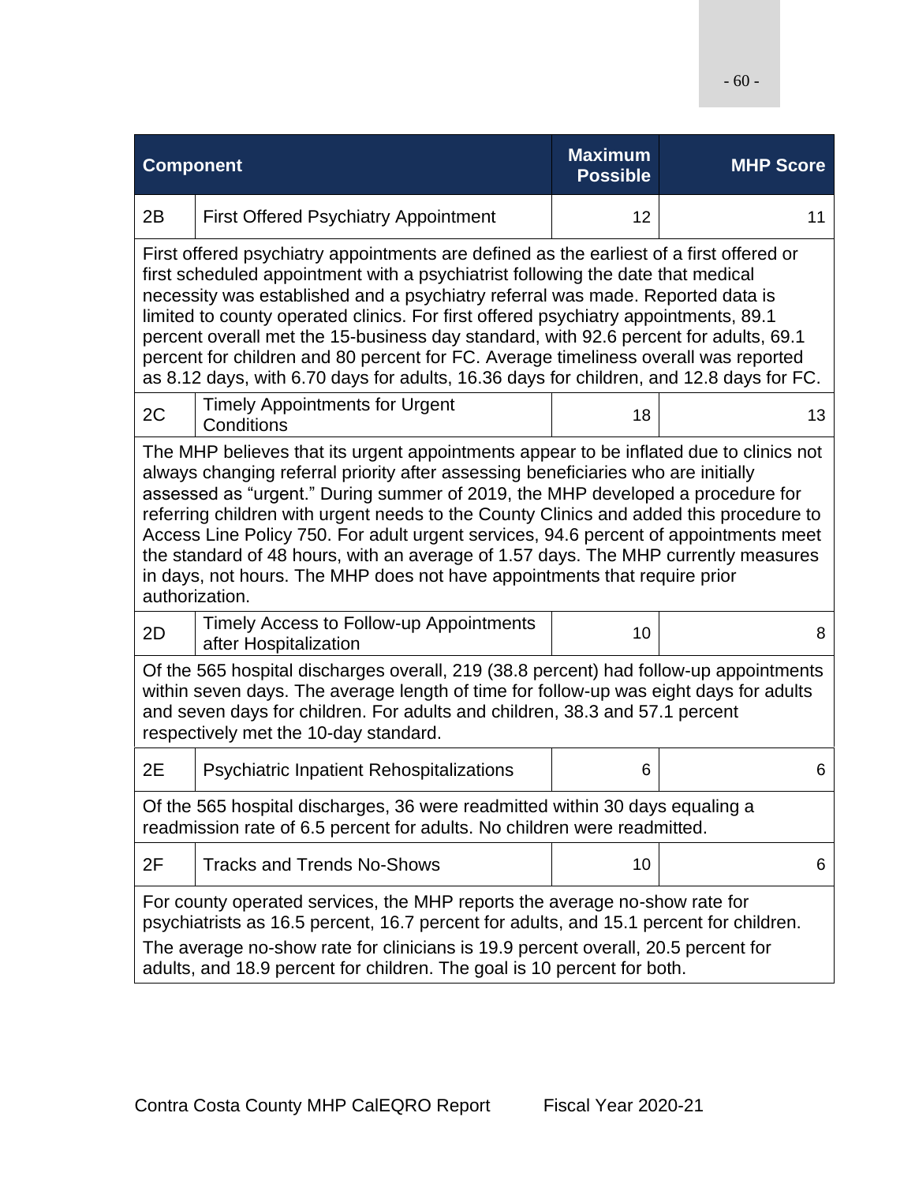| Component | | Maximum Possible | MHP Score |
|---|---|---|---|
| 2B | First Offered Psychiatry Appointment | 12 | 11 |
| First offered psychiatry appointments are defined as the earliest of a first offered or first scheduled appointment with a psychiatrist following the date that medical necessity was established and a psychiatry referral was made. Reported data is limited to county operated clinics. For first offered psychiatry appointments, 89.1 percent overall met the 15-business day standard, with 92.6 percent for adults, 69.1 percent for children and 80 percent for FC. Average timeliness overall was reported as 8.12 days, with 6.70 days for adults, 16.36 days for children, and 12.8 days for FC. | | | |
| 2C | Timely Appointments for Urgent Conditions | 18 | 13 |
| The MHP believes that its urgent appointments appear to be inflated due to clinics not always changing referral priority after assessing beneficiaries who are initially assessed as "urgent." During summer of 2019, the MHP developed a procedure for referring children with urgent needs to the County Clinics and added this procedure to Access Line Policy 750. For adult urgent services, 94.6 percent of appointments meet the standard of 48 hours, with an average of 1.57 days. The MHP currently measures in days, not hours. The MHP does not have appointments that require prior authorization. | | | |
| 2D | Timely Access to Follow-up Appointments after Hospitalization | 10 | 8 |
| Of the 565 hospital discharges overall, 219 (38.8 percent) had follow-up appointments within seven days. The average length of time for follow-up was eight days for adults and seven days for children. For adults and children, 38.3 and 57.1 percent respectively met the 10-day standard. | | | |
| 2E | Psychiatric Inpatient Rehospitalizations | 6 | 6 |
| Of the 565 hospital discharges, 36 were readmitted within 30 days equaling a readmission rate of 6.5 percent for adults. No children were readmitted. | | | |
| 2F | Tracks and Trends No-Shows | 10 | 6 |
| For county operated services, the MHP reports the average no-show rate for psychiatrists as 16.5 percent, 16.7 percent for adults, and 15.1 percent for children. The average no-show rate for clinicians is 19.9 percent overall, 20.5 percent for adults, and 18.9 percent for children. The goal is 10 percent for both. | | | |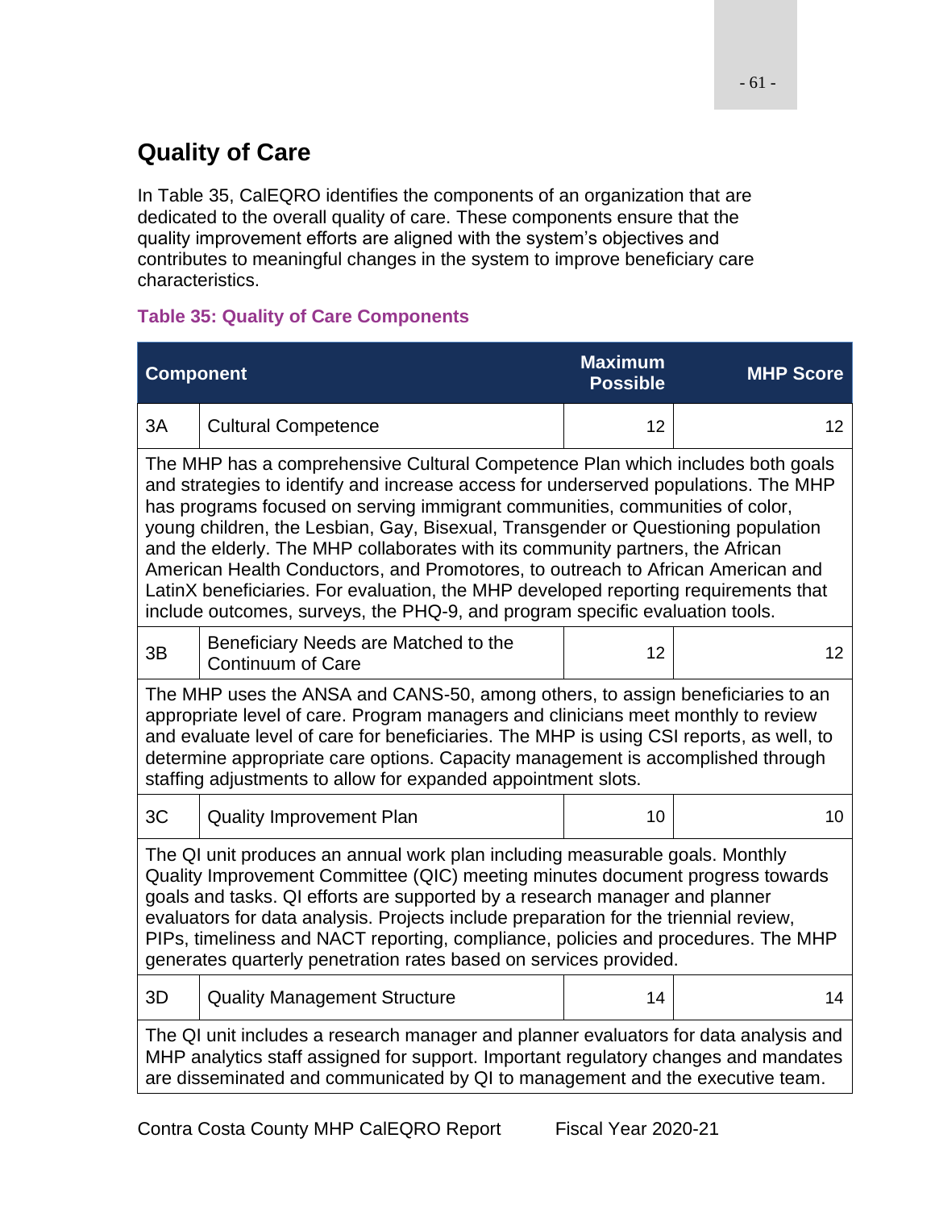## Quality of Care

In Table 35, CalEQRO identifies the components of an organization that are dedicated to the overall quality of care. These components ensure that the quality improvement efforts are aligned with the system's objectives and contributes to meaningful changes in the system to improve beneficiary care characteristics.

**Table 35: Quality of Care Components**

| Component | | Maximum Possible | MHP Score |
|---|---|---|---|
| 3A | Cultural Competence | 12 | 12 |
| The MHP has a comprehensive Cultural Competence Plan which includes both goals and strategies to identify and increase access for underserved populations. The MHP has programs focused on serving immigrant communities, communities of color, young children, the Lesbian, Gay, Bisexual, Transgender or Questioning population and the elderly. The MHP collaborates with its community partners, the African American Health Conductors, and Promotores, to outreach to African American and LatinX beneficiaries. For evaluation, the MHP developed reporting requirements that include outcomes, surveys, the PHQ-9, and program specific evaluation tools. | | | |
| 3B | Beneficiary Needs are Matched to the Continuum of Care | 12 | 12 |
| The MHP uses the ANSA and CANS-50, among others, to assign beneficiaries to an appropriate level of care. Program managers and clinicians meet monthly to review and evaluate level of care for beneficiaries. The MHP is using CSI reports, as well, to determine appropriate care options. Capacity management is accomplished through staffing adjustments to allow for expanded appointment slots. | | | |
| 3C | Quality Improvement Plan | 10 | 10 |
| The QI unit produces an annual work plan including measurable goals. Monthly Quality Improvement Committee (QIC) meeting minutes document progress towards goals and tasks. QI efforts are supported by a research manager and planner evaluators for data analysis. Projects include preparation for the triennial review, PIPs, timeliness and NACT reporting, compliance, policies and procedures. The MHP generates quarterly penetration rates based on services provided. | | | |
| 3D | Quality Management Structure | 14 | 14 |
| The QI unit includes a research manager and planner evaluators for data analysis and MHP analytics staff assigned for support. Important regulatory changes and mandates are disseminated and communicated by QI to management and the executive team. | | | |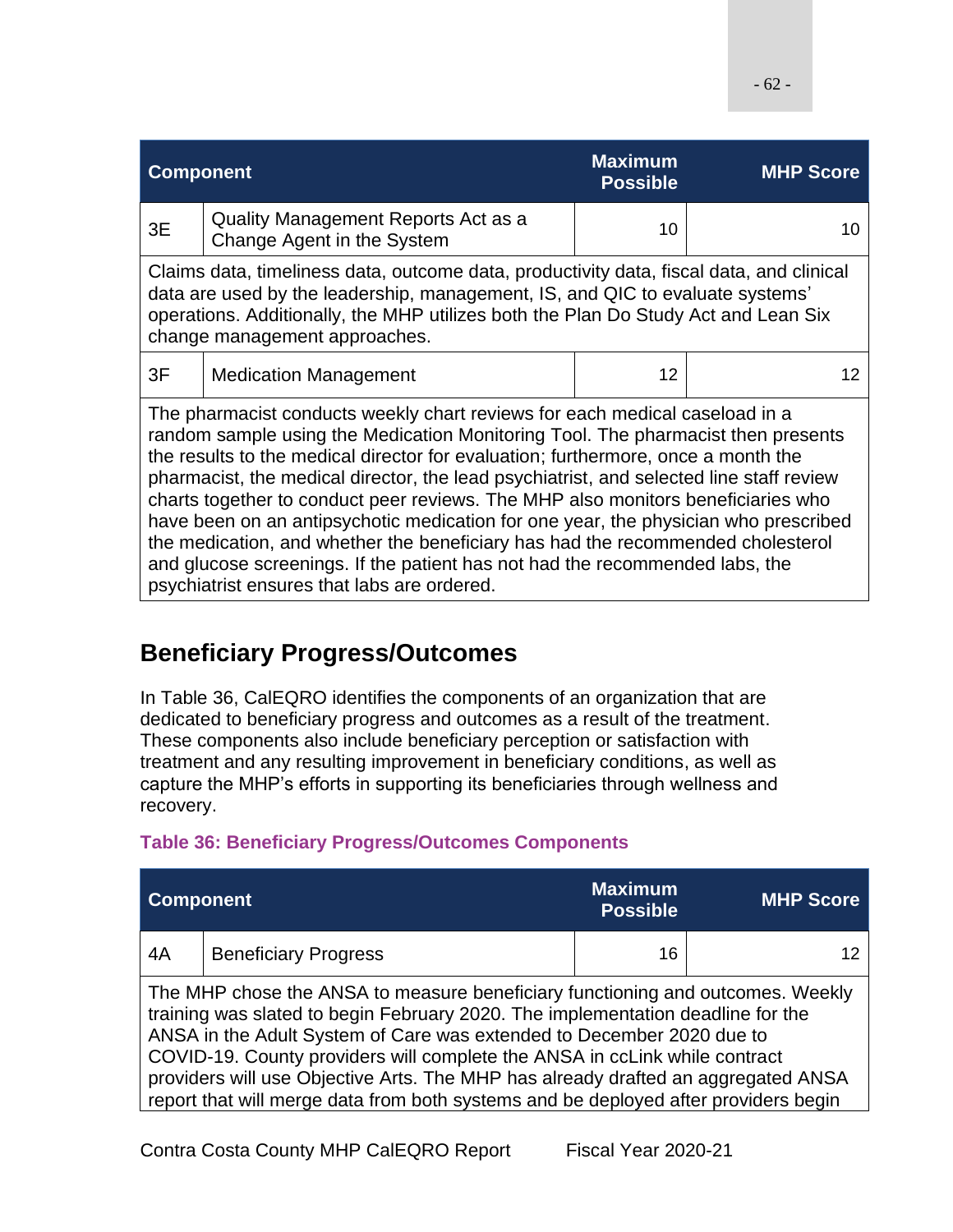| Component | | Maximum Possible | MHP Score |
|---|---|---|---|
| 3E | Quality Management Reports Act as a Change Agent in the System | 10 | 10 |
| Claims data, timeliness data, outcome data, productivity data, fiscal data, and clinical data are used by the leadership, management, IS, and QIC to evaluate systems' operations. Additionally, the MHP utilizes both the Plan Do Study Act and Lean Six change management approaches. | | | |
| 3F | Medication Management | 12 | 12 |
| The pharmacist conducts weekly chart reviews for each medical caseload in a random sample using the Medication Monitoring Tool. The pharmacist then presents the results to the medical director for evaluation; furthermore, once a month the pharmacist, the medical director, the lead psychiatrist, and selected line staff review charts together to conduct peer reviews. The MHP also monitors beneficiaries who have been on an antipsychotic medication for one year, the physician who prescribed the medication, and whether the beneficiary has had the recommended cholesterol and glucose screenings. If the patient has not had the recommended labs, the psychiatrist ensures that labs are ordered. | | | |

## Beneficiary Progress/Outcomes

In Table 36, CalEQRO identifies the components of an organization that are dedicated to beneficiary progress and outcomes as a result of the treatment. These components also include beneficiary perception or satisfaction with treatment and any resulting improvement in beneficiary conditions, as well as capture the MHP's efforts in supporting its beneficiaries through wellness and recovery.

**Table 36: Beneficiary Progress/Outcomes Components**

| Component | | Maximum Possible | MHP Score |
|---|---|---|---|
| 4A | Beneficiary Progress | 16 | 12 |
| The MHP chose the ANSA to measure beneficiary functioning and outcomes. Weekly training was slated to begin February 2020. The implementation deadline for the ANSA in the Adult System of Care was extended to December 2020 due to COVID-19. County providers will complete the ANSA in ccLink while contract providers will use Objective Arts. The MHP has already drafted an aggregated ANSA report that will merge data from both systems and be deployed after providers begin | | | |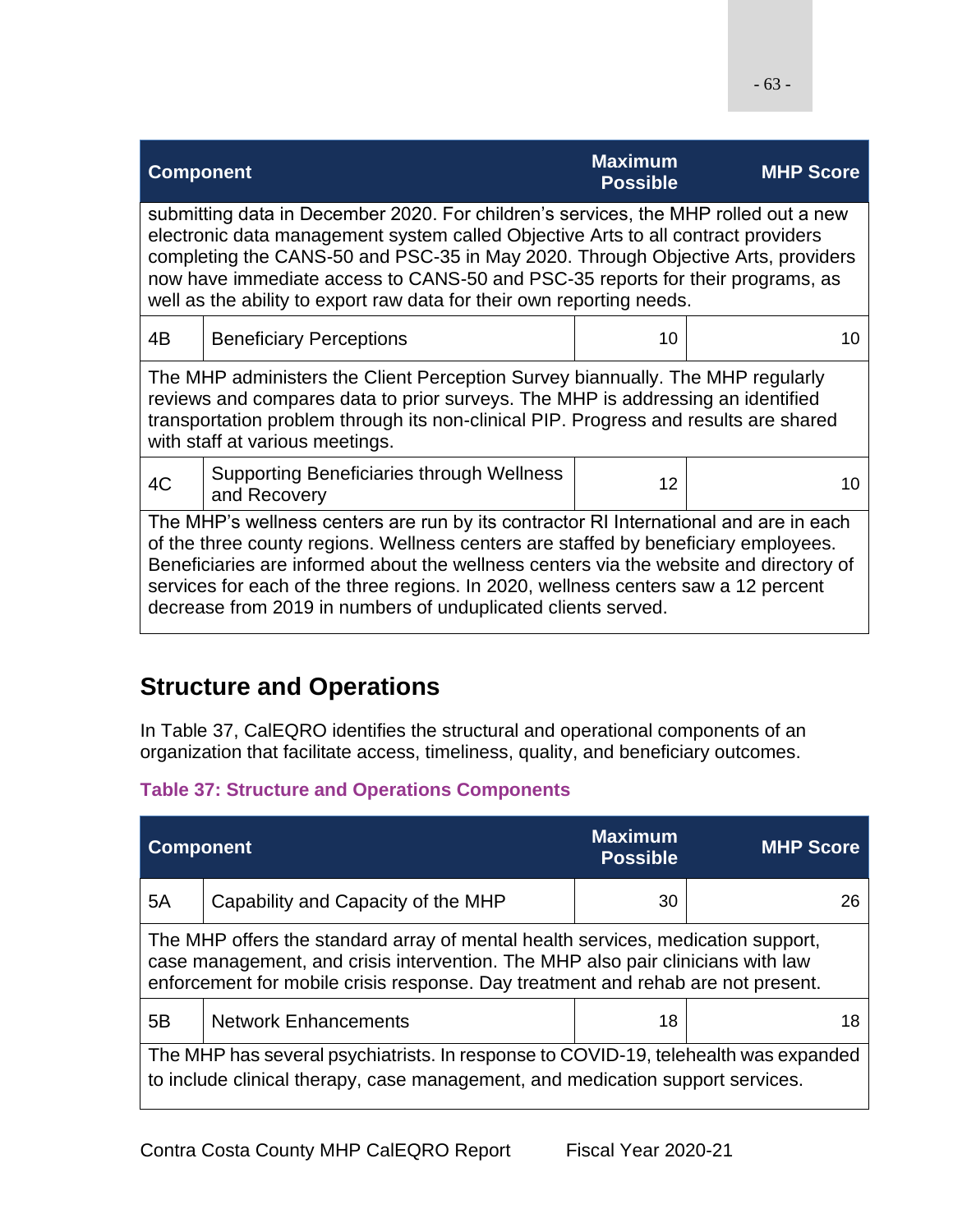| Component | | Maximum Possible | MHP Score |
|---|---|---|---|
| submitting data in December 2020. For children's services, the MHP rolled out a new electronic data management system called Objective Arts to all contract providers completing the CANS-50 and PSC-35 in May 2020. Through Objective Arts, providers now have immediate access to CANS-50 and PSC-35 reports for their programs, as well as the ability to export raw data for their own reporting needs. | | | |
| 4B | Beneficiary Perceptions | 10 | 10 |
| The MHP administers the Client Perception Survey biannually. The MHP regularly reviews and compares data to prior surveys. The MHP is addressing an identified transportation problem through its non-clinical PIP. Progress and results are shared with staff at various meetings. | | | |
| 4C | Supporting Beneficiaries through Wellness and Recovery | 12 | 10 |
| The MHP's wellness centers are run by its contractor RI International and are in each of the three county regions. Wellness centers are staffed by beneficiary employees. Beneficiaries are informed about the wellness centers via the website and directory of services for each of the three regions. In 2020, wellness centers saw a 12 percent decrease from 2019 in numbers of unduplicated clients served. | | | |

## Structure and Operations

In Table 37, CalEQRO identifies the structural and operational components of an organization that facilitate access, timeliness, quality, and beneficiary outcomes.

**Table 37: Structure and Operations Components**

| Component | | Maximum Possible | MHP Score |
|---|---|---|---|
| 5A | Capability and Capacity of the MHP | 30 | 26 |
| The MHP offers the standard array of mental health services, medication support, case management, and crisis intervention. The MHP also pair clinicians with law enforcement for mobile crisis response. Day treatment and rehab are not present. | | | |
| 5B | Network Enhancements | 18 | 18 |
| The MHP has several psychiatrists. In response to COVID-19, telehealth was expanded to include clinical therapy, case management, and medication support services. | | | |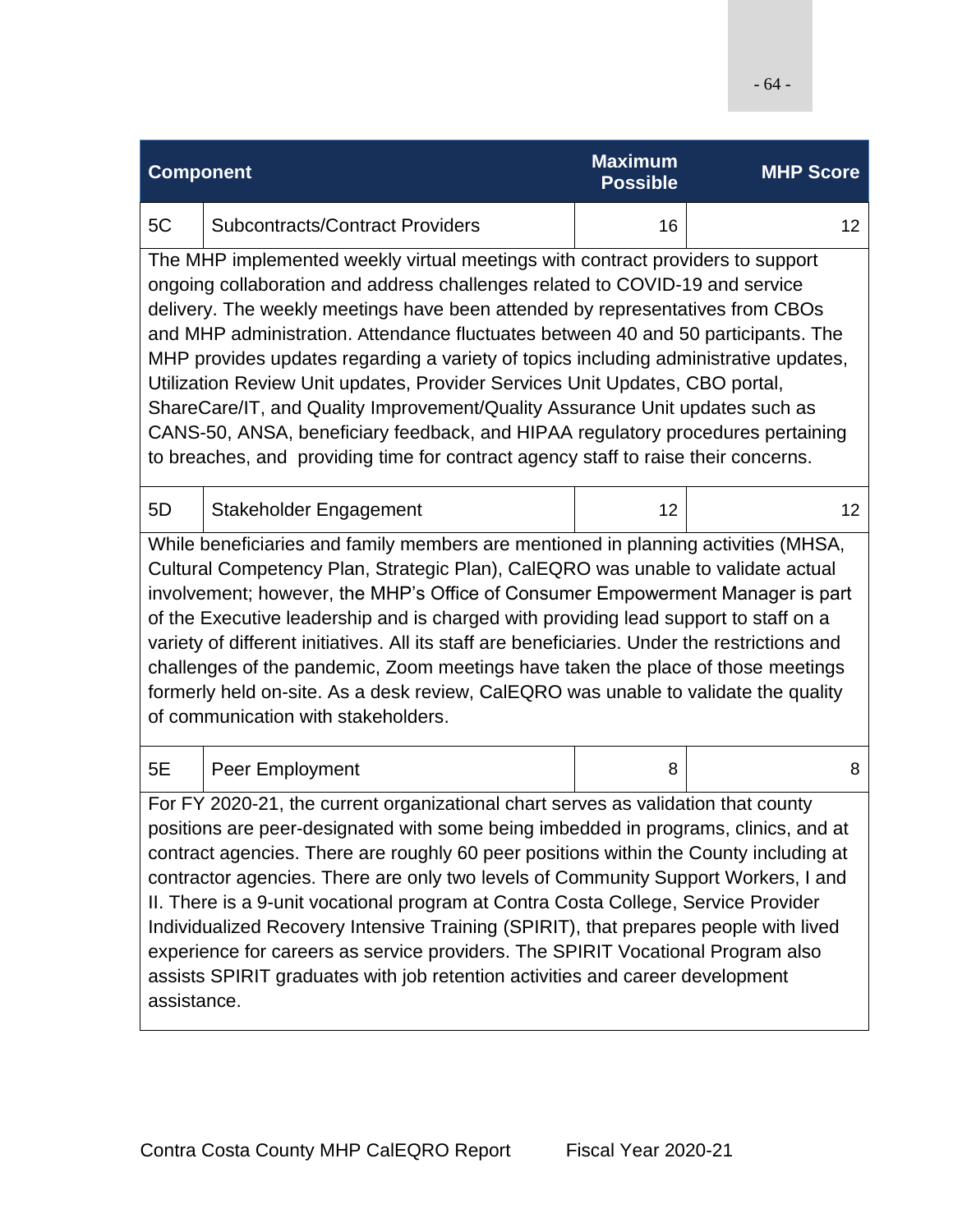| Component | | Maximum Possible | MHP Score |
|---|---|---|---|
| 5C | Subcontracts/Contract Providers | 16 | 12 |
| The MHP implemented weekly virtual meetings with contract providers to support ongoing collaboration and address challenges related to COVID-19 and service delivery. The weekly meetings have been attended by representatives from CBOs and MHP administration. Attendance fluctuates between 40 and 50 participants. The MHP provides updates regarding a variety of topics including administrative updates, Utilization Review Unit updates, Provider Services Unit Updates, CBO portal, ShareCare/IT, and Quality Improvement/Quality Assurance Unit updates such as CANS-50, ANSA, beneficiary feedback, and HIPAA regulatory procedures pertaining to breaches, and providing time for contract agency staff to raise their concerns. | | | |
| 5D | Stakeholder Engagement | 12 | 12 |
| While beneficiaries and family members are mentioned in planning activities (MHSA, Cultural Competency Plan, Strategic Plan), CalEQRO was unable to validate actual involvement; however, the MHP's Office of Consumer Empowerment Manager is part of the Executive leadership and is charged with providing lead support to staff on a variety of different initiatives. All its staff are beneficiaries. Under the restrictions and challenges of the pandemic, Zoom meetings have taken the place of those meetings formerly held on-site. As a desk review, CalEQRO was unable to validate the quality of communication with stakeholders. | | | |
| 5E | Peer Employment | 8 | 8 |
| For FY 2020-21, the current organizational chart serves as validation that county positions are peer-designated with some being imbedded in programs, clinics, and at contract agencies. There are roughly 60 peer positions within the County including at contractor agencies. There are only two levels of Community Support Workers, I and II. There is a 9-unit vocational program at Contra Costa College, Service Provider Individualized Recovery Intensive Training (SPIRIT), that prepares people with lived experience for careers as service providers. The SPIRIT Vocational Program also assists SPIRIT graduates with job retention activities and career development assistance. | | | |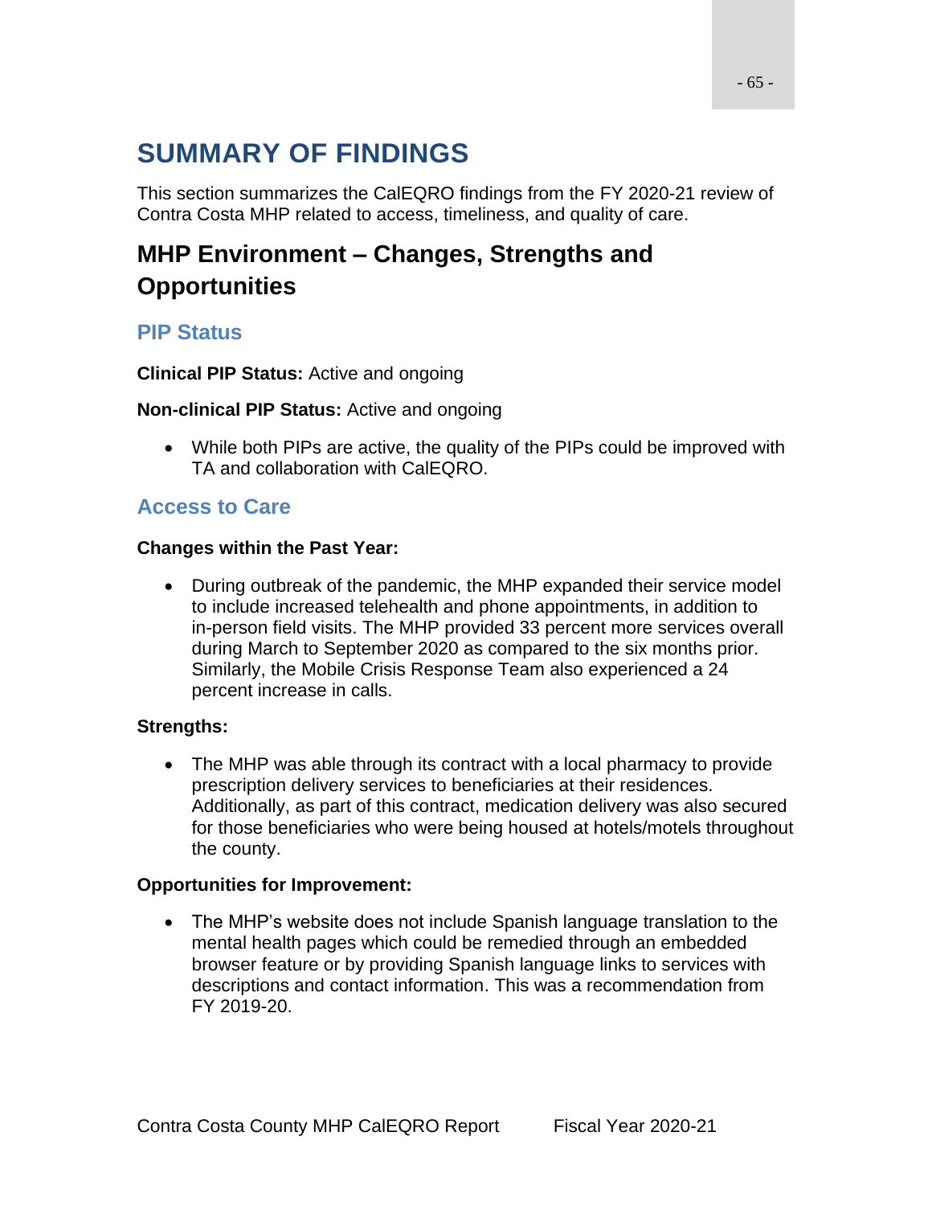# SUMMARY OF FINDINGS

This section summarizes the CalEQRO findings from the FY 2020-21 review of Contra Costa MHP related to access, timeliness, and quality of care.

## MHP Environment – Changes, Strengths and Opportunities

### PIP Status

**Clinical PIP Status:** Active and ongoing

**Non-clinical PIP Status:** Active and ongoing

- While both PIPs are active, the quality of the PIPs could be improved with TA and collaboration with CalEQRO.

### Access to Care

**Changes within the Past Year:**

- During outbreak of the pandemic, the MHP expanded their service model to include increased telehealth and phone appointments, in addition to in-person field visits. The MHP provided 33 percent more services overall during March to September 2020 as compared to the six months prior. Similarly, the Mobile Crisis Response Team also experienced a 24 percent increase in calls.

**Strengths:**

- The MHP was able through its contract with a local pharmacy to provide prescription delivery services to beneficiaries at their residences. Additionally, as part of this contract, medication delivery was also secured for those beneficiaries who were being housed at hotels/motels throughout the county.

**Opportunities for Improvement:**

- The MHP's website does not include Spanish language translation to the mental health pages which could be remedied through an embedded browser feature or by providing Spanish language links to services with descriptions and contact information. This was a recommendation from FY 2019-20.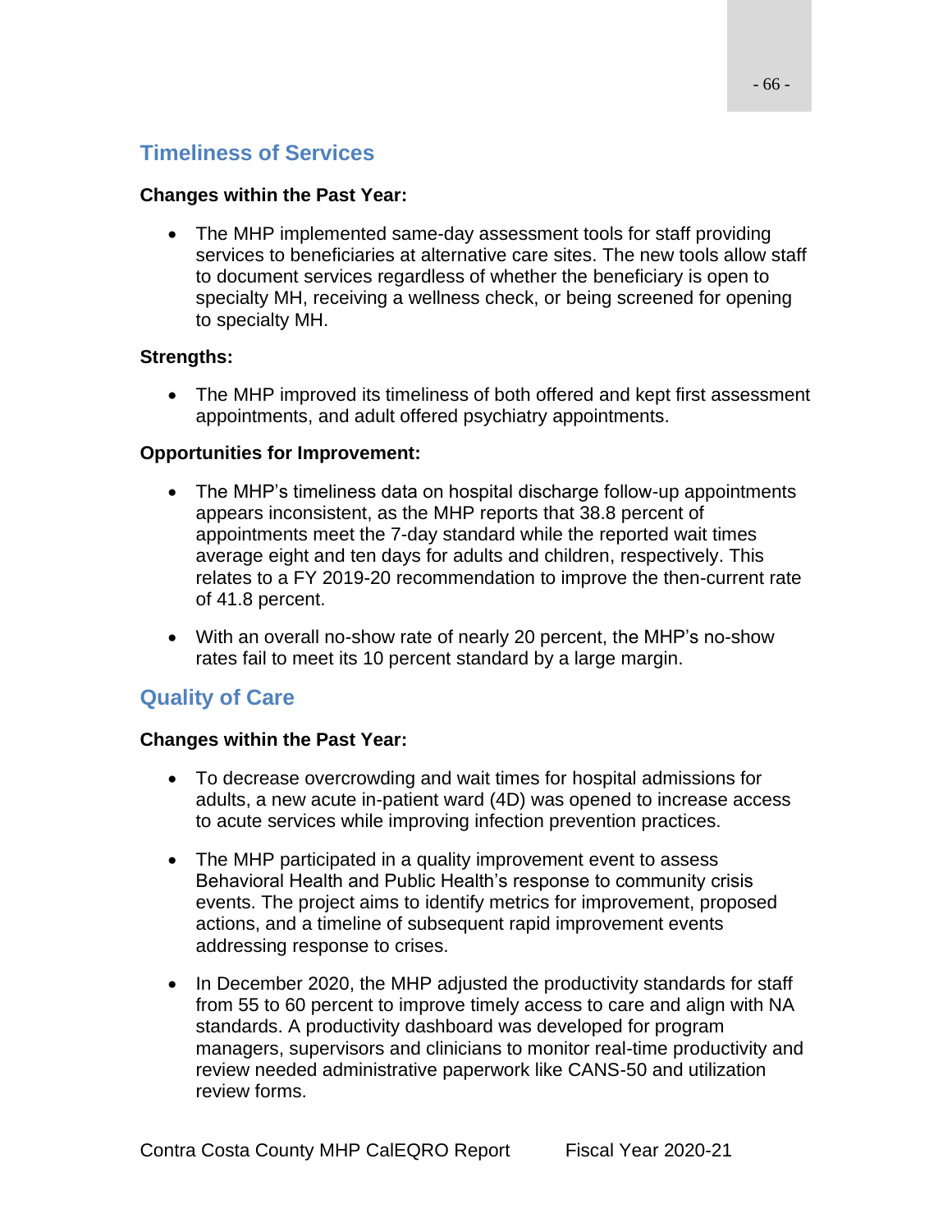## Timeliness of Services

**Changes within the Past Year:**

- The MHP implemented same-day assessment tools for staff providing services to beneficiaries at alternative care sites. The new tools allow staff to document services regardless of whether the beneficiary is open to specialty MH, receiving a wellness check, or being screened for opening to specialty MH.

**Strengths:**

- The MHP improved its timeliness of both offered and kept first assessment appointments, and adult offered psychiatry appointments.

**Opportunities for Improvement:**

- The MHP's timeliness data on hospital discharge follow-up appointments appears inconsistent, as the MHP reports that 38.8 percent of appointments meet the 7-day standard while the reported wait times average eight and ten days for adults and children, respectively. This relates to a FY 2019-20 recommendation to improve the then-current rate of 41.8 percent.

- With an overall no-show rate of nearly 20 percent, the MHP's no-show rates fail to meet its 10 percent standard by a large margin.

## Quality of Care

**Changes within the Past Year:**

- To decrease overcrowding and wait times for hospital admissions for adults, a new acute in-patient ward (4D) was opened to increase access to acute services while improving infection prevention practices.

- The MHP participated in a quality improvement event to assess Behavioral Health and Public Health's response to community crisis events. The project aims to identify metrics for improvement, proposed actions, and a timeline of subsequent rapid improvement events addressing response to crises.

- In December 2020, the MHP adjusted the productivity standards for staff from 55 to 60 percent to improve timely access to care and align with NA standards. A productivity dashboard was developed for program managers, supervisors and clinicians to monitor real-time productivity and review needed administrative paperwork like CANS-50 and utilization review forms.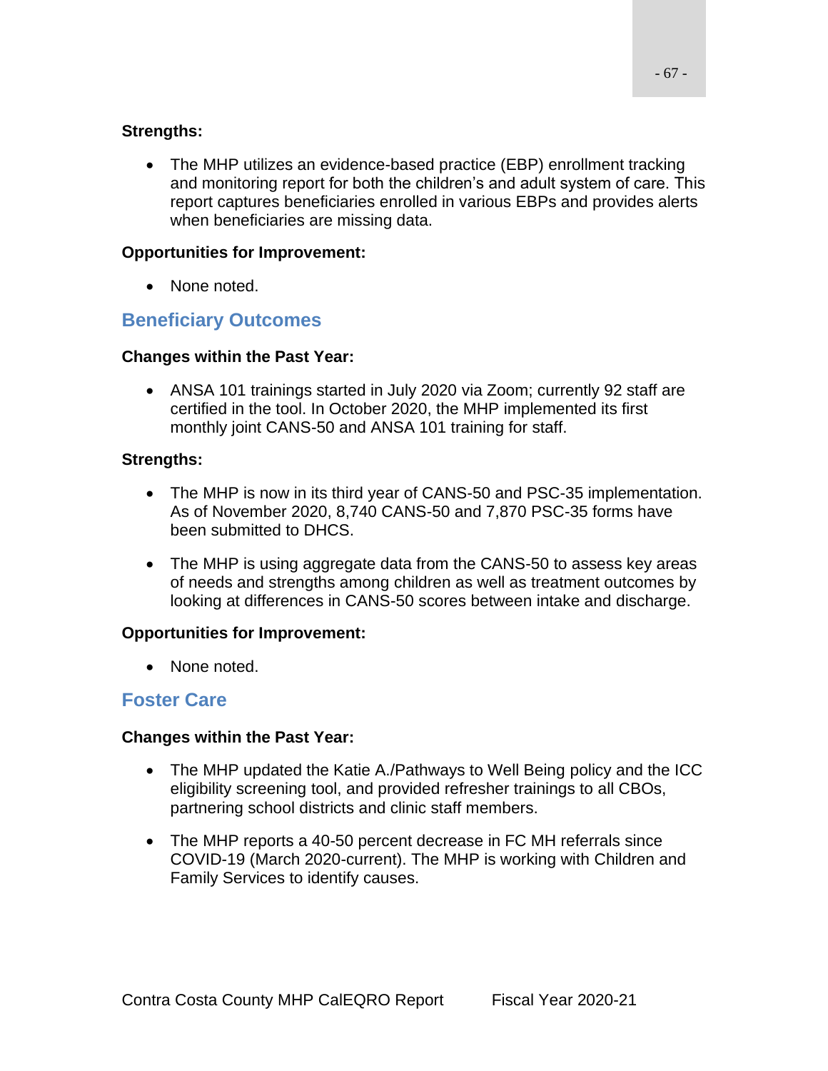**Strengths:**

- The MHP utilizes an evidence-based practice (EBP) enrollment tracking and monitoring report for both the children's and adult system of care. This report captures beneficiaries enrolled in various EBPs and provides alerts when beneficiaries are missing data.

**Opportunities for Improvement:**

- None noted.

## Beneficiary Outcomes

**Changes within the Past Year:**

- ANSA 101 trainings started in July 2020 via Zoom; currently 92 staff are certified in the tool. In October 2020, the MHP implemented its first monthly joint CANS-50 and ANSA 101 training for staff.

**Strengths:**

- The MHP is now in its third year of CANS-50 and PSC-35 implementation. As of November 2020, 8,740 CANS-50 and 7,870 PSC-35 forms have been submitted to DHCS.
- The MHP is using aggregate data from the CANS-50 to assess key areas of needs and strengths among children as well as treatment outcomes by looking at differences in CANS-50 scores between intake and discharge.

**Opportunities for Improvement:**

- None noted.

## Foster Care

**Changes within the Past Year:**

- The MHP updated the Katie A./Pathways to Well Being policy and the ICC eligibility screening tool, and provided refresher trainings to all CBOs, partnering school districts and clinic staff members.
- The MHP reports a 40-50 percent decrease in FC MH referrals since COVID-19 (March 2020-current). The MHP is working with Children and Family Services to identify causes.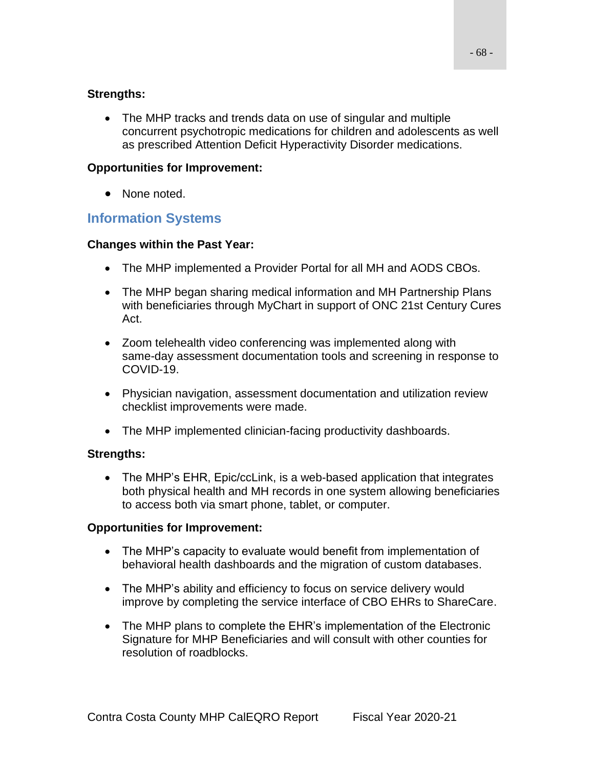**Strengths:**

- The MHP tracks and trends data on use of singular and multiple concurrent psychotropic medications for children and adolescents as well as prescribed Attention Deficit Hyperactivity Disorder medications.

**Opportunities for Improvement:**

- None noted.

## Information Systems

**Changes within the Past Year:**

- The MHP implemented a Provider Portal for all MH and AODS CBOs.
- The MHP began sharing medical information and MH Partnership Plans with beneficiaries through MyChart in support of ONC 21st Century Cures Act.
- Zoom telehealth video conferencing was implemented along with same-day assessment documentation tools and screening in response to COVID-19.
- Physician navigation, assessment documentation and utilization review checklist improvements were made.
- The MHP implemented clinician-facing productivity dashboards.

**Strengths:**

- The MHP's EHR, Epic/ccLink, is a web-based application that integrates both physical health and MH records in one system allowing beneficiaries to access both via smart phone, tablet, or computer.

**Opportunities for Improvement:**

- The MHP's capacity to evaluate would benefit from implementation of behavioral health dashboards and the migration of custom databases.
- The MHP's ability and efficiency to focus on service delivery would improve by completing the service interface of CBO EHRs to ShareCare.
- The MHP plans to complete the EHR's implementation of the Electronic Signature for MHP Beneficiaries and will consult with other counties for resolution of roadblocks.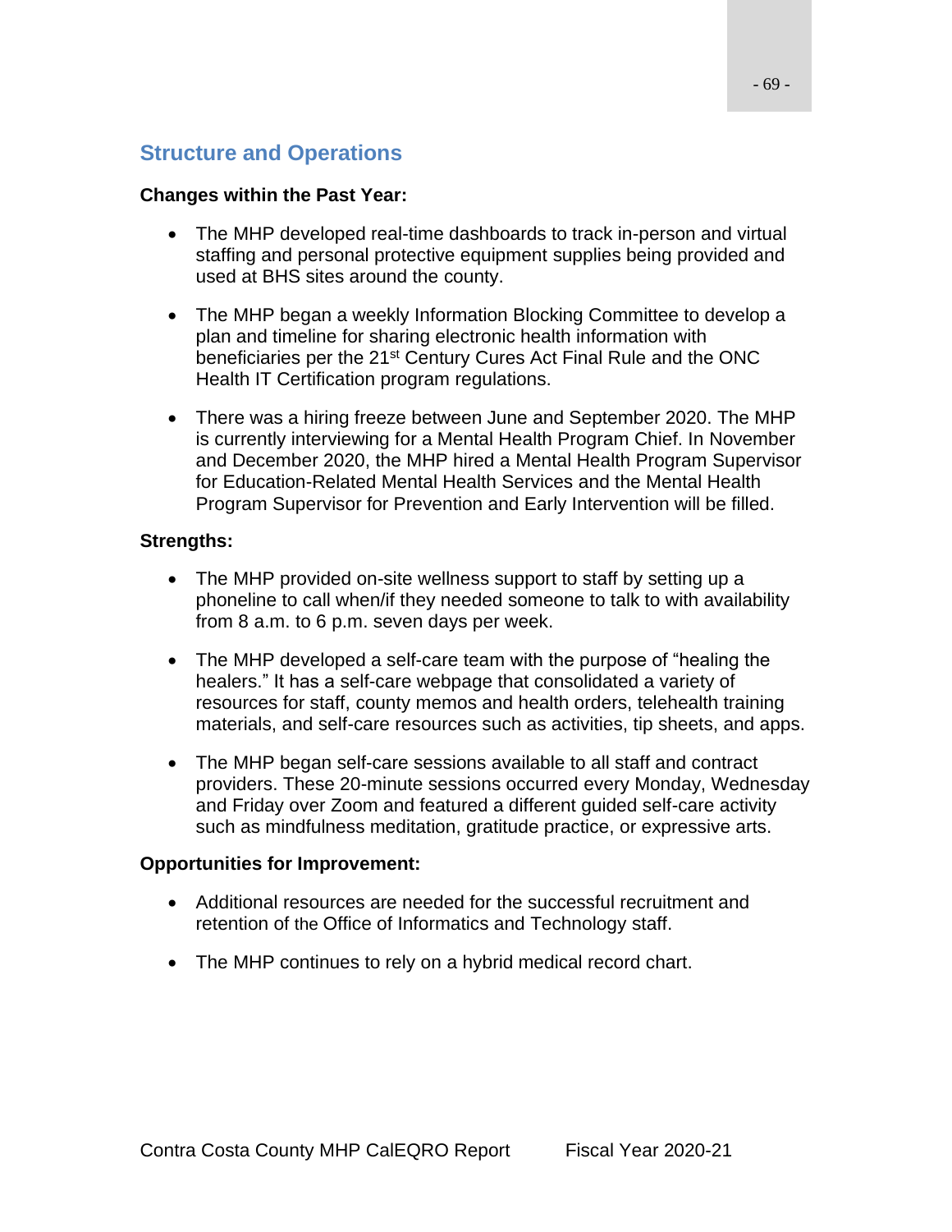## Structure and Operations

**Changes within the Past Year:**

- The MHP developed real-time dashboards to track in-person and virtual staffing and personal protective equipment supplies being provided and used at BHS sites around the county.
- The MHP began a weekly Information Blocking Committee to develop a plan and timeline for sharing electronic health information with beneficiaries per the 21st Century Cures Act Final Rule and the ONC Health IT Certification program regulations.
- There was a hiring freeze between June and September 2020. The MHP is currently interviewing for a Mental Health Program Chief. In November and December 2020, the MHP hired a Mental Health Program Supervisor for Education-Related Mental Health Services and the Mental Health Program Supervisor for Prevention and Early Intervention will be filled.

**Strengths:**

- The MHP provided on-site wellness support to staff by setting up a phoneline to call when/if they needed someone to talk to with availability from 8 a.m. to 6 p.m. seven days per week.
- The MHP developed a self-care team with the purpose of "healing the healers." It has a self-care webpage that consolidated a variety of resources for staff, county memos and health orders, telehealth training materials, and self-care resources such as activities, tip sheets, and apps.
- The MHP began self-care sessions available to all staff and contract providers. These 20-minute sessions occurred every Monday, Wednesday and Friday over Zoom and featured a different guided self-care activity such as mindfulness meditation, gratitude practice, or expressive arts.

**Opportunities for Improvement:**

- Additional resources are needed for the successful recruitment and retention of the Office of Informatics and Technology staff.
- The MHP continues to rely on a hybrid medical record chart.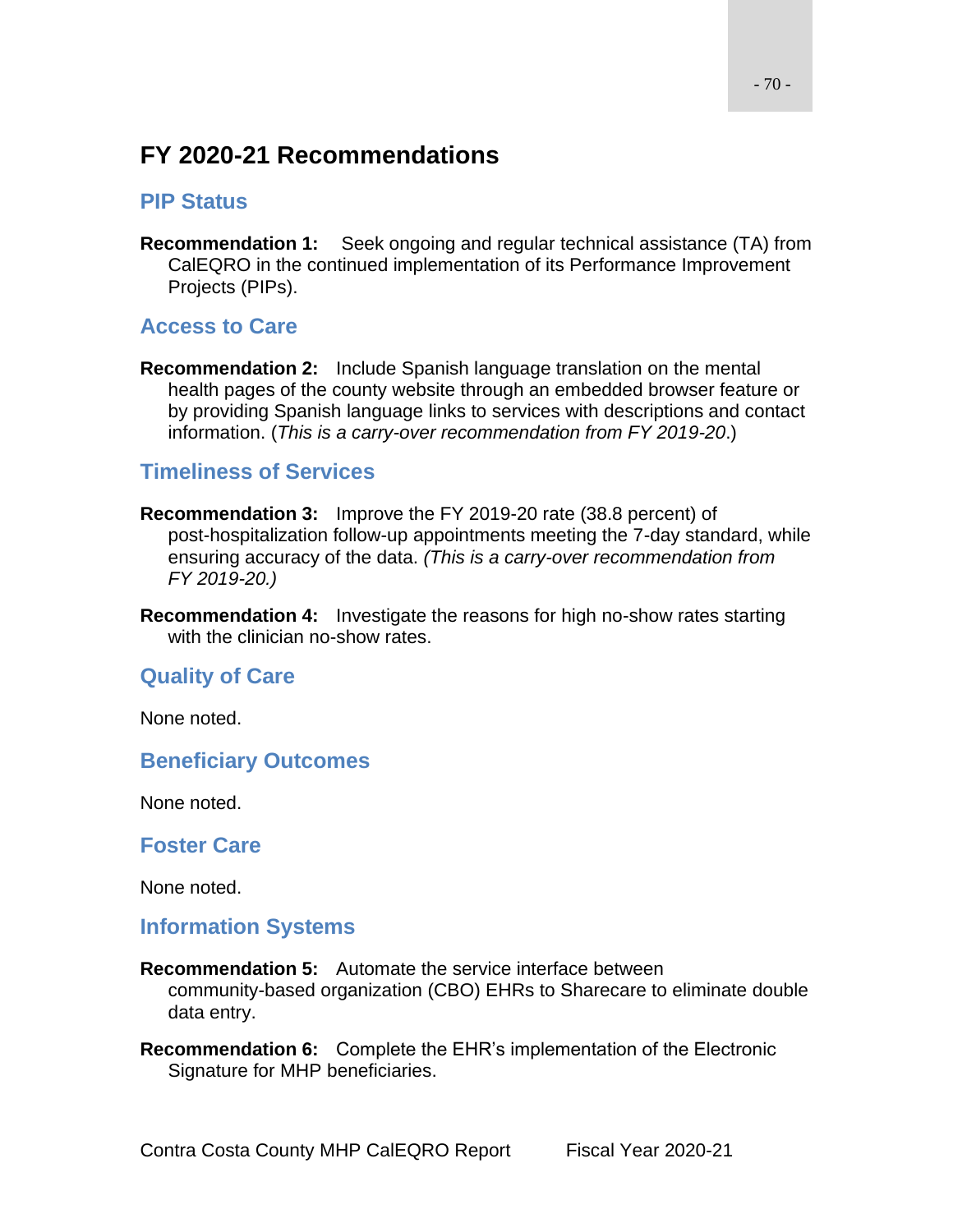## FY 2020-21 Recommendations

### PIP Status

**Recommendation 1:** Seek ongoing and regular technical assistance (TA) from CalEQRO in the continued implementation of its Performance Improvement Projects (PIPs).

### Access to Care

**Recommendation 2:** Include Spanish language translation on the mental health pages of the county website through an embedded browser feature or by providing Spanish language links to services with descriptions and contact information. (*This is a carry-over recommendation from FY 2019-20*.)

### Timeliness of Services

**Recommendation 3:** Improve the FY 2019-20 rate (38.8 percent) of post-hospitalization follow-up appointments meeting the 7-day standard, while ensuring accuracy of the data. *(This is a carry-over recommendation from FY 2019-20.)*

**Recommendation 4:** Investigate the reasons for high no-show rates starting with the clinician no-show rates.

### Quality of Care

None noted.

### Beneficiary Outcomes

None noted.

### Foster Care

None noted.

### Information Systems

**Recommendation 5:** Automate the service interface between community-based organization (CBO) EHRs to Sharecare to eliminate double data entry.

**Recommendation 6:** Complete the EHR's implementation of the Electronic Signature for MHP beneficiaries.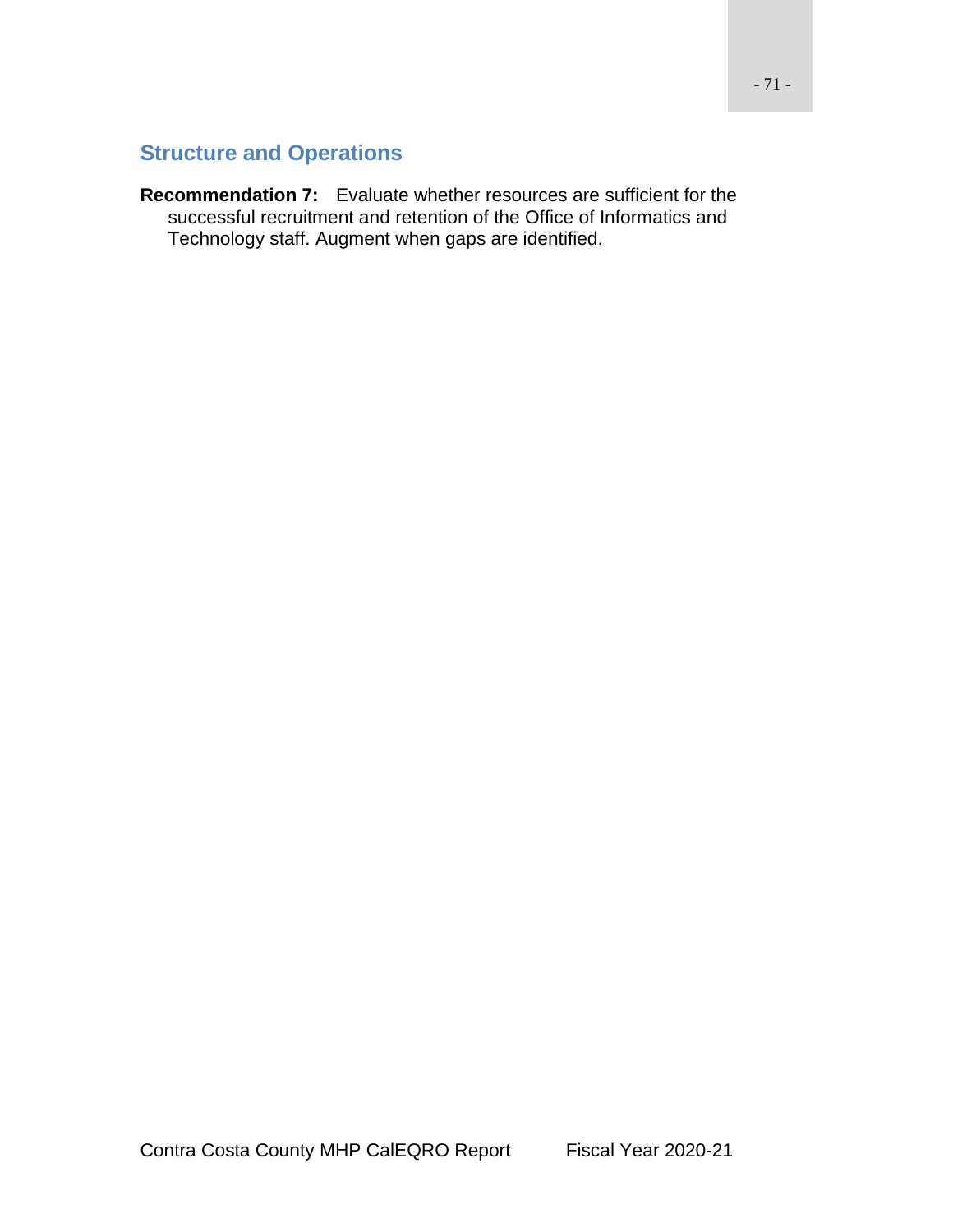## Structure and Operations

**Recommendation 7:** Evaluate whether resources are sufficient for the successful recruitment and retention of the Office of Informatics and Technology staff. Augment when gaps are identified.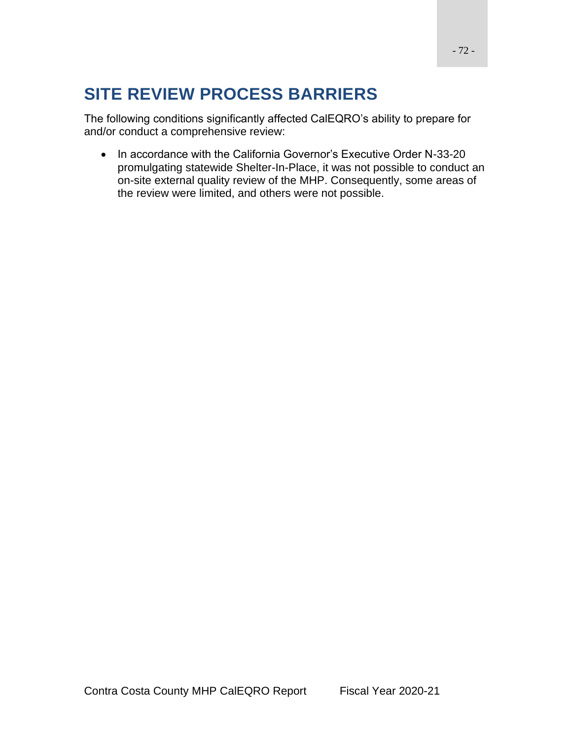# SITE REVIEW PROCESS BARRIERS

The following conditions significantly affected CalEQRO's ability to prepare for and/or conduct a comprehensive review:

- In accordance with the California Governor's Executive Order N-33-20 promulgating statewide Shelter-In-Place, it was not possible to conduct an on-site external quality review of the MHP. Consequently, some areas of the review were limited, and others were not possible.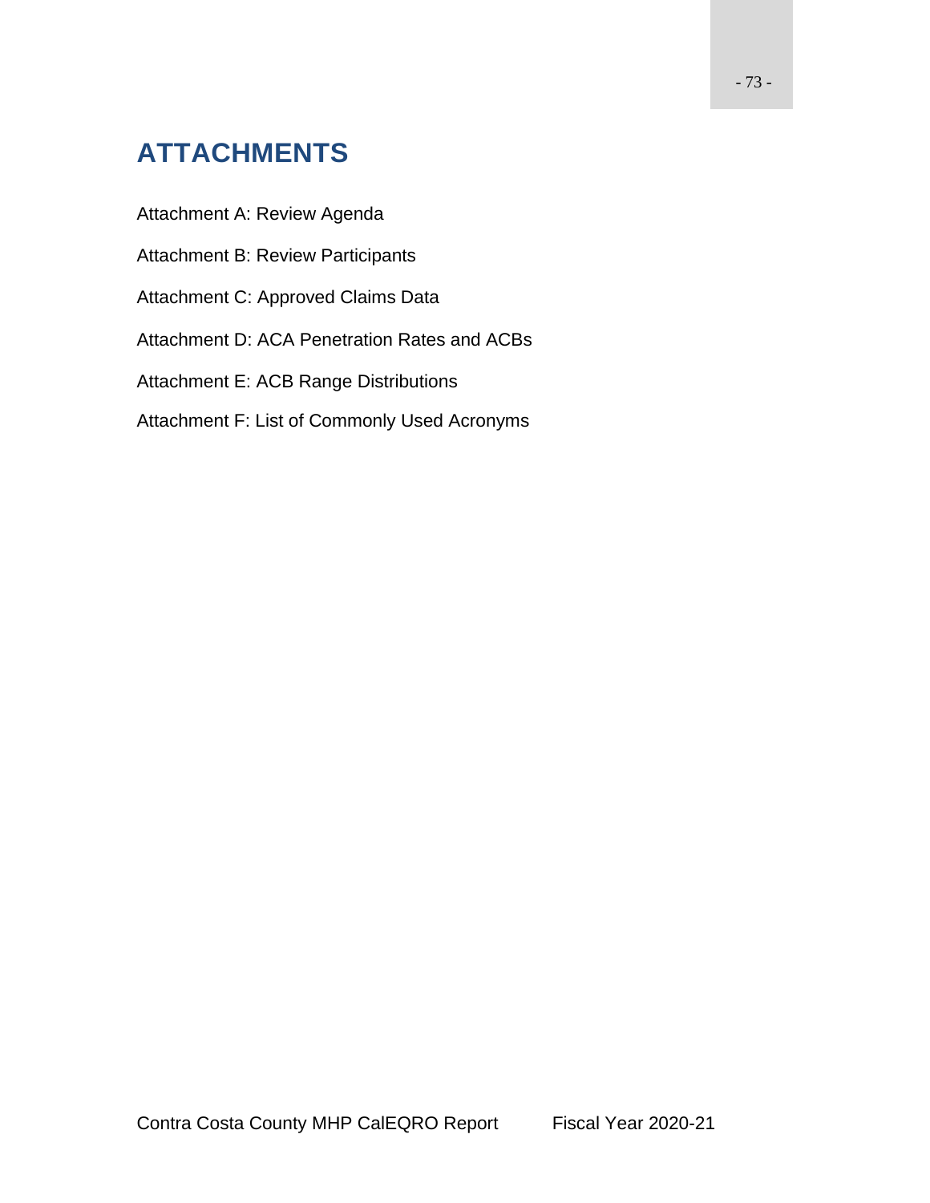# ATTACHMENTS

Attachment A: Review Agenda

Attachment B: Review Participants

Attachment C: Approved Claims Data

Attachment D: ACA Penetration Rates and ACBs

Attachment E: ACB Range Distributions

Attachment F: List of Commonly Used Acronyms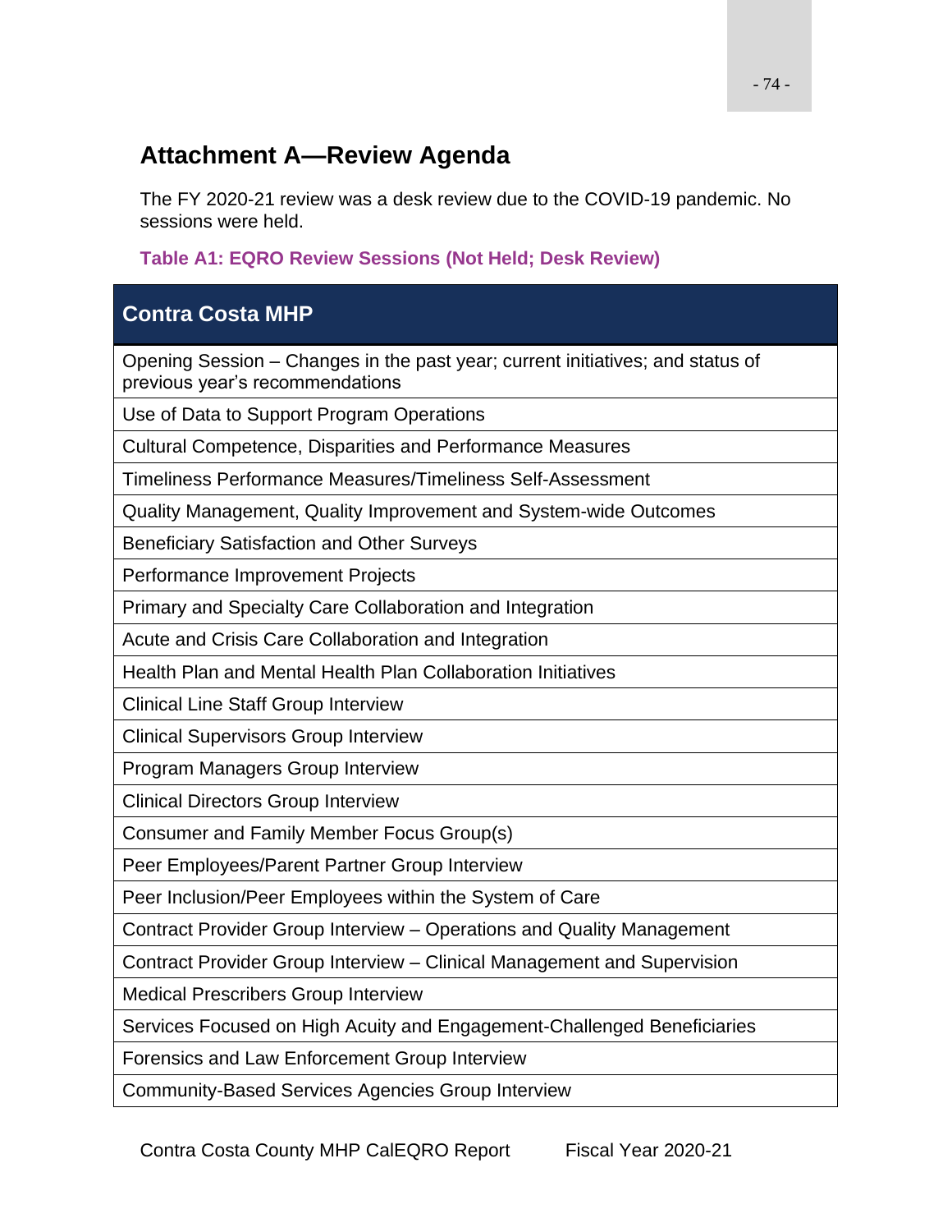## Attachment A—Review Agenda

The FY 2020-21 review was a desk review due to the COVID-19 pandemic. No sessions were held.

**Table A1: EQRO Review Sessions (Not Held; Desk Review)**

| Contra Costa MHP |
|---|
| Opening Session – Changes in the past year; current initiatives; and status of previous year's recommendations |
| Use of Data to Support Program Operations |
| Cultural Competence, Disparities and Performance Measures |
| Timeliness Performance Measures/Timeliness Self-Assessment |
| Quality Management, Quality Improvement and System-wide Outcomes |
| Beneficiary Satisfaction and Other Surveys |
| Performance Improvement Projects |
| Primary and Specialty Care Collaboration and Integration |
| Acute and Crisis Care Collaboration and Integration |
| Health Plan and Mental Health Plan Collaboration Initiatives |
| Clinical Line Staff Group Interview |
| Clinical Supervisors Group Interview |
| Program Managers Group Interview |
| Clinical Directors Group Interview |
| Consumer and Family Member Focus Group(s) |
| Peer Employees/Parent Partner Group Interview |
| Peer Inclusion/Peer Employees within the System of Care |
| Contract Provider Group Interview – Operations and Quality Management |
| Contract Provider Group Interview – Clinical Management and Supervision |
| Medical Prescribers Group Interview |
| Services Focused on High Acuity and Engagement-Challenged Beneficiaries |
| Forensics and Law Enforcement Group Interview |
| Community-Based Services Agencies Group Interview |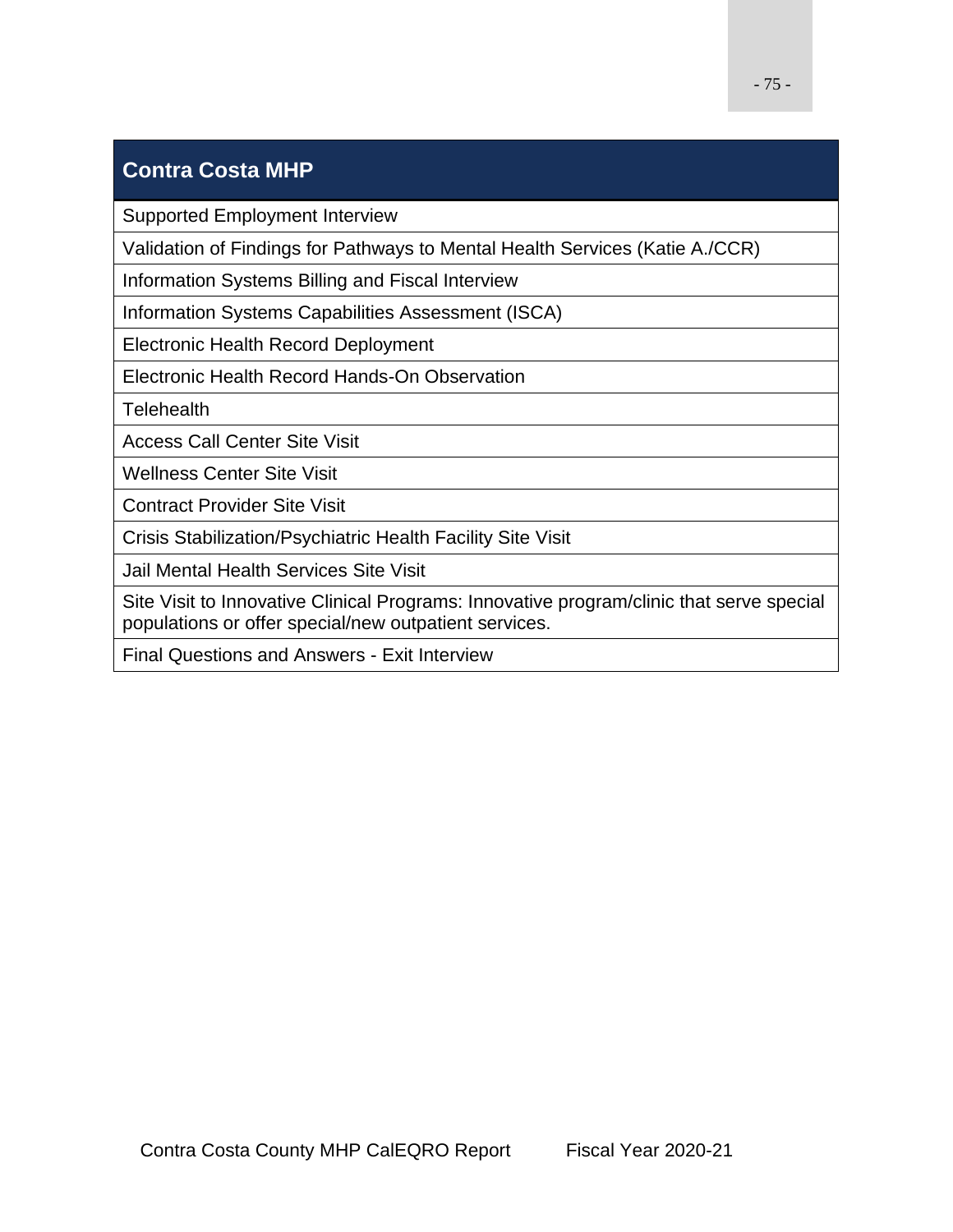| Contra Costa MHP |
| --- |
| Supported Employment Interview |
| Validation of Findings for Pathways to Mental Health Services (Katie A./CCR) |
| Information Systems Billing and Fiscal Interview |
| Information Systems Capabilities Assessment (ISCA) |
| Electronic Health Record Deployment |
| Electronic Health Record Hands-On Observation |
| Telehealth |
| Access Call Center Site Visit |
| Wellness Center Site Visit |
| Contract Provider Site Visit |
| Crisis Stabilization/Psychiatric Health Facility Site Visit |
| Jail Mental Health Services Site Visit |
| Site Visit to Innovative Clinical Programs: Innovative program/clinic that serve special populations or offer special/new outpatient services. |
| Final Questions and Answers - Exit Interview |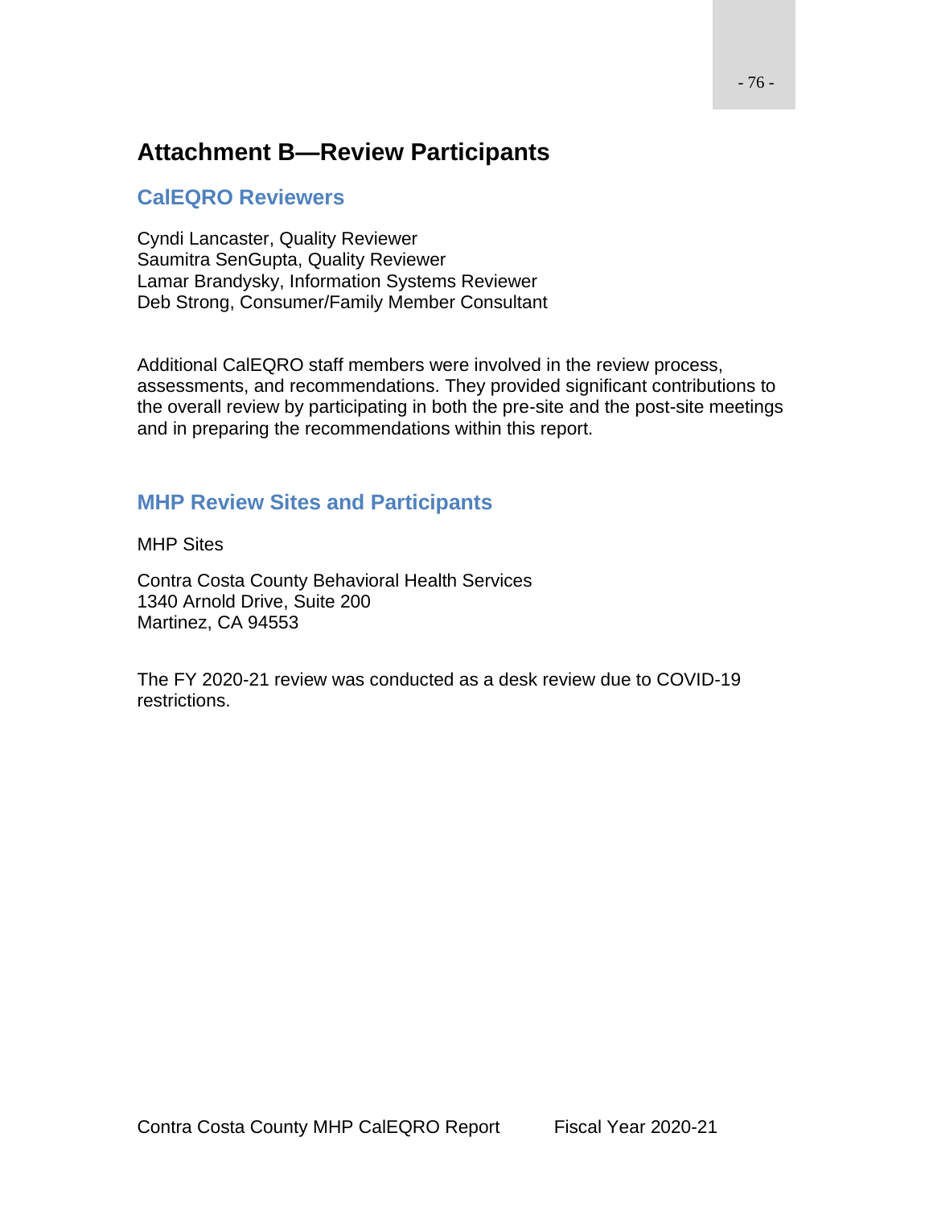# Attachment B—Review Participants

## CalEQRO Reviewers

Cyndi Lancaster, Quality Reviewer
Saumitra SenGupta, Quality Reviewer
Lamar Brandysky, Information Systems Reviewer
Deb Strong, Consumer/Family Member Consultant

Additional CalEQRO staff members were involved in the review process, assessments, and recommendations. They provided significant contributions to the overall review by participating in both the pre-site and the post-site meetings and in preparing the recommendations within this report.

## MHP Review Sites and Participants

MHP Sites

Contra Costa County Behavioral Health Services
1340 Arnold Drive, Suite 200
Martinez, CA 94553

The FY 2020-21 review was conducted as a desk review due to COVID-19 restrictions.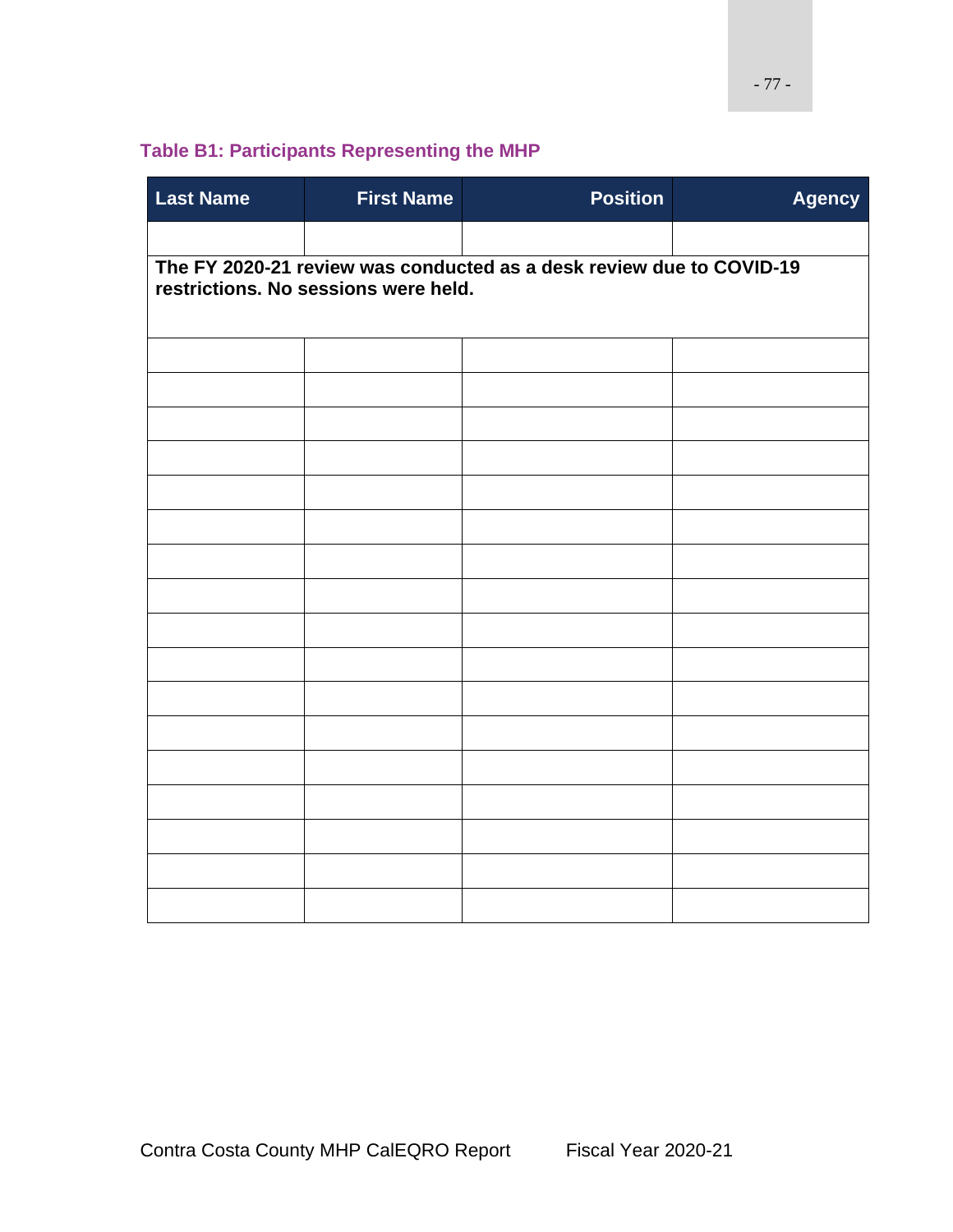### Table B1: Participants Representing the MHP

| Last Name | First Name | Position | Agency |
|---|---|---|---|
| | | | |
| The FY 2020-21 review was conducted as a desk review due to COVID-19 restrictions. No sessions were held. | | | |
| | | | |
| | | | |
| | | | |
| | | | |
| | | | |
| | | | |
| | | | |
| | | | |
| | | | |
| | | | |
| | | | |
| | | | |
| | | | |
| | | | |
| | | | |
| | | | |
| | | | |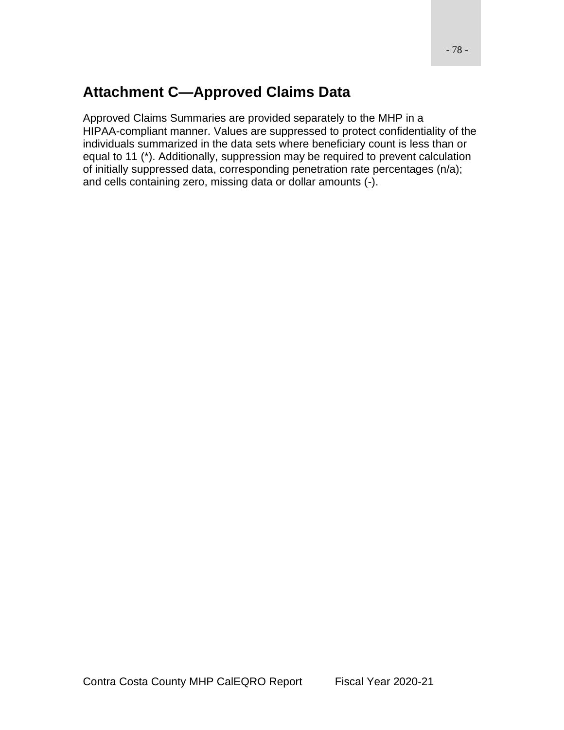# Attachment C—Approved Claims Data

Approved Claims Summaries are provided separately to the MHP in a HIPAA-compliant manner. Values are suppressed to protect confidentiality of the individuals summarized in the data sets where beneficiary count is less than or equal to 11 (*). Additionally, suppression may be required to prevent calculation of initially suppressed data, corresponding penetration rate percentages (n/a); and cells containing zero, missing data or dollar amounts (-).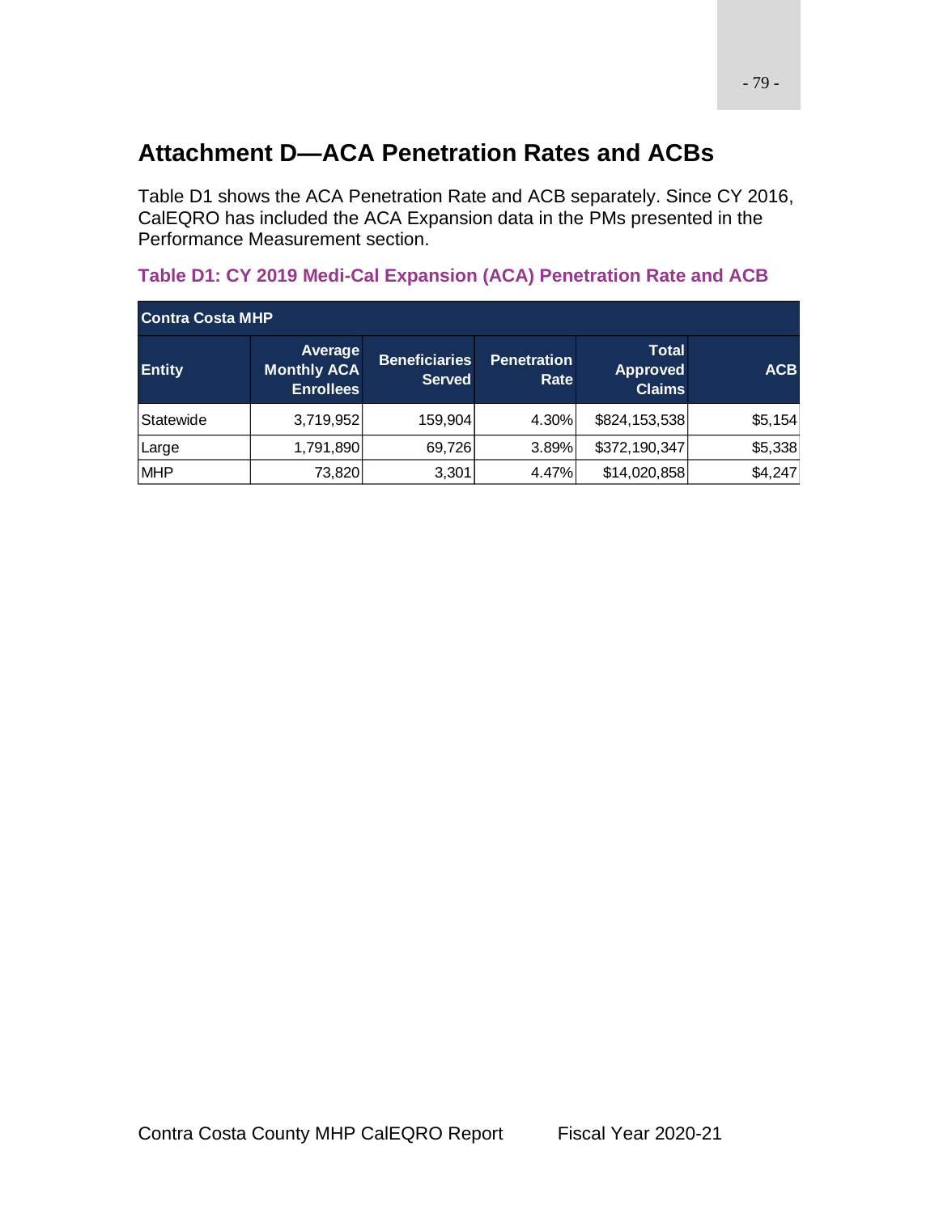# Attachment D—ACA Penetration Rates and ACBs

Table D1 shows the ACA Penetration Rate and ACB separately. Since CY 2016, CalEQRO has included the ACA Expansion data in the PMs presented in the Performance Measurement section.

### Table D1: CY 2019 Medi-Cal Expansion (ACA) Penetration Rate and ACB

| Contra Costa MHP | | | | | |
|---|---|---|---|---|---|
| **Entity** | **Average Monthly ACA Enrollees** | **Beneficiaries Served** | **Penetration Rate** | **Total Approved Claims** | **ACB** |
| Statewide | 3,719,952 | 159,904 | 4.30% | $824,153,538 | $5,154 |
| Large | 1,791,890 | 69,726 | 3.89% | $372,190,347 | $5,338 |
| MHP | 73,820 | 3,301 | 4.47% | $14,020,858 | $4,247 |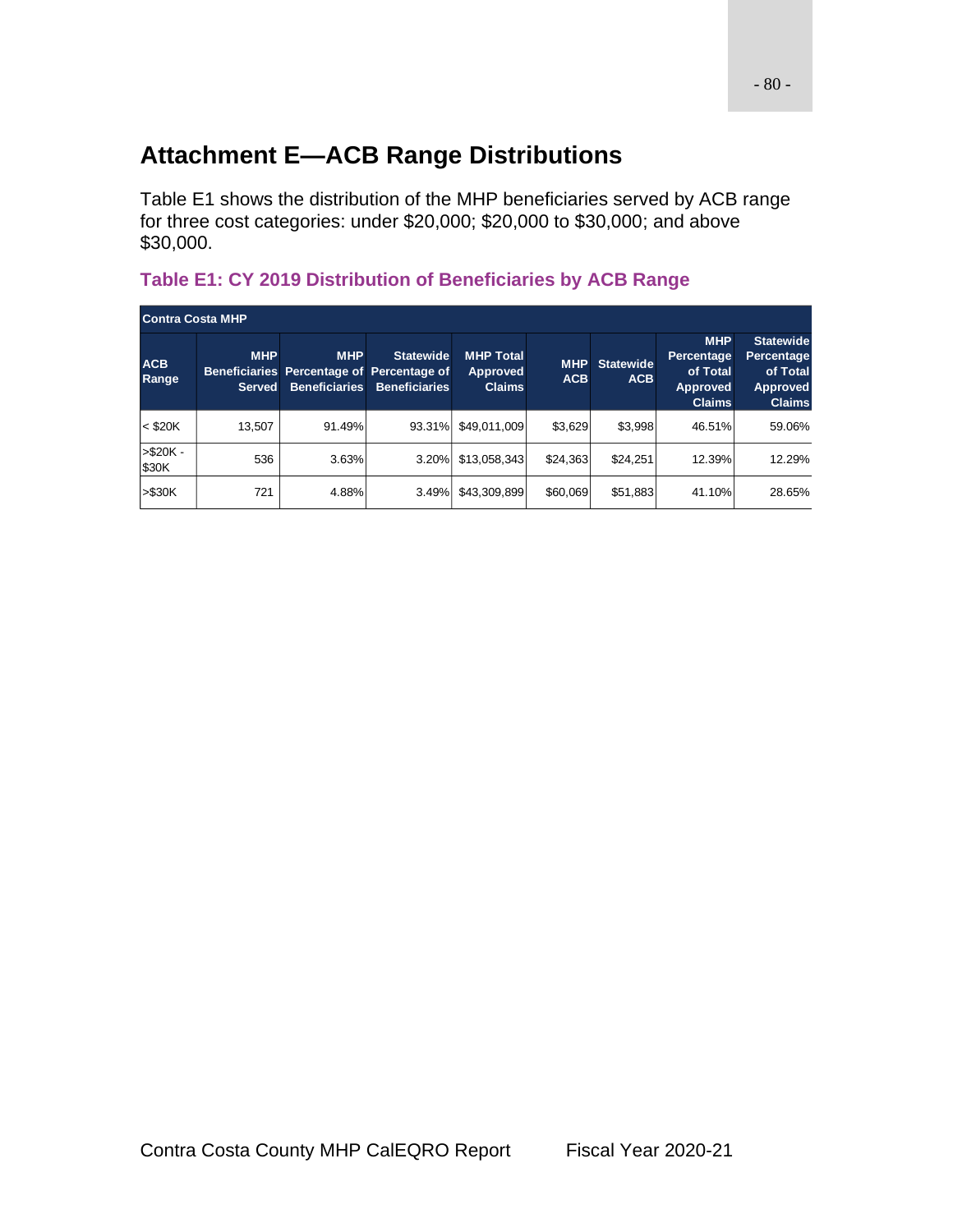## Attachment E—ACB Range Distributions

Table E1 shows the distribution of the MHP beneficiaries served by ACB range for three cost categories: under $20,000; $20,000 to $30,000; and above $30,000.

### Table E1: CY 2019 Distribution of Beneficiaries by ACB Range

| Contra Costa MHP | | | | | | | | |
|---|---|---|---|---|---|---|---|---|
| ACB Range | MHP Beneficiaries Served | MHP Percentage of Beneficiaries | Statewide Percentage of Beneficiaries | MHP Total Approved Claims | MHP ACB | Statewide ACB | MHP Percentage of Total Approved Claims | Statewide Percentage of Total Approved Claims |
| < $20K | 13,507 | 91.49% | 93.31% | $49,011,009 | $3,629 | $3,998 | 46.51% | 59.06% |
| >$20K - $30K | 536 | 3.63% | 3.20% | $13,058,343 | $24,363 | $24,251 | 12.39% | 12.29% |
| >$30K | 721 | 4.88% | 3.49% | $43,309,899 | $60,069 | $51,883 | 41.10% | 28.65% |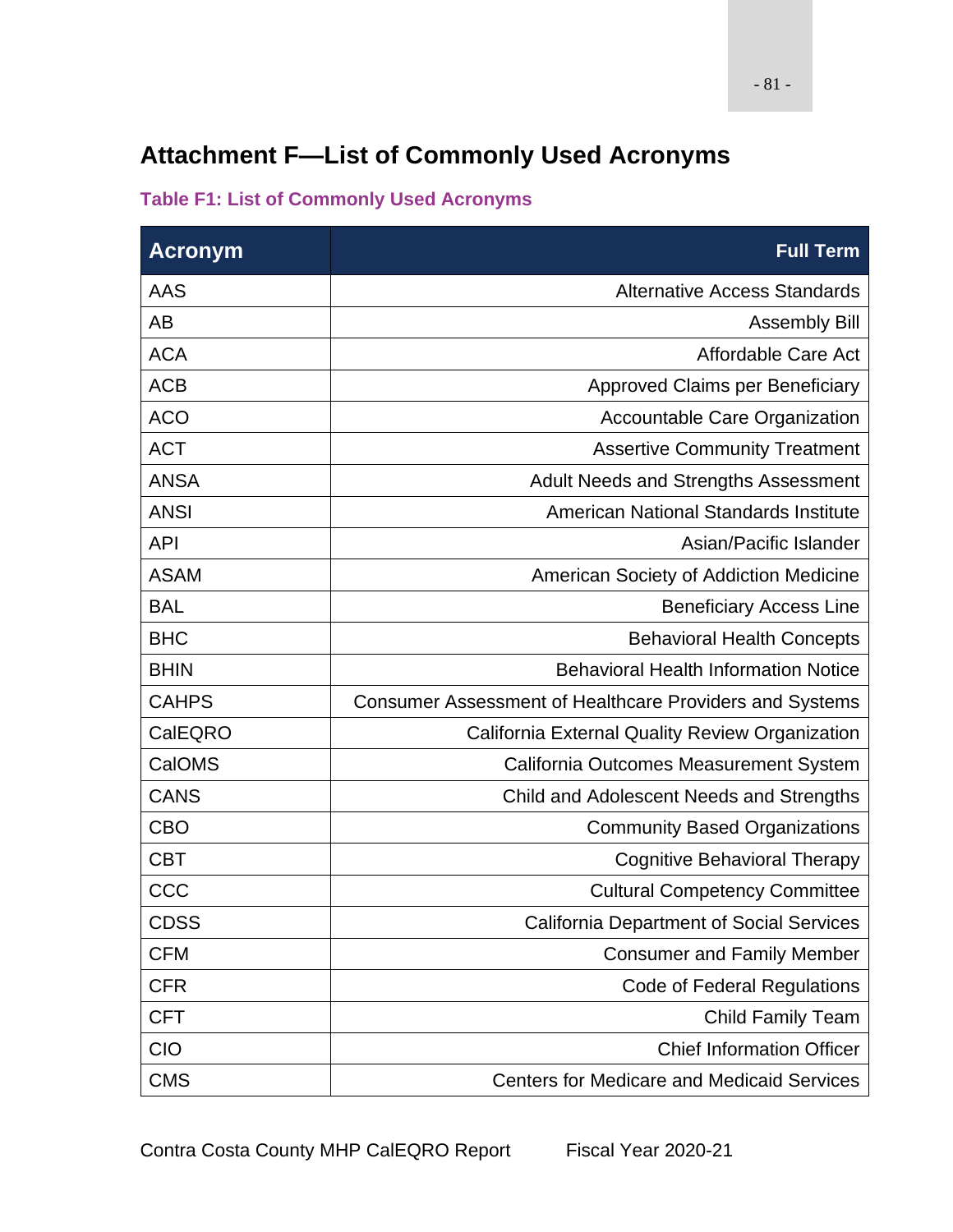## Attachment F—List of Commonly Used Acronyms

**Table F1: List of Commonly Used Acronyms**

| Acronym | Full Term |
|---|---:|
| AAS | Alternative Access Standards |
| AB | Assembly Bill |
| ACA | Affordable Care Act |
| ACB | Approved Claims per Beneficiary |
| ACO | Accountable Care Organization |
| ACT | Assertive Community Treatment |
| ANSA | Adult Needs and Strengths Assessment |
| ANSI | American National Standards Institute |
| API | Asian/Pacific Islander |
| ASAM | American Society of Addiction Medicine |
| BAL | Beneficiary Access Line |
| BHC | Behavioral Health Concepts |
| BHIN | Behavioral Health Information Notice |
| CAHPS | Consumer Assessment of Healthcare Providers and Systems |
| CalEQRO | California External Quality Review Organization |
| CalOMS | California Outcomes Measurement System |
| CANS | Child and Adolescent Needs and Strengths |
| CBO | Community Based Organizations |
| CBT | Cognitive Behavioral Therapy |
| CCC | Cultural Competency Committee |
| CDSS | California Department of Social Services |
| CFM | Consumer and Family Member |
| CFR | Code of Federal Regulations |
| CFT | Child Family Team |
| CIO | Chief Information Officer |
| CMS | Centers for Medicare and Medicaid Services |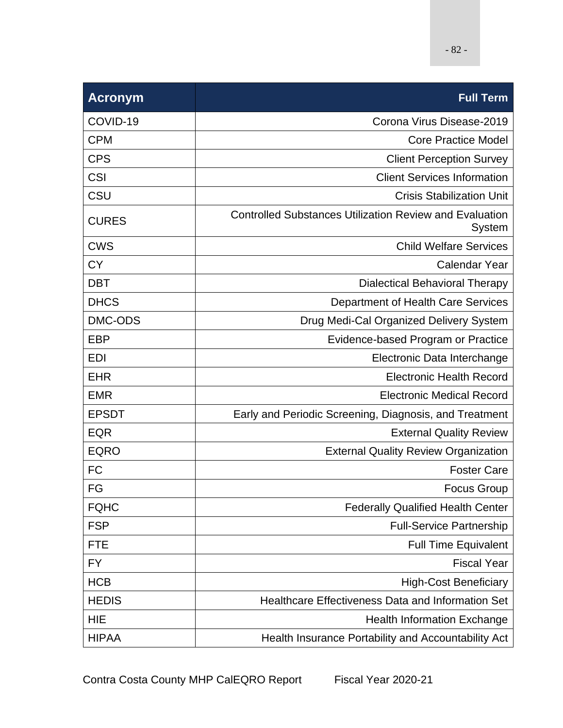| Acronym | Full Term |
|---|---|
| COVID-19 | Corona Virus Disease-2019 |
| CPM | Core Practice Model |
| CPS | Client Perception Survey |
| CSI | Client Services Information |
| CSU | Crisis Stabilization Unit |
| CURES | Controlled Substances Utilization Review and Evaluation System |
| CWS | Child Welfare Services |
| CY | Calendar Year |
| DBT | Dialectical Behavioral Therapy |
| DHCS | Department of Health Care Services |
| DMC-ODS | Drug Medi-Cal Organized Delivery System |
| EBP | Evidence-based Program or Practice |
| EDI | Electronic Data Interchange |
| EHR | Electronic Health Record |
| EMR | Electronic Medical Record |
| EPSDT | Early and Periodic Screening, Diagnosis, and Treatment |
| EQR | External Quality Review |
| EQRO | External Quality Review Organization |
| FC | Foster Care |
| FG | Focus Group |
| FQHC | Federally Qualified Health Center |
| FSP | Full-Service Partnership |
| FTE | Full Time Equivalent |
| FY | Fiscal Year |
| HCB | High-Cost Beneficiary |
| HEDIS | Healthcare Effectiveness Data and Information Set |
| HIE | Health Information Exchange |
| HIPAA | Health Insurance Portability and Accountability Act |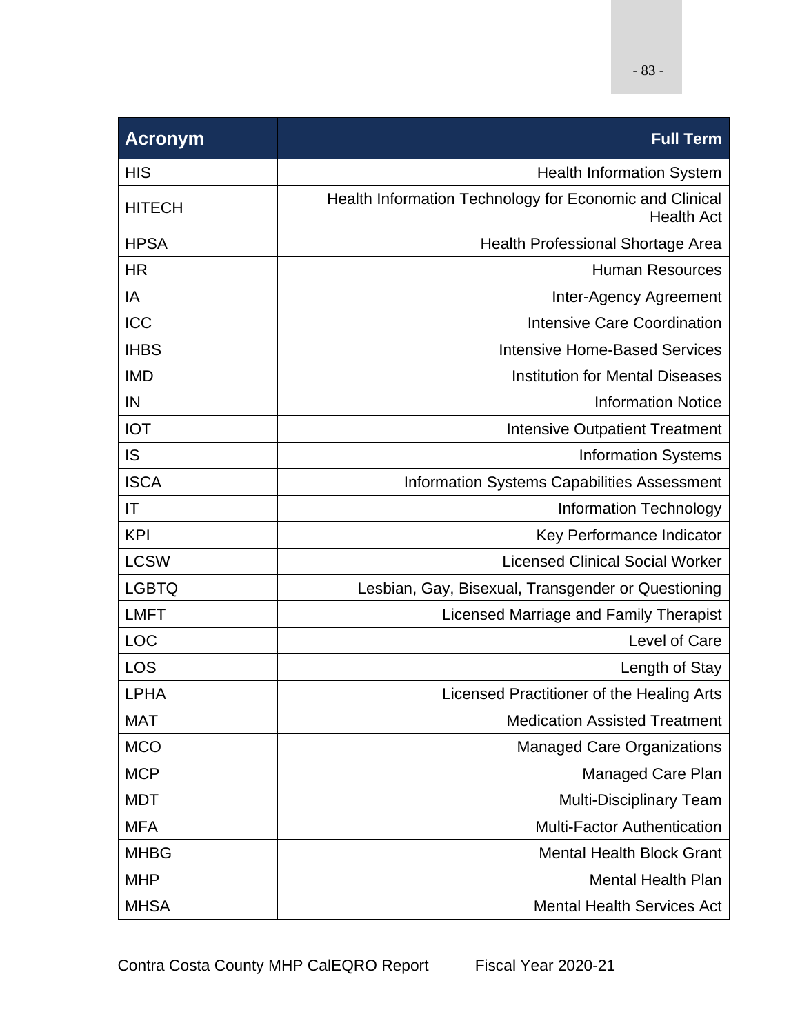| Acronym | Full Term |
|---|---|
| HIS | Health Information System |
| HITECH | Health Information Technology for Economic and Clinical Health Act |
| HPSA | Health Professional Shortage Area |
| HR | Human Resources |
| IA | Inter-Agency Agreement |
| ICC | Intensive Care Coordination |
| IHBS | Intensive Home-Based Services |
| IMD | Institution for Mental Diseases |
| IN | Information Notice |
| IOT | Intensive Outpatient Treatment |
| IS | Information Systems |
| ISCA | Information Systems Capabilities Assessment |
| IT | Information Technology |
| KPI | Key Performance Indicator |
| LCSW | Licensed Clinical Social Worker |
| LGBTQ | Lesbian, Gay, Bisexual, Transgender or Questioning |
| LMFT | Licensed Marriage and Family Therapist |
| LOC | Level of Care |
| LOS | Length of Stay |
| LPHA | Licensed Practitioner of the Healing Arts |
| MAT | Medication Assisted Treatment |
| MCO | Managed Care Organizations |
| MCP | Managed Care Plan |
| MDT | Multi-Disciplinary Team |
| MFA | Multi-Factor Authentication |
| MHBG | Mental Health Block Grant |
| MHP | Mental Health Plan |
| MHSA | Mental Health Services Act |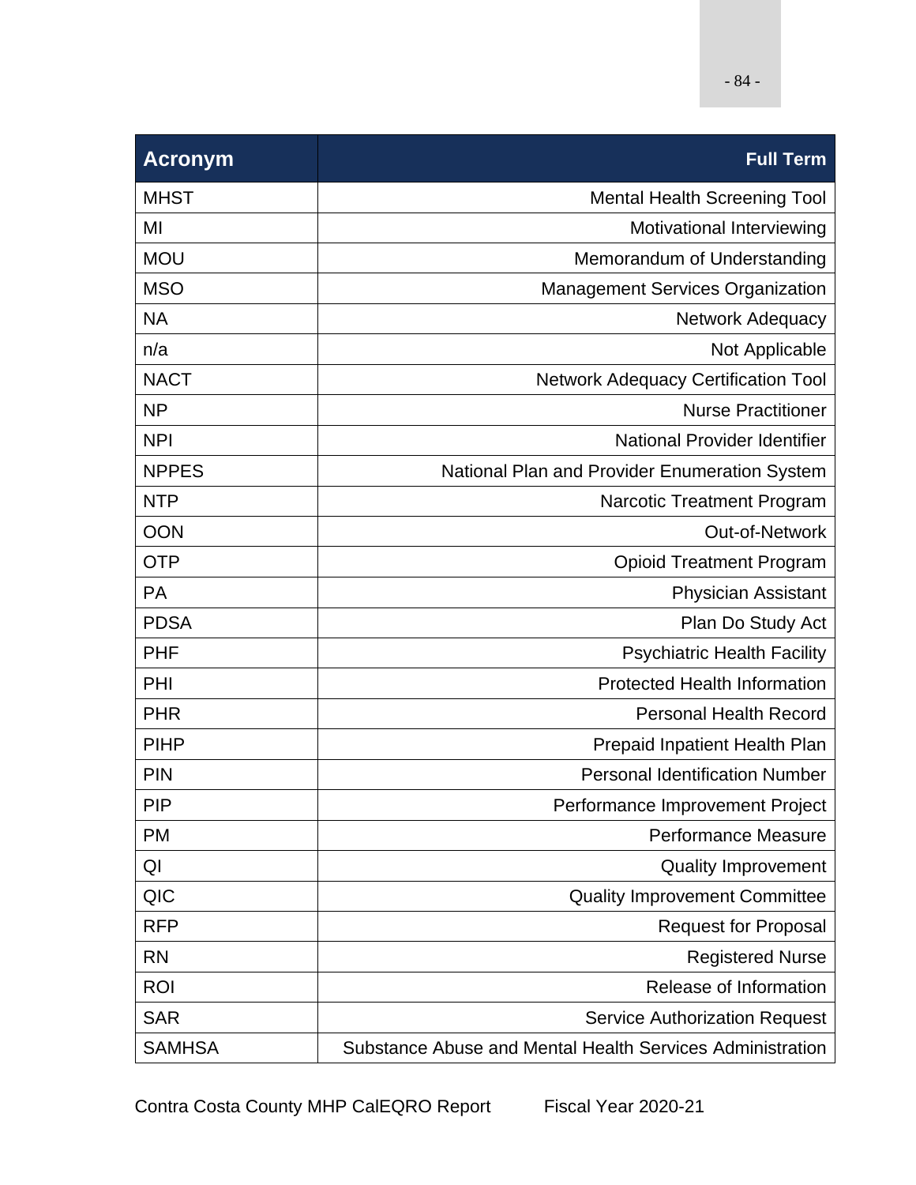| Acronym | Full Term |
|---|---|
| MHST | Mental Health Screening Tool |
| MI | Motivational Interviewing |
| MOU | Memorandum of Understanding |
| MSO | Management Services Organization |
| NA | Network Adequacy |
| n/a | Not Applicable |
| NACT | Network Adequacy Certification Tool |
| NP | Nurse Practitioner |
| NPI | National Provider Identifier |
| NPPES | National Plan and Provider Enumeration System |
| NTP | Narcotic Treatment Program |
| OON | Out-of-Network |
| OTP | Opioid Treatment Program |
| PA | Physician Assistant |
| PDSA | Plan Do Study Act |
| PHF | Psychiatric Health Facility |
| PHI | Protected Health Information |
| PHR | Personal Health Record |
| PIHP | Prepaid Inpatient Health Plan |
| PIN | Personal Identification Number |
| PIP | Performance Improvement Project |
| PM | Performance Measure |
| QI | Quality Improvement |
| QIC | Quality Improvement Committee |
| RFP | Request for Proposal |
| RN | Registered Nurse |
| ROI | Release of Information |
| SAR | Service Authorization Request |
| SAMHSA | Substance Abuse and Mental Health Services Administration |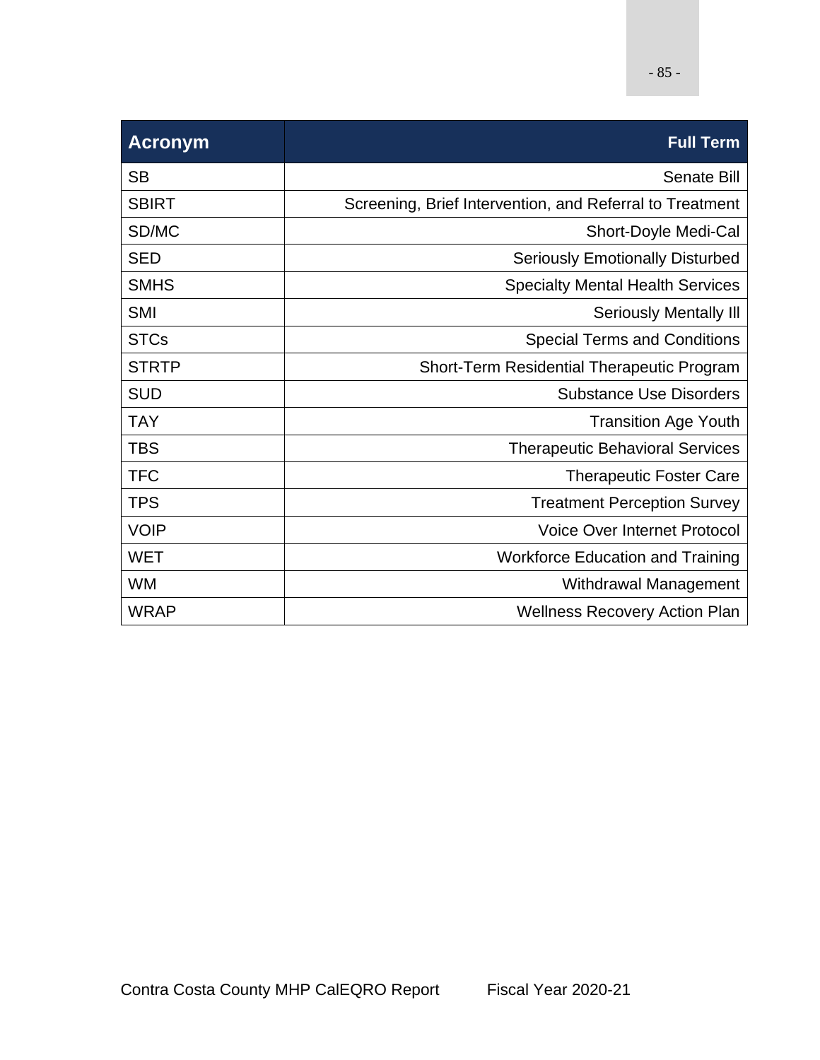| Acronym | Full Term |
| --- | --- |
| SB | Senate Bill |
| SBIRT | Screening, Brief Intervention, and Referral to Treatment |
| SD/MC | Short-Doyle Medi-Cal |
| SED | Seriously Emotionally Disturbed |
| SMHS | Specialty Mental Health Services |
| SMI | Seriously Mentally Ill |
| STCs | Special Terms and Conditions |
| STRTP | Short-Term Residential Therapeutic Program |
| SUD | Substance Use Disorders |
| TAY | Transition Age Youth |
| TBS | Therapeutic Behavioral Services |
| TFC | Therapeutic Foster Care |
| TPS | Treatment Perception Survey |
| VOIP | Voice Over Internet Protocol |
| WET | Workforce Education and Training |
| WM | Withdrawal Management |
| WRAP | Wellness Recovery Action Plan |